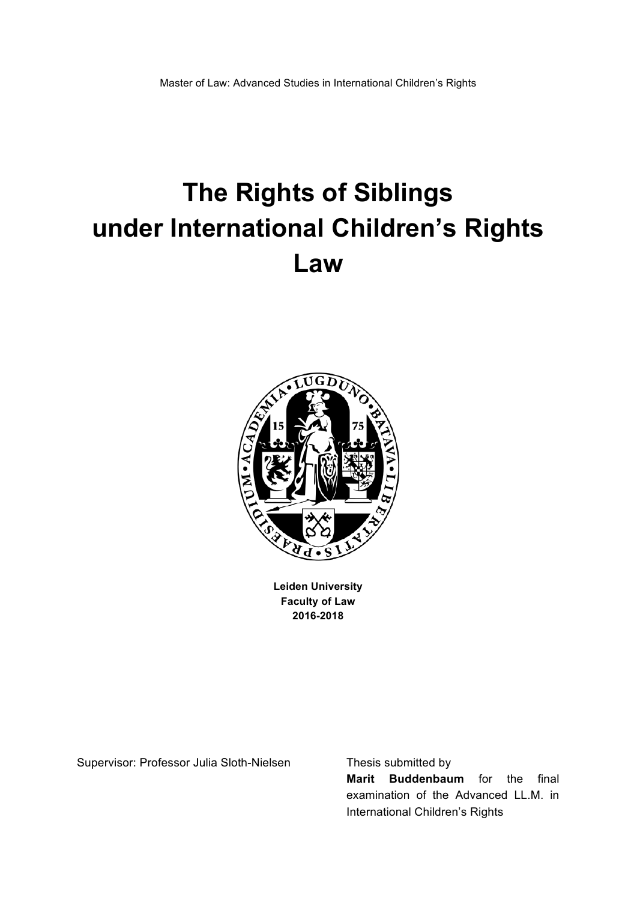Master of Law: Advanced Studies in International Children's Rights

# The Rights of Siblings under International Children's Rights Law

**Leiden University**
**Faculty of Law**
**2016-2018**

Supervisor: Professor Julia Sloth-Nielsen

Thesis submitted by **Marit Buddenbaum** for the final examination of the Advanced LL.M. in International Children's Rights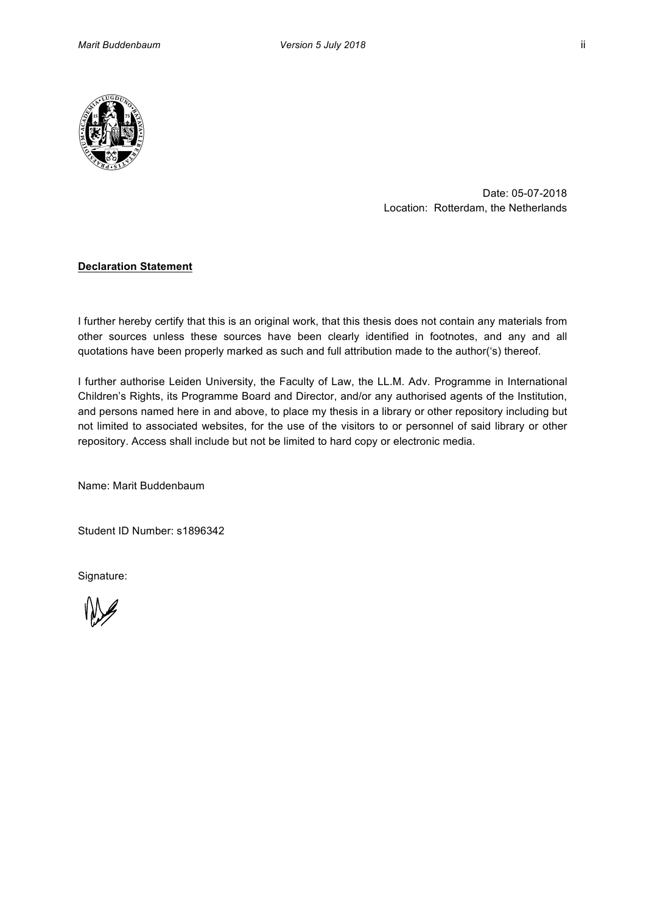Date: 05-07-2018
Location: Rotterdam, the Netherlands

**Declaration Statement**

I further hereby certify that this is an original work, that this thesis does not contain any materials from other sources unless these sources have been clearly identified in footnotes, and any and all quotations have been properly marked as such and full attribution made to the author('s) thereof.

I further authorise Leiden University, the Faculty of Law, the LL.M. Adv. Programme in International Children's Rights, its Programme Board and Director, and/or any authorised agents of the Institution, and persons named here in and above, to place my thesis in a library or other repository including but not limited to associated websites, for the use of the visitors to or personnel of said library or other repository. Access shall include but not be limited to hard copy or electronic media.

Name: Marit Buddenbaum

Student ID Number: s1896342

Signature: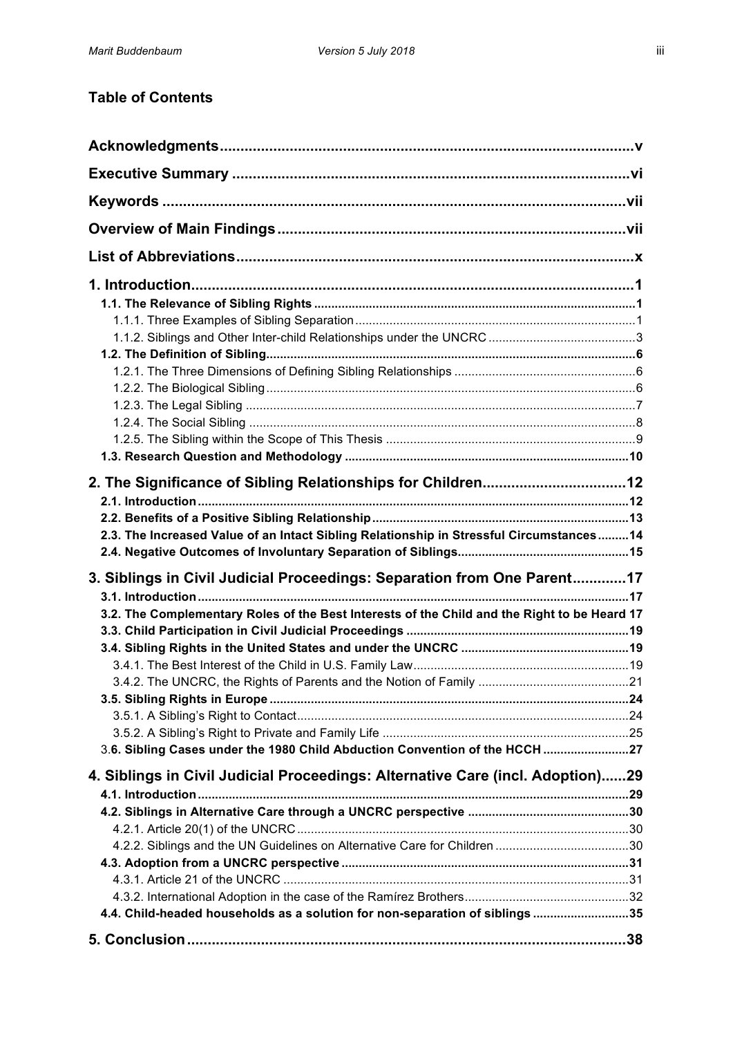## Table of Contents

| | |
|---|---|
| **Acknowledgments** | **v** |
| **Executive Summary** | **vi** |
| **Keywords** | **vii** |
| **Overview of Main Findings** | **vii** |
| **List of Abbreviations** | **x** |
| **1. Introduction** | **1** |
| **1.1. The Relevance of Sibling Rights** | **1** |
| 1.1.1. Three Examples of Sibling Separation | 1 |
| 1.1.2. Siblings and Other Inter-child Relationships under the UNCRC | 3 |
| **1.2. The Definition of Sibling** | **6** |
| 1.2.1. The Three Dimensions of Defining Sibling Relationships | 6 |
| 1.2.2. The Biological Sibling | 6 |
| 1.2.3. The Legal Sibling | 7 |
| 1.2.4. The Social Sibling | 8 |
| 1.2.5. The Sibling within the Scope of This Thesis | 9 |
| **1.3. Research Question and Methodology** | **10** |
| **2. The Significance of Sibling Relationships for Children** | **12** |
| **2.1. Introduction** | **12** |
| **2.2. Benefits of a Positive Sibling Relationship** | **13** |
| **2.3. The Increased Value of an Intact Sibling Relationship in Stressful Circumstances** | **14** |
| **2.4. Negative Outcomes of Involuntary Separation of Siblings** | **15** |
| **3. Siblings in Civil Judicial Proceedings: Separation from One Parent** | **17** |
| **3.1. Introduction** | **17** |
| **3.2. The Complementary Roles of the Best Interests of the Child and the Right to be Heard** | **17** |
| **3.3. Child Participation in Civil Judicial Proceedings** | **19** |
| **3.4. Sibling Rights in the United States and under the UNCRC** | **19** |
| 3.4.1. The Best Interest of the Child in U.S. Family Law | 19 |
| 3.4.2. The UNCRC, the Rights of Parents and the Notion of Family | 21 |
| **3.5. Sibling Rights in Europe** | **24** |
| 3.5.1. A Sibling's Right to Contact | 24 |
| 3.5.2. A Sibling's Right to Private and Family Life | 25 |
| 3.**6. Sibling Cases under the 1980 Child Abduction Convention of the HCCH** | **27** |
| **4. Siblings in Civil Judicial Proceedings: Alternative Care (incl. Adoption)** | **29** |
| **4.1. Introduction** | **29** |
| **4.2. Siblings in Alternative Care through a UNCRC perspective** | **30** |
| 4.2.1. Article 20(1) of the UNCRC | 30 |
| 4.2.2. Siblings and the UN Guidelines on Alternative Care for Children | 30 |
| **4.3. Adoption from a UNCRC perspective** | **31** |
| 4.3.1. Article 21 of the UNCRC | 31 |
| 4.3.2. International Adoption in the case of the Ramírez Brothers | 32 |
| **4.4. Child-headed households as a solution for non-separation of siblings** | **35** |
| **5. Conclusion** | **38** |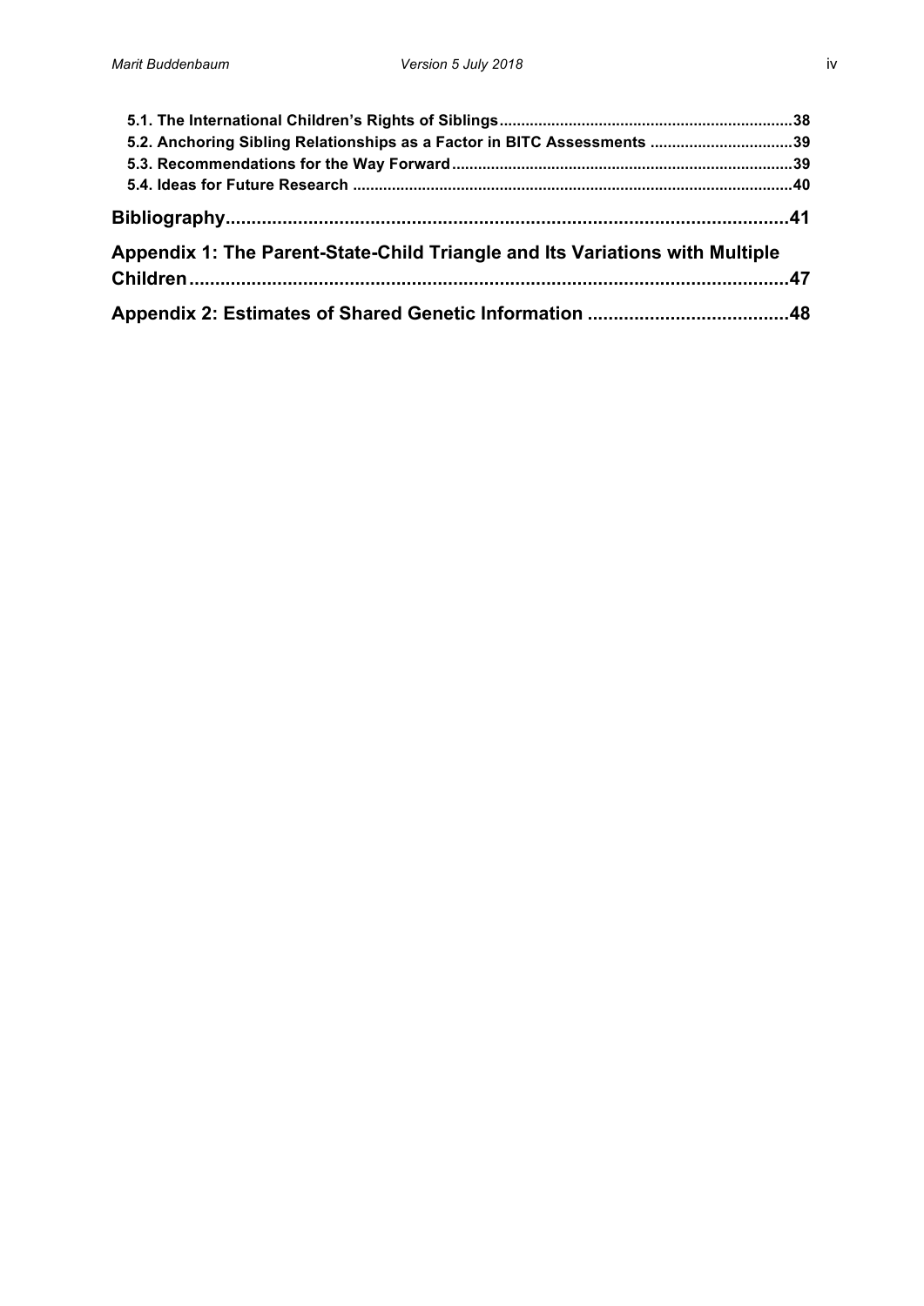5.1. The International Children's Rights of Siblings .......... 38

5.2. Anchoring Sibling Relationships as a Factor in BITC Assessments .......... 39

5.3. Recommendations for the Way Forward .......... 39

5.4. Ideas for Future Research .......... 40

**Bibliography .......... 41**

**Appendix 1: The Parent-State-Child Triangle and Its Variations with Multiple Children .......... 47**

**Appendix 2: Estimates of Shared Genetic Information .......... 48**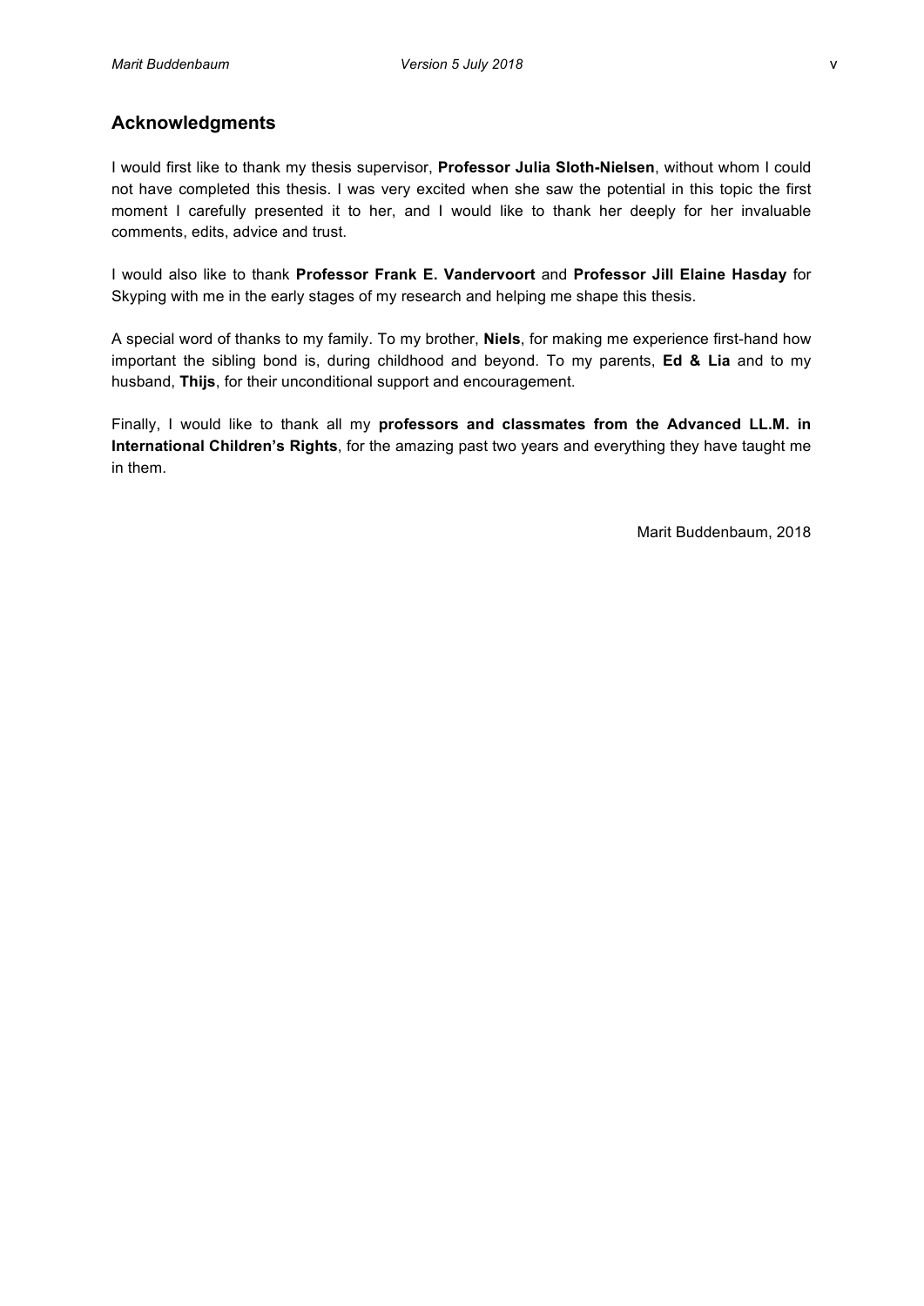## Acknowledgments

I would first like to thank my thesis supervisor, **Professor Julia Sloth-Nielsen**, without whom I could not have completed this thesis. I was very excited when she saw the potential in this topic the first moment I carefully presented it to her, and I would like to thank her deeply for her invaluable comments, edits, advice and trust.

I would also like to thank **Professor Frank E. Vandervoort** and **Professor Jill Elaine Hasday** for Skyping with me in the early stages of my research and helping me shape this thesis.

A special word of thanks to my family. To my brother, **Niels**, for making me experience first-hand how important the sibling bond is, during childhood and beyond. To my parents, **Ed & Lia** and to my husband, **Thijs**, for their unconditional support and encouragement.

Finally, I would like to thank all my **professors and classmates from the Advanced LL.M. in International Children's Rights**, for the amazing past two years and everything they have taught me in them.

Marit Buddenbaum, 2018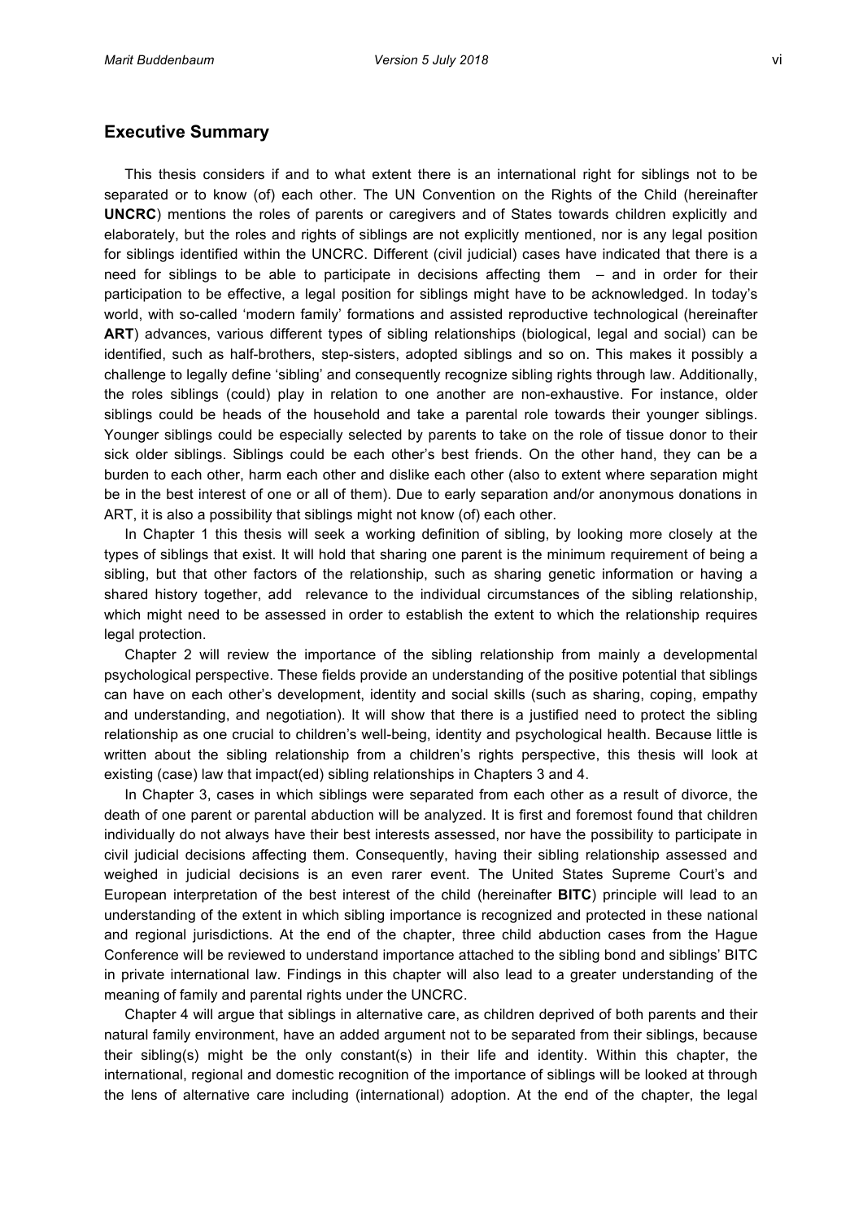## Executive Summary

This thesis considers if and to what extent there is an international right for siblings not to be separated or to know (of) each other. The UN Convention on the Rights of the Child (hereinafter **UNCRC**) mentions the roles of parents or caregivers and of States towards children explicitly and elaborately, but the roles and rights of siblings are not explicitly mentioned, nor is any legal position for siblings identified within the UNCRC. Different (civil judicial) cases have indicated that there is a need for siblings to be able to participate in decisions affecting them – and in order for their participation to be effective, a legal position for siblings might have to be acknowledged. In today's world, with so-called 'modern family' formations and assisted reproductive technological (hereinafter **ART**) advances, various different types of sibling relationships (biological, legal and social) can be identified, such as half-brothers, step-sisters, adopted siblings and so on. This makes it possibly a challenge to legally define 'sibling' and consequently recognize sibling rights through law. Additionally, the roles siblings (could) play in relation to one another are non-exhaustive. For instance, older siblings could be heads of the household and take a parental role towards their younger siblings. Younger siblings could be especially selected by parents to take on the role of tissue donor to their sick older siblings. Siblings could be each other's best friends. On the other hand, they can be a burden to each other, harm each other and dislike each other (also to extent where separation might be in the best interest of one or all of them). Due to early separation and/or anonymous donations in ART, it is also a possibility that siblings might not know (of) each other.

In Chapter 1 this thesis will seek a working definition of sibling, by looking more closely at the types of siblings that exist. It will hold that sharing one parent is the minimum requirement of being a sibling, but that other factors of the relationship, such as sharing genetic information or having a shared history together, add relevance to the individual circumstances of the sibling relationship, which might need to be assessed in order to establish the extent to which the relationship requires legal protection.

Chapter 2 will review the importance of the sibling relationship from mainly a developmental psychological perspective. These fields provide an understanding of the positive potential that siblings can have on each other's development, identity and social skills (such as sharing, coping, empathy and understanding, and negotiation). It will show that there is a justified need to protect the sibling relationship as one crucial to children's well-being, identity and psychological health. Because little is written about the sibling relationship from a children's rights perspective, this thesis will look at existing (case) law that impact(ed) sibling relationships in Chapters 3 and 4.

In Chapter 3, cases in which siblings were separated from each other as a result of divorce, the death of one parent or parental abduction will be analyzed. It is first and foremost found that children individually do not always have their best interests assessed, nor have the possibility to participate in civil judicial decisions affecting them. Consequently, having their sibling relationship assessed and weighed in judicial decisions is an even rarer event. The United States Supreme Court's and European interpretation of the best interest of the child (hereinafter **BITC**) principle will lead to an understanding of the extent in which sibling importance is recognized and protected in these national and regional jurisdictions. At the end of the chapter, three child abduction cases from the Hague Conference will be reviewed to understand importance attached to the sibling bond and siblings' BITC in private international law. Findings in this chapter will also lead to a greater understanding of the meaning of family and parental rights under the UNCRC.

Chapter 4 will argue that siblings in alternative care, as children deprived of both parents and their natural family environment, have an added argument not to be separated from their siblings, because their sibling(s) might be the only constant(s) in their life and identity. Within this chapter, the international, regional and domestic recognition of the importance of siblings will be looked at through the lens of alternative care including (international) adoption. At the end of the chapter, the legal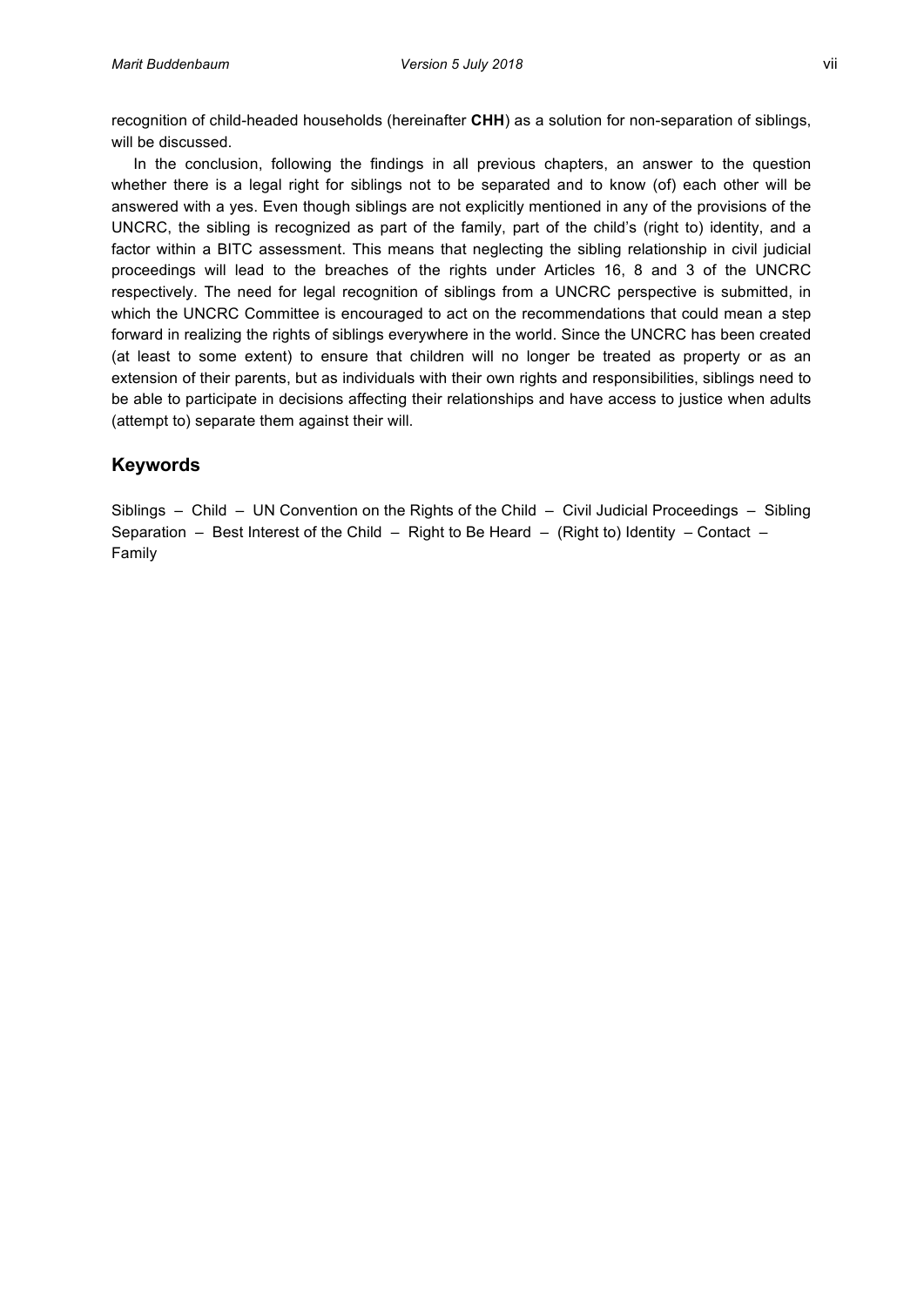recognition of child-headed households (hereinafter **CHH**) as a solution for non-separation of siblings, will be discussed.

In the conclusion, following the findings in all previous chapters, an answer to the question whether there is a legal right for siblings not to be separated and to know (of) each other will be answered with a yes. Even though siblings are not explicitly mentioned in any of the provisions of the UNCRC, the sibling is recognized as part of the family, part of the child's (right to) identity, and a factor within a BITC assessment. This means that neglecting the sibling relationship in civil judicial proceedings will lead to the breaches of the rights under Articles 16, 8 and 3 of the UNCRC respectively. The need for legal recognition of siblings from a UNCRC perspective is submitted, in which the UNCRC Committee is encouraged to act on the recommendations that could mean a step forward in realizing the rights of siblings everywhere in the world. Since the UNCRC has been created (at least to some extent) to ensure that children will no longer be treated as property or as an extension of their parents, but as individuals with their own rights and responsibilities, siblings need to be able to participate in decisions affecting their relationships and have access to justice when adults (attempt to) separate them against their will.

## Keywords

Siblings – Child – UN Convention on the Rights of the Child – Civil Judicial Proceedings – Sibling Separation – Best Interest of the Child – Right to Be Heard – (Right to) Identity – Contact – Family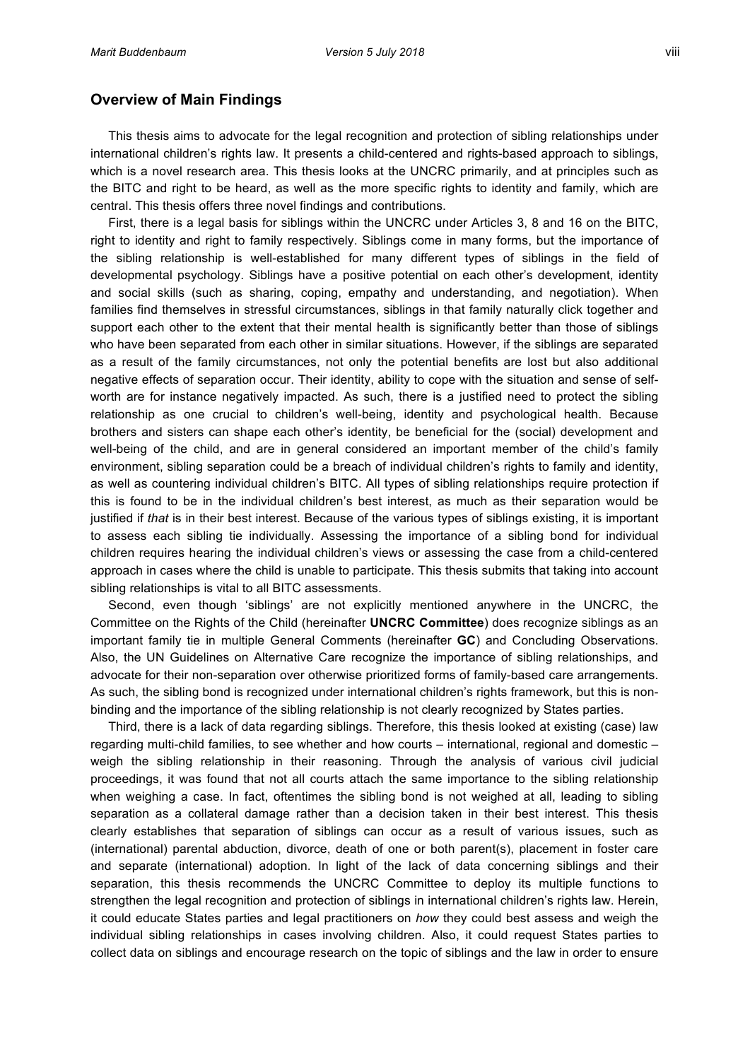## Overview of Main Findings

This thesis aims to advocate for the legal recognition and protection of sibling relationships under international children's rights law. It presents a child-centered and rights-based approach to siblings, which is a novel research area. This thesis looks at the UNCRC primarily, and at principles such as the BITC and right to be heard, as well as the more specific rights to identity and family, which are central. This thesis offers three novel findings and contributions.

First, there is a legal basis for siblings within the UNCRC under Articles 3, 8 and 16 on the BITC, right to identity and right to family respectively. Siblings come in many forms, but the importance of the sibling relationship is well-established for many different types of siblings in the field of developmental psychology. Siblings have a positive potential on each other's development, identity and social skills (such as sharing, coping, empathy and understanding, and negotiation). When families find themselves in stressful circumstances, siblings in that family naturally click together and support each other to the extent that their mental health is significantly better than those of siblings who have been separated from each other in similar situations. However, if the siblings are separated as a result of the family circumstances, not only the potential benefits are lost but also additional negative effects of separation occur. Their identity, ability to cope with the situation and sense of self-worth are for instance negatively impacted. As such, there is a justified need to protect the sibling relationship as one crucial to children's well-being, identity and psychological health. Because brothers and sisters can shape each other's identity, be beneficial for the (social) development and well-being of the child, and are in general considered an important member of the child's family environment, sibling separation could be a breach of individual children's rights to family and identity, as well as countering individual children's BITC. All types of sibling relationships require protection if this is found to be in the individual children's best interest, as much as their separation would be justified if *that* is in their best interest. Because of the various types of siblings existing, it is important to assess each sibling tie individually. Assessing the importance of a sibling bond for individual children requires hearing the individual children's views or assessing the case from a child-centered approach in cases where the child is unable to participate. This thesis submits that taking into account sibling relationships is vital to all BITC assessments.

Second, even though 'siblings' are not explicitly mentioned anywhere in the UNCRC, the Committee on the Rights of the Child (hereinafter **UNCRC Committee**) does recognize siblings as an important family tie in multiple General Comments (hereinafter **GC**) and Concluding Observations. Also, the UN Guidelines on Alternative Care recognize the importance of sibling relationships, and advocate for their non-separation over otherwise prioritized forms of family-based care arrangements. As such, the sibling bond is recognized under international children's rights framework, but this is non-binding and the importance of the sibling relationship is not clearly recognized by States parties.

Third, there is a lack of data regarding siblings. Therefore, this thesis looked at existing (case) law regarding multi-child families, to see whether and how courts – international, regional and domestic – weigh the sibling relationship in their reasoning. Through the analysis of various civil judicial proceedings, it was found that not all courts attach the same importance to the sibling relationship when weighing a case. In fact, oftentimes the sibling bond is not weighed at all, leading to sibling separation as a collateral damage rather than a decision taken in their best interest. This thesis clearly establishes that separation of siblings can occur as a result of various issues, such as (international) parental abduction, divorce, death of one or both parent(s), placement in foster care and separate (international) adoption. In light of the lack of data concerning siblings and their separation, this thesis recommends the UNCRC Committee to deploy its multiple functions to strengthen the legal recognition and protection of siblings in international children's rights law. Herein, it could educate States parties and legal practitioners on *how* they could best assess and weigh the individual sibling relationships in cases involving children. Also, it could request States parties to collect data on siblings and encourage research on the topic of siblings and the law in order to ensure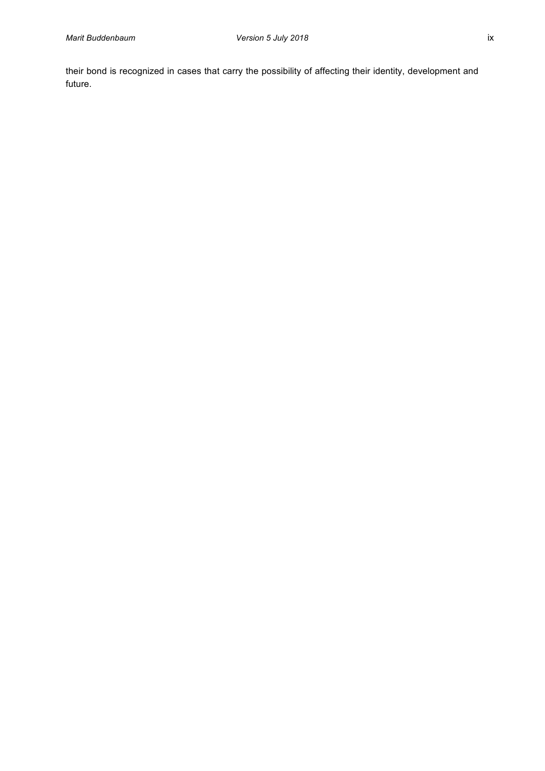their bond is recognized in cases that carry the possibility of affecting their identity, development and future.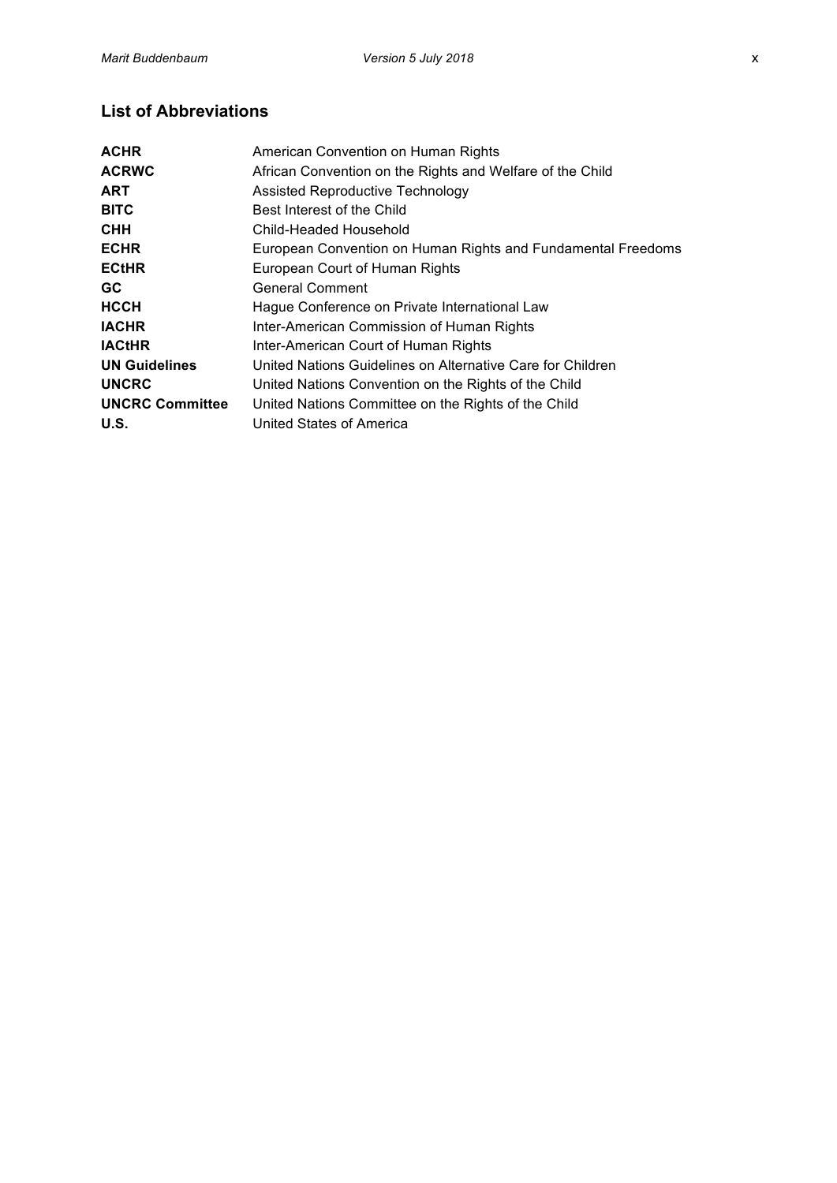## List of Abbreviations

| | |
|---|---|
| **ACHR** | American Convention on Human Rights |
| **ACRWC** | African Convention on the Rights and Welfare of the Child |
| **ART** | Assisted Reproductive Technology |
| **BITC** | Best Interest of the Child |
| **CHH** | Child-Headed Household |
| **ECHR** | European Convention on Human Rights and Fundamental Freedoms |
| **ECtHR** | European Court of Human Rights |
| **GC** | General Comment |
| **HCCH** | Hague Conference on Private International Law |
| **IACHR** | Inter-American Commission of Human Rights |
| **IACtHR** | Inter-American Court of Human Rights |
| **UN Guidelines** | United Nations Guidelines on Alternative Care for Children |
| **UNCRC** | United Nations Convention on the Rights of the Child |
| **UNCRC Committee** | United Nations Committee on the Rights of the Child |
| **U.S.** | United States of America |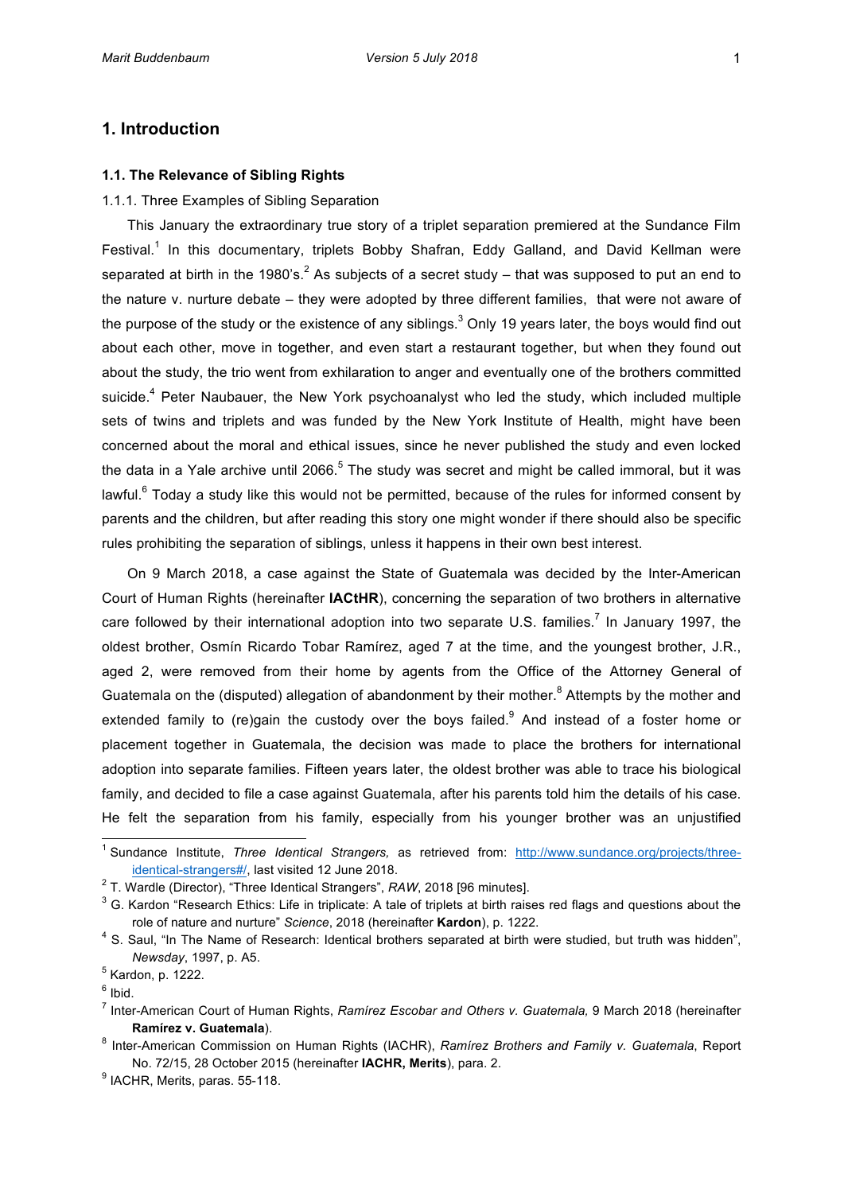## 1. Introduction

### 1.1. The Relevance of Sibling Rights

1.1.1. Three Examples of Sibling Separation

This January the extraordinary true story of a triplet separation premiered at the Sundance Film Festival.[1] In this documentary, triplets Bobby Shafran, Eddy Galland, and David Kellman were separated at birth in the 1980's.[2] As subjects of a secret study – that was supposed to put an end to the nature v. nurture debate – they were adopted by three different families, that were not aware of the purpose of the study or the existence of any siblings.[3] Only 19 years later, the boys would find out about each other, move in together, and even start a restaurant together, but when they found out about the study, the trio went from exhilaration to anger and eventually one of the brothers committed suicide.[4] Peter Naubauer, the New York psychoanalyst who led the study, which included multiple sets of twins and triplets and was funded by the New York Institute of Health, might have been concerned about the moral and ethical issues, since he never published the study and even locked the data in a Yale archive until 2066.[5] The study was secret and might be called immoral, but it was lawful.[6] Today a study like this would not be permitted, because of the rules for informed consent by parents and the children, but after reading this story one might wonder if there should also be specific rules prohibiting the separation of siblings, unless it happens in their own best interest.

On 9 March 2018, a case against the State of Guatemala was decided by the Inter-American Court of Human Rights (hereinafter **IACtHR**), concerning the separation of two brothers in alternative care followed by their international adoption into two separate U.S. families.[7] In January 1997, the oldest brother, Osmín Ricardo Tobar Ramírez, aged 7 at the time, and the youngest brother, J.R., aged 2, were removed from their home by agents from the Office of the Attorney General of Guatemala on the (disputed) allegation of abandonment by their mother.[8] Attempts by the mother and extended family to (re)gain the custody over the boys failed.[9] And instead of a foster home or placement together in Guatemala, the decision was made to place the brothers for international adoption into separate families. Fifteen years later, the oldest brother was able to trace his biological family, and decided to file a case against Guatemala, after his parents told him the details of his case. He felt the separation from his family, especially from his younger brother was an unjustified

---

[1] Sundance Institute, *Three Identical Strangers,* as retrieved from: http://www.sundance.org/projects/three-identical-strangers#/, last visited 12 June 2018.

[2] T. Wardle (Director), "Three Identical Strangers", *RAW*, 2018 [96 minutes].

[3] G. Kardon "Research Ethics: Life in triplicate: A tale of triplets at birth raises red flags and questions about the role of nature and nurture" *Science*, 2018 (hereinafter **Kardon**), p. 1222.

[4] S. Saul, "In The Name of Research: Identical brothers separated at birth were studied, but truth was hidden", *Newsday*, 1997, p. A5.

[5] Kardon, p. 1222.

[6] Ibid.

[7] Inter-American Court of Human Rights, *Ramírez Escobar and Others v. Guatemala,* 9 March 2018 (hereinafter **Ramírez v. Guatemala**).

[8] Inter-American Commission on Human Rights (IACHR), *Ramírez Brothers and Family v. Guatemala*, Report No. 72/15, 28 October 2015 (hereinafter **IACHR, Merits**), para. 2.

[9] IACHR, Merits, paras. 55-118.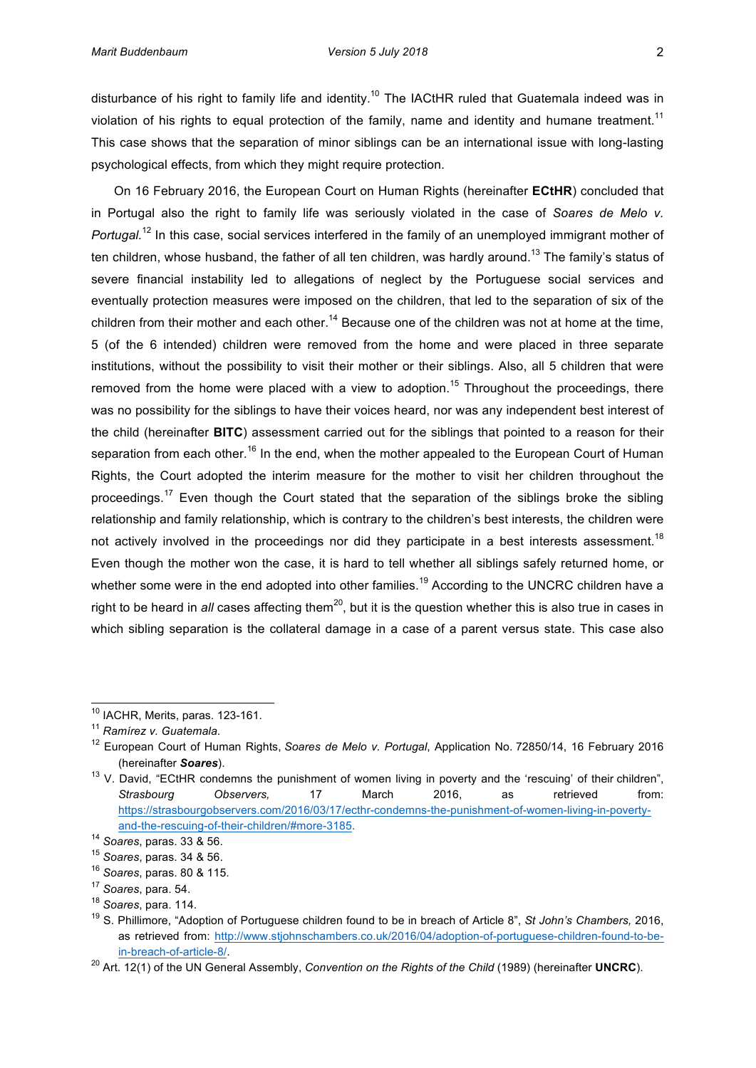disturbance of his right to family life and identity.[10] The IACtHR ruled that Guatemala indeed was in violation of his rights to equal protection of the family, name and identity and humane treatment.[11] This case shows that the separation of minor siblings can be an international issue with long-lasting psychological effects, from which they might require protection.

On 16 February 2016, the European Court on Human Rights (hereinafter **ECtHR**) concluded that in Portugal also the right to family life was seriously violated in the case of *Soares de Melo v. Portugal.*[12] In this case, social services interfered in the family of an unemployed immigrant mother of ten children, whose husband, the father of all ten children, was hardly around.[13] The family's status of severe financial instability led to allegations of neglect by the Portuguese social services and eventually protection measures were imposed on the children, that led to the separation of six of the children from their mother and each other.[14] Because one of the children was not at home at the time, 5 (of the 6 intended) children were removed from the home and were placed in three separate institutions, without the possibility to visit their mother or their siblings. Also, all 5 children that were removed from the home were placed with a view to adoption.[15] Throughout the proceedings, there was no possibility for the siblings to have their voices heard, nor was any independent best interest of the child (hereinafter **BITC**) assessment carried out for the siblings that pointed to a reason for their separation from each other.[16] In the end, when the mother appealed to the European Court of Human Rights, the Court adopted the interim measure for the mother to visit her children throughout the proceedings.[17] Even though the Court stated that the separation of the siblings broke the sibling relationship and family relationship, which is contrary to the children's best interests, the children were not actively involved in the proceedings nor did they participate in a best interests assessment.[18] Even though the mother won the case, it is hard to tell whether all siblings safely returned home, or whether some were in the end adopted into other families.[19] According to the UNCRC children have a right to be heard in *all* cases affecting them[20], but it is the question whether this is also true in cases in which sibling separation is the collateral damage in a case of a parent versus state. This case also

---

[10] IACHR, Merits, paras. 123-161.

[11] *Ramírez v. Guatemala.*

[12] European Court of Human Rights, *Soares de Melo v. Portugal*, Application No. 72850/14, 16 February 2016 (hereinafter ***Soares***).

[13] V. David, "ECtHR condemns the punishment of women living in poverty and the 'rescuing' of their children", *Strasbourg Observers,* 17 March 2016, as retrieved from: https://strasbourgobservers.com/2016/03/17/ecthr-condemns-the-punishment-of-women-living-in-poverty-and-the-rescuing-of-their-children/#more-3185.

[14] *Soares*, paras. 33 & 56.

[15] *Soares*, paras. 34 & 56.

[16] *Soares*, paras. 80 & 115.

[17] *Soares*, para. 54.

[18] *Soares*, para. 114.

[19] S. Phillimore, "Adoption of Portuguese children found to be in breach of Article 8", *St John's Chambers,* 2016, as retrieved from: http://www.stjohnschambers.co.uk/2016/04/adoption-of-portuguese-children-found-to-be-in-breach-of-article-8/.

[20] Art. 12(1) of the UN General Assembly, *Convention on the Rights of the Child* (1989) (hereinafter **UNCRC**).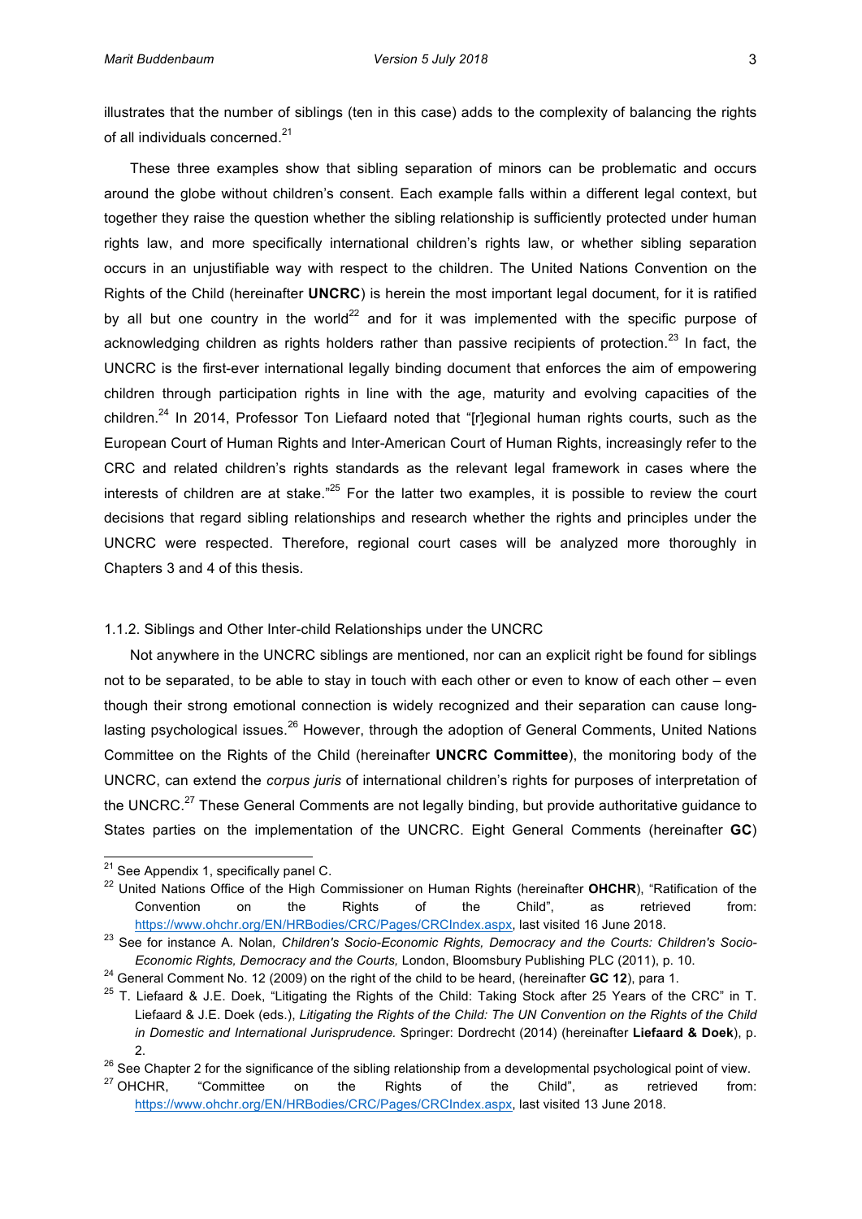illustrates that the number of siblings (ten in this case) adds to the complexity of balancing the rights of all individuals concerned.[21]

These three examples show that sibling separation of minors can be problematic and occurs around the globe without children's consent. Each example falls within a different legal context, but together they raise the question whether the sibling relationship is sufficiently protected under human rights law, and more specifically international children's rights law, or whether sibling separation occurs in an unjustifiable way with respect to the children. The United Nations Convention on the Rights of the Child (hereinafter **UNCRC**) is herein the most important legal document, for it is ratified by all but one country in the world[22] and for it was implemented with the specific purpose of acknowledging children as rights holders rather than passive recipients of protection.[23] In fact, the UNCRC is the first-ever international legally binding document that enforces the aim of empowering children through participation rights in line with the age, maturity and evolving capacities of the children.[24] In 2014, Professor Ton Liefaard noted that "[r]egional human rights courts, such as the European Court of Human Rights and Inter-American Court of Human Rights, increasingly refer to the CRC and related children's rights standards as the relevant legal framework in cases where the interests of children are at stake."[25] For the latter two examples, it is possible to review the court decisions that regard sibling relationships and research whether the rights and principles under the UNCRC were respected. Therefore, regional court cases will be analyzed more thoroughly in Chapters 3 and 4 of this thesis.

### 1.1.2. Siblings and Other Inter-child Relationships under the UNCRC

Not anywhere in the UNCRC siblings are mentioned, nor can an explicit right be found for siblings not to be separated, to be able to stay in touch with each other or even to know of each other – even though their strong emotional connection is widely recognized and their separation can cause long-lasting psychological issues.[26] However, through the adoption of General Comments, United Nations Committee on the Rights of the Child (hereinafter **UNCRC Committee**), the monitoring body of the UNCRC, can extend the *corpus juris* of international children's rights for purposes of interpretation of the UNCRC.[27] These General Comments are not legally binding, but provide authoritative guidance to States parties on the implementation of the UNCRC. Eight General Comments (hereinafter **GC**)

---

[21] See Appendix 1, specifically panel C.

[22] United Nations Office of the High Commissioner on Human Rights (hereinafter **OHCHR**), "Ratification of the Convention on the Rights of the Child", as retrieved from: https://www.ohchr.org/EN/HRBodies/CRC/Pages/CRCIndex.aspx, last visited 16 June 2018.

[23] See for instance A. Nolan*, Children's Socio-Economic Rights, Democracy and the Courts: Children's Socio-Economic Rights, Democracy and the Courts,* London, Bloomsbury Publishing PLC (2011), p. 10.

[24] General Comment No. 12 (2009) on the right of the child to be heard, (hereinafter **GC 12**), para 1.

[25] T. Liefaard & J.E. Doek, "Litigating the Rights of the Child: Taking Stock after 25 Years of the CRC" in T. Liefaard & J.E. Doek (eds.), *Litigating the Rights of the Child: The UN Convention on the Rights of the Child in Domestic and International Jurisprudence.* Springer: Dordrecht (2014) (hereinafter **Liefaard & Doek**), p. 2.

[26] See Chapter 2 for the significance of the sibling relationship from a developmental psychological point of view.

[27] OHCHR, "Committee on the Rights of the Child", as retrieved from: https://www.ohchr.org/EN/HRBodies/CRC/Pages/CRCIndex.aspx, last visited 13 June 2018.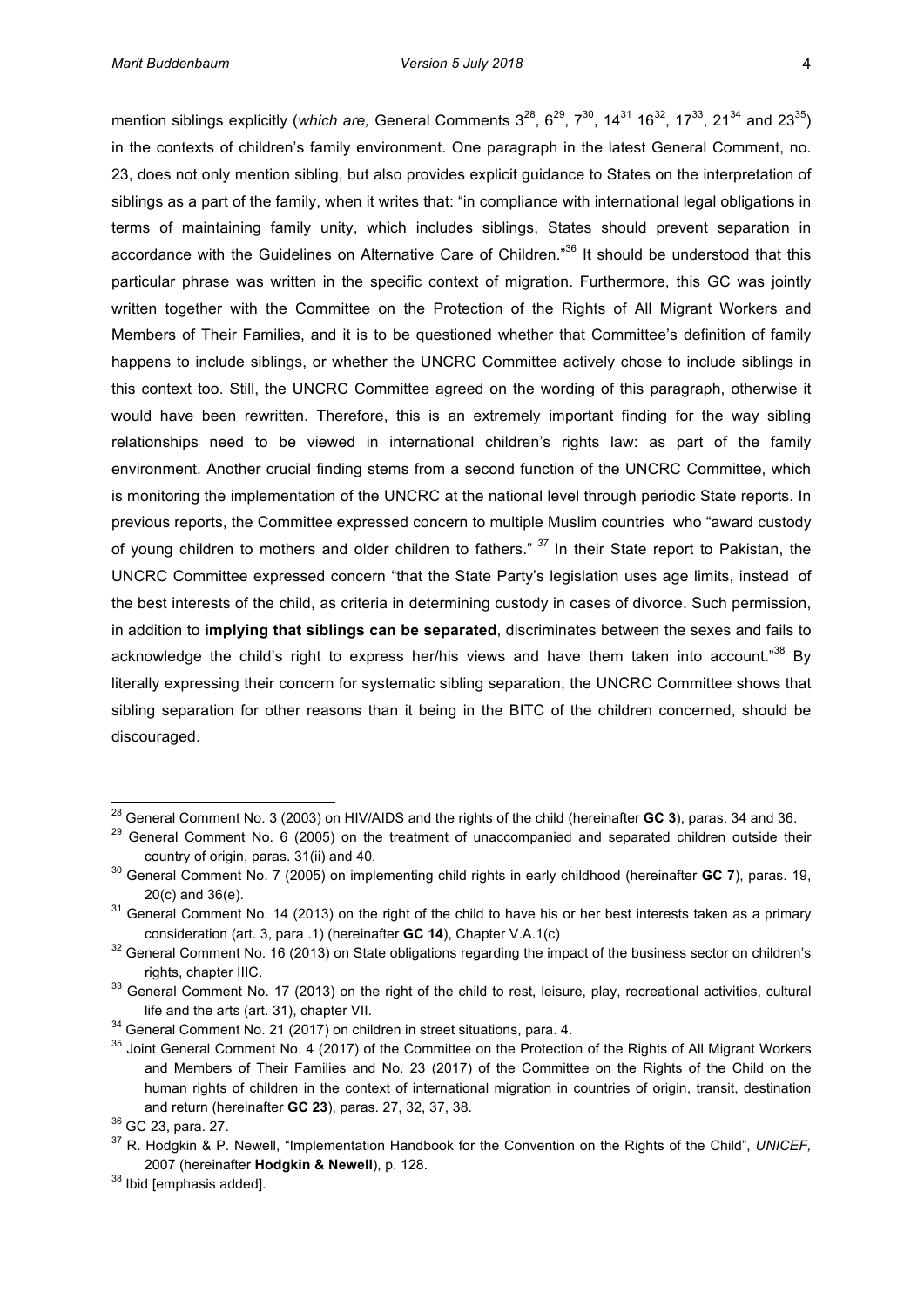mention siblings explicitly (*which are,* General Comments 3[28], 6[29], 7[30], 14[31] 16[32], 17[33], 21[34] and 23[35]) in the contexts of children's family environment. One paragraph in the latest General Comment, no. 23, does not only mention sibling, but also provides explicit guidance to States on the interpretation of siblings as a part of the family, when it writes that: "in compliance with international legal obligations in terms of maintaining family unity, which includes siblings, States should prevent separation in accordance with the Guidelines on Alternative Care of Children."[36] It should be understood that this particular phrase was written in the specific context of migration. Furthermore, this GC was jointly written together with the Committee on the Protection of the Rights of All Migrant Workers and Members of Their Families, and it is to be questioned whether that Committee's definition of family happens to include siblings, or whether the UNCRC Committee actively chose to include siblings in this context too. Still, the UNCRC Committee agreed on the wording of this paragraph, otherwise it would have been rewritten. Therefore, this is an extremely important finding for the way sibling relationships need to be viewed in international children's rights law: as part of the family environment. Another crucial finding stems from a second function of the UNCRC Committee, which is monitoring the implementation of the UNCRC at the national level through periodic State reports. In previous reports, the Committee expressed concern to multiple Muslim countries who "award custody of young children to mothers and older children to fathers." [37] In their State report to Pakistan, the UNCRC Committee expressed concern "that the State Party's legislation uses age limits, instead of the best interests of the child, as criteria in determining custody in cases of divorce. Such permission, in addition to **implying that siblings can be separated**, discriminates between the sexes and fails to acknowledge the child's right to express her/his views and have them taken into account."[38] By literally expressing their concern for systematic sibling separation, the UNCRC Committee shows that sibling separation for other reasons than it being in the BITC of the children concerned, should be discouraged.

---

[28] General Comment No. 3 (2003) on HIV/AIDS and the rights of the child (hereinafter **GC 3**), paras. 34 and 36.

[29] General Comment No. 6 (2005) on the treatment of unaccompanied and separated children outside their country of origin, paras. 31(ii) and 40.

[30] General Comment No. 7 (2005) on implementing child rights in early childhood (hereinafter **GC 7**), paras. 19, 20(c) and 36(e).

[31] General Comment No. 14 (2013) on the right of the child to have his or her best interests taken as a primary consideration (art. 3, para .1) (hereinafter **GC 14**), Chapter V.A.1(c)

[32] General Comment No. 16 (2013) on State obligations regarding the impact of the business sector on children's rights, chapter IIIC.

[33] General Comment No. 17 (2013) on the right of the child to rest, leisure, play, recreational activities, cultural life and the arts (art. 31), chapter VII.

[34] General Comment No. 21 (2017) on children in street situations, para. 4.

[35] Joint General Comment No. 4 (2017) of the Committee on the Protection of the Rights of All Migrant Workers and Members of Their Families and No. 23 (2017) of the Committee on the Rights of the Child on the human rights of children in the context of international migration in countries of origin, transit, destination and return (hereinafter **GC 23**), paras. 27, 32, 37, 38.

[36] GC 23, para. 27.

[37] R. Hodgkin & P. Newell, "Implementation Handbook for the Convention on the Rights of the Child", *UNICEF,* 2007 (hereinafter **Hodgkin & Newell**), p. 128.

[38] Ibid [emphasis added].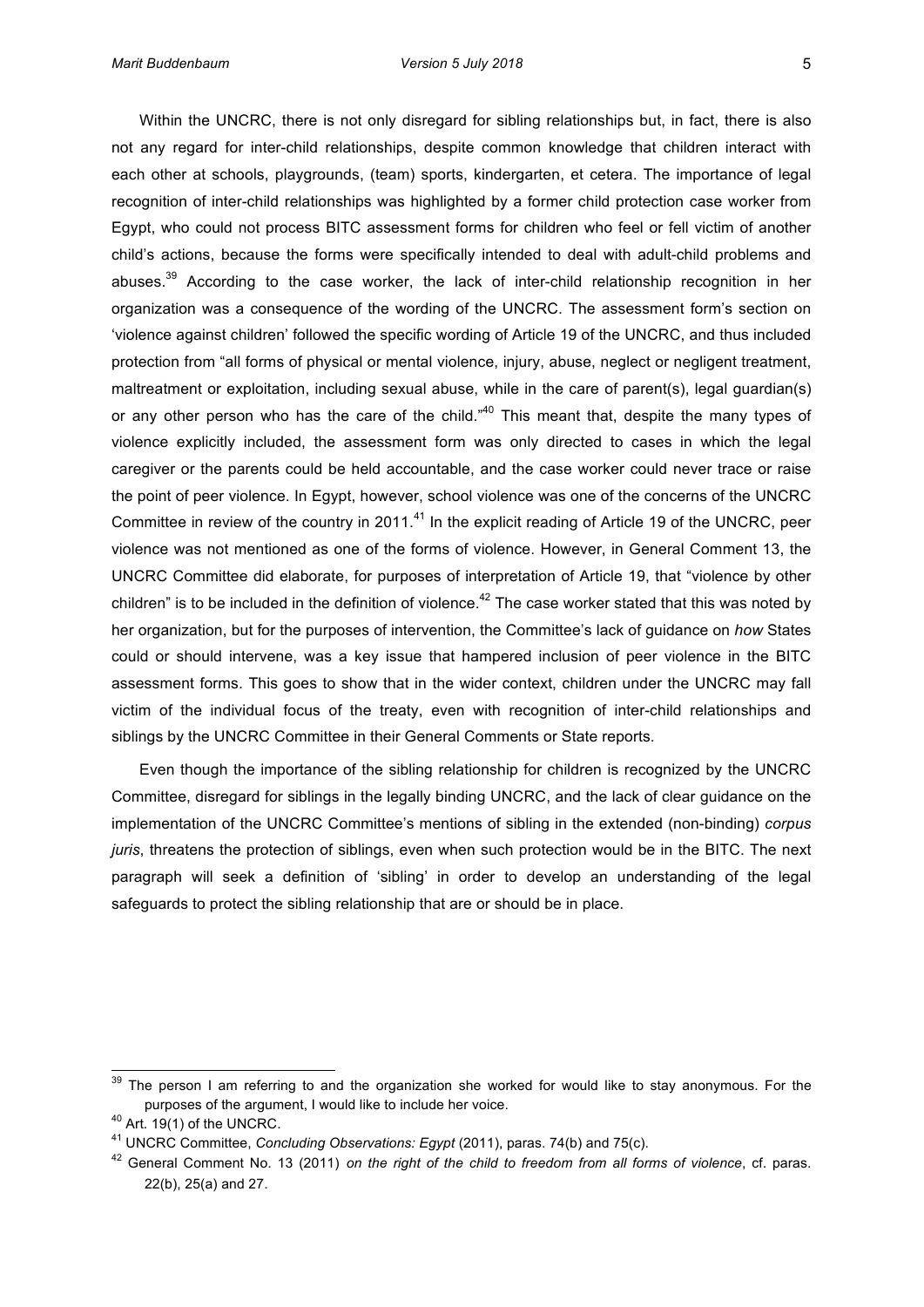Within the UNCRC, there is not only disregard for sibling relationships but, in fact, there is also not any regard for inter-child relationships, despite common knowledge that children interact with each other at schools, playgrounds, (team) sports, kindergarten, et cetera. The importance of legal recognition of inter-child relationships was highlighted by a former child protection case worker from Egypt, who could not process BITC assessment forms for children who feel or fell victim of another child's actions, because the forms were specifically intended to deal with adult-child problems and abuses.[39] According to the case worker, the lack of inter-child relationship recognition in her organization was a consequence of the wording of the UNCRC. The assessment form's section on 'violence against children' followed the specific wording of Article 19 of the UNCRC, and thus included protection from "all forms of physical or mental violence, injury, abuse, neglect or negligent treatment, maltreatment or exploitation, including sexual abuse, while in the care of parent(s), legal guardian(s) or any other person who has the care of the child."[40] This meant that, despite the many types of violence explicitly included, the assessment form was only directed to cases in which the legal caregiver or the parents could be held accountable, and the case worker could never trace or raise the point of peer violence. In Egypt, however, school violence was one of the concerns of the UNCRC Committee in review of the country in 2011.[41] In the explicit reading of Article 19 of the UNCRC, peer violence was not mentioned as one of the forms of violence. However, in General Comment 13, the UNCRC Committee did elaborate, for purposes of interpretation of Article 19, that "violence by other children" is to be included in the definition of violence.[42] The case worker stated that this was noted by her organization, but for the purposes of intervention, the Committee's lack of guidance on *how* States could or should intervene, was a key issue that hampered inclusion of peer violence in the BITC assessment forms. This goes to show that in the wider context, children under the UNCRC may fall victim of the individual focus of the treaty, even with recognition of inter-child relationships and siblings by the UNCRC Committee in their General Comments or State reports.

Even though the importance of the sibling relationship for children is recognized by the UNCRC Committee, disregard for siblings in the legally binding UNCRC, and the lack of clear guidance on the implementation of the UNCRC Committee's mentions of sibling in the extended (non-binding) *corpus juris*, threatens the protection of siblings, even when such protection would be in the BITC. The next paragraph will seek a definition of 'sibling' in order to develop an understanding of the legal safeguards to protect the sibling relationship that are or should be in place.

---

[39] The person I am referring to and the organization she worked for would like to stay anonymous. For the purposes of the argument, I would like to include her voice.

[40] Art. 19(1) of the UNCRC.

[41] UNCRC Committee, *Concluding Observations: Egypt* (2011), paras. 74(b) and 75(c).

[42] General Comment No. 13 (2011) *on the right of the child to freedom from all forms of violence*, cf. paras. 22(b), 25(a) and 27.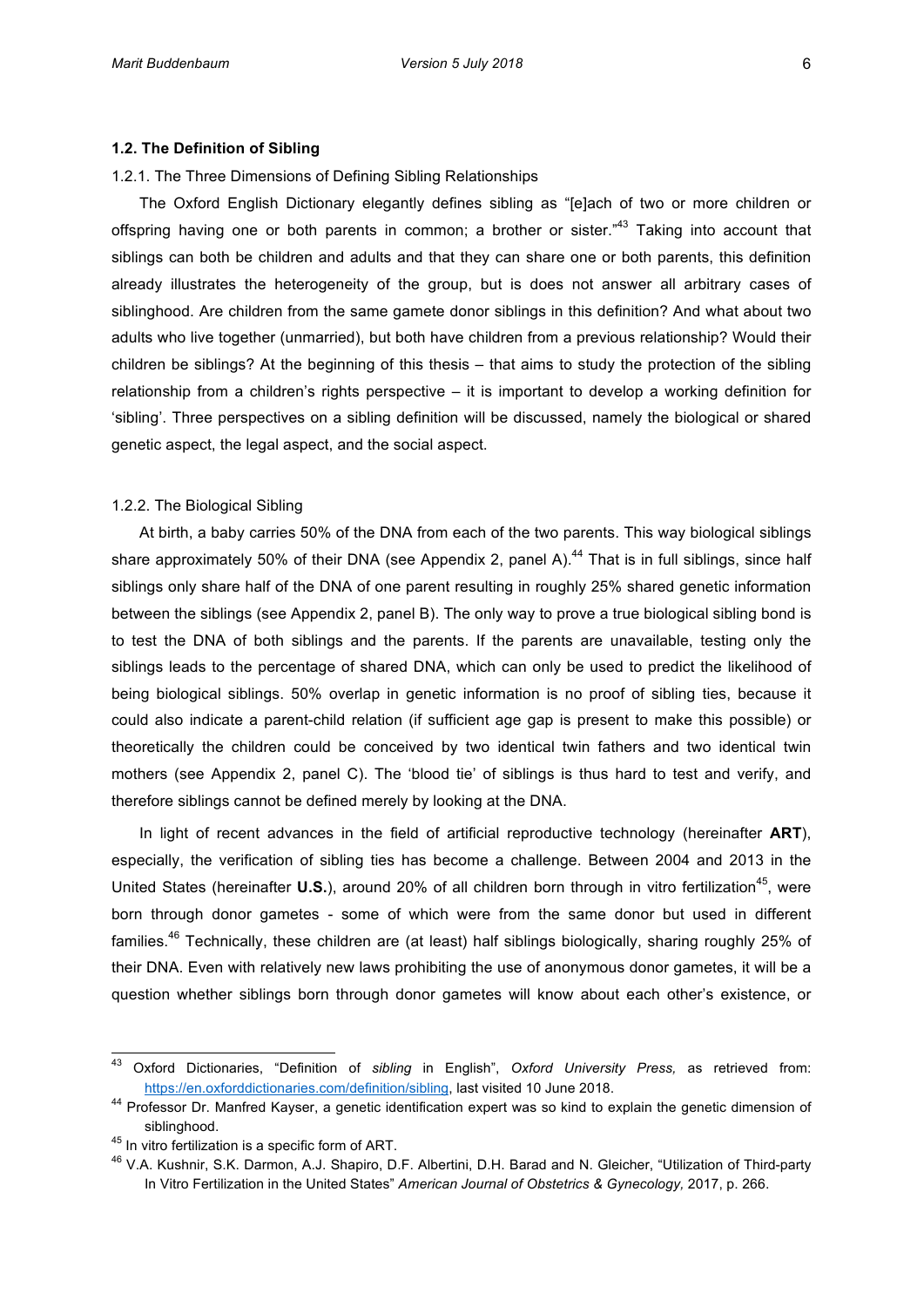### 1.2. The Definition of Sibling

1.2.1. The Three Dimensions of Defining Sibling Relationships

The Oxford English Dictionary elegantly defines sibling as "[e]ach of two or more children or offspring having one or both parents in common; a brother or sister."[43] Taking into account that siblings can both be children and adults and that they can share one or both parents, this definition already illustrates the heterogeneity of the group, but is does not answer all arbitrary cases of siblinghood. Are children from the same gamete donor siblings in this definition? And what about two adults who live together (unmarried), but both have children from a previous relationship? Would their children be siblings? At the beginning of this thesis – that aims to study the protection of the sibling relationship from a children's rights perspective – it is important to develop a working definition for 'sibling'. Three perspectives on a sibling definition will be discussed, namely the biological or shared genetic aspect, the legal aspect, and the social aspect.

1.2.2. The Biological Sibling

At birth, a baby carries 50% of the DNA from each of the two parents. This way biological siblings share approximately 50% of their DNA (see Appendix 2, panel A).[44] That is in full siblings, since half siblings only share half of the DNA of one parent resulting in roughly 25% shared genetic information between the siblings (see Appendix 2, panel B). The only way to prove a true biological sibling bond is to test the DNA of both siblings and the parents. If the parents are unavailable, testing only the siblings leads to the percentage of shared DNA, which can only be used to predict the likelihood of being biological siblings. 50% overlap in genetic information is no proof of sibling ties, because it could also indicate a parent-child relation (if sufficient age gap is present to make this possible) or theoretically the children could be conceived by two identical twin fathers and two identical twin mothers (see Appendix 2, panel C). The 'blood tie' of siblings is thus hard to test and verify, and therefore siblings cannot be defined merely by looking at the DNA.

In light of recent advances in the field of artificial reproductive technology (hereinafter **ART**), especially, the verification of sibling ties has become a challenge. Between 2004 and 2013 in the United States (hereinafter **U.S.**), around 20% of all children born through in vitro fertilization[45], were born through donor gametes - some of which were from the same donor but used in different families.[46] Technically, these children are (at least) half siblings biologically, sharing roughly 25% of their DNA. Even with relatively new laws prohibiting the use of anonymous donor gametes, it will be a question whether siblings born through donor gametes will know about each other's existence, or

---

[43] Oxford Dictionaries, "Definition of *sibling* in English", *Oxford University Press,* as retrieved from: https://en.oxforddictionaries.com/definition/sibling, last visited 10 June 2018.

[44] Professor Dr. Manfred Kayser, a genetic identification expert was so kind to explain the genetic dimension of siblinghood.

[45] In vitro fertilization is a specific form of ART.

[46] V.A. Kushnir, S.K. Darmon, A.J. Shapiro, D.F. Albertini, D.H. Barad and N. Gleicher, "Utilization of Third-party In Vitro Fertilization in the United States" *American Journal of Obstetrics & Gynecology,* 2017, p. 266.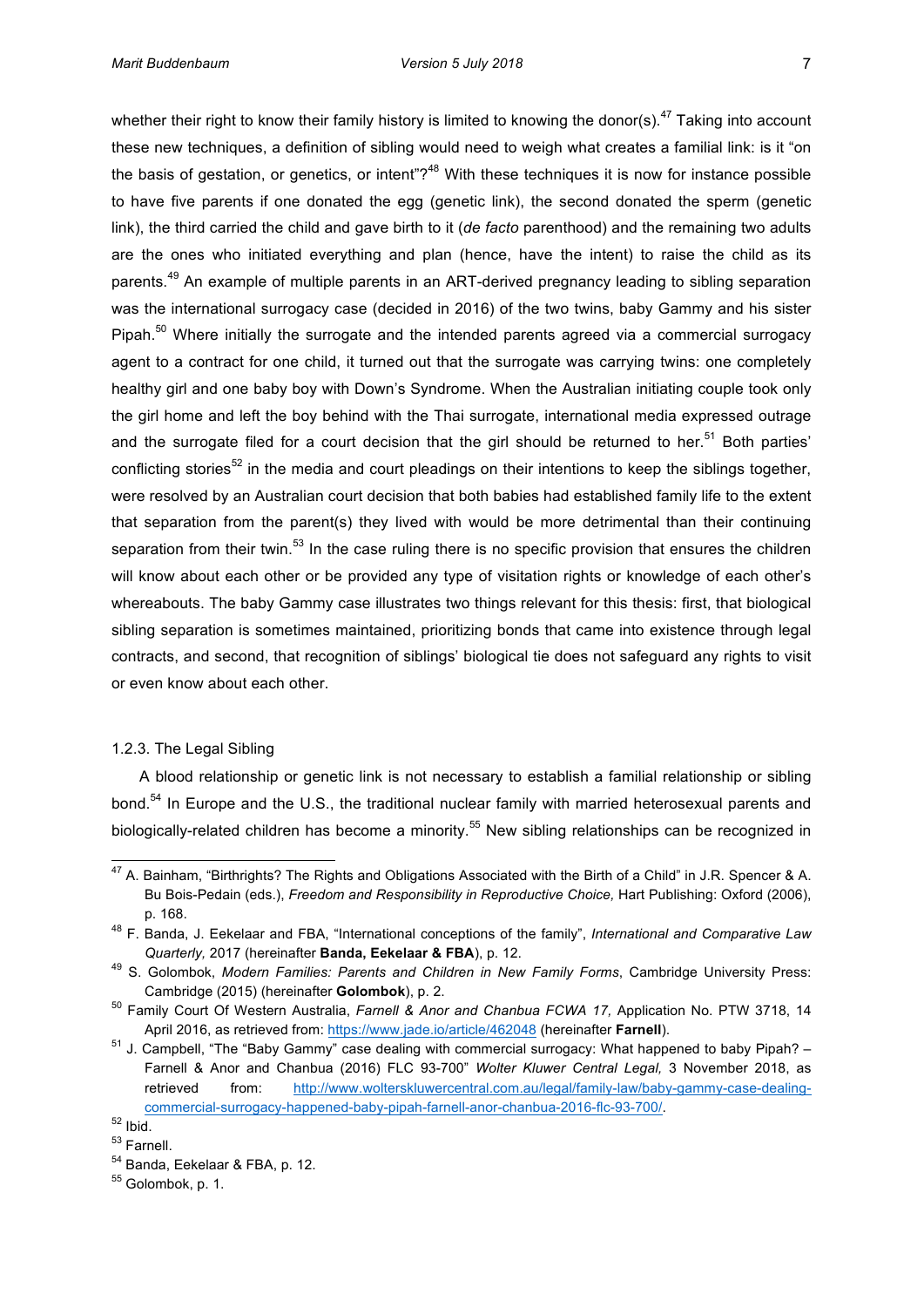whether their right to know their family history is limited to knowing the donor(s).[47] Taking into account these new techniques, a definition of sibling would need to weigh what creates a familial link: is it "on the basis of gestation, or genetics, or intent"?[48] With these techniques it is now for instance possible to have five parents if one donated the egg (genetic link), the second donated the sperm (genetic link), the third carried the child and gave birth to it (*de facto* parenthood) and the remaining two adults are the ones who initiated everything and plan (hence, have the intent) to raise the child as its parents.[49] An example of multiple parents in an ART-derived pregnancy leading to sibling separation was the international surrogacy case (decided in 2016) of the two twins, baby Gammy and his sister Pipah.[50] Where initially the surrogate and the intended parents agreed via a commercial surrogacy agent to a contract for one child, it turned out that the surrogate was carrying twins: one completely healthy girl and one baby boy with Down's Syndrome. When the Australian initiating couple took only the girl home and left the boy behind with the Thai surrogate, international media expressed outrage and the surrogate filed for a court decision that the girl should be returned to her.[51] Both parties' conflicting stories[52] in the media and court pleadings on their intentions to keep the siblings together, were resolved by an Australian court decision that both babies had established family life to the extent that separation from the parent(s) they lived with would be more detrimental than their continuing separation from their twin.[53] In the case ruling there is no specific provision that ensures the children will know about each other or be provided any type of visitation rights or knowledge of each other's whereabouts. The baby Gammy case illustrates two things relevant for this thesis: first, that biological sibling separation is sometimes maintained, prioritizing bonds that came into existence through legal contracts, and second, that recognition of siblings' biological tie does not safeguard any rights to visit or even know about each other.

### 1.2.3. The Legal Sibling

A blood relationship or genetic link is not necessary to establish a familial relationship or sibling bond.[54] In Europe and the U.S., the traditional nuclear family with married heterosexual parents and biologically-related children has become a minority.[55] New sibling relationships can be recognized in

---

[47] A. Bainham, "Birthrights? The Rights and Obligations Associated with the Birth of a Child" in J.R. Spencer & A. Bu Bois-Pedain (eds.), *Freedom and Responsibility in Reproductive Choice,* Hart Publishing: Oxford (2006), p. 168.

[48] F. Banda, J. Eekelaar and FBA, "International conceptions of the family", *International and Comparative Law Quarterly,* 2017 (hereinafter **Banda, Eekelaar & FBA**), p. 12.

[49] S. Golombok, *Modern Families: Parents and Children in New Family Forms*, Cambridge University Press: Cambridge (2015) (hereinafter **Golombok**), p. 2.

[50] Family Court Of Western Australia, *Farnell & Anor and Chanbua FCWA 17,* Application No. PTW 3718, 14 April 2016, as retrieved from: https://www.jade.io/article/462048 (hereinafter **Farnell**).

[51] J. Campbell, "The "Baby Gammy" case dealing with commercial surrogacy: What happened to baby Pipah? – Farnell & Anor and Chanbua (2016) FLC 93-700" *Wolter Kluwer Central Legal,* 3 November 2018, as retrieved from: http://www.wolterskluwercentral.com.au/legal/family-law/baby-gammy-case-dealing-commercial-surrogacy-happened-baby-pipah-farnell-anor-chanbua-2016-flc-93-700/.

[52] Ibid.

[53] Farnell.

[54] Banda, Eekelaar & FBA, p. 12.

[55] Golombok, p. 1.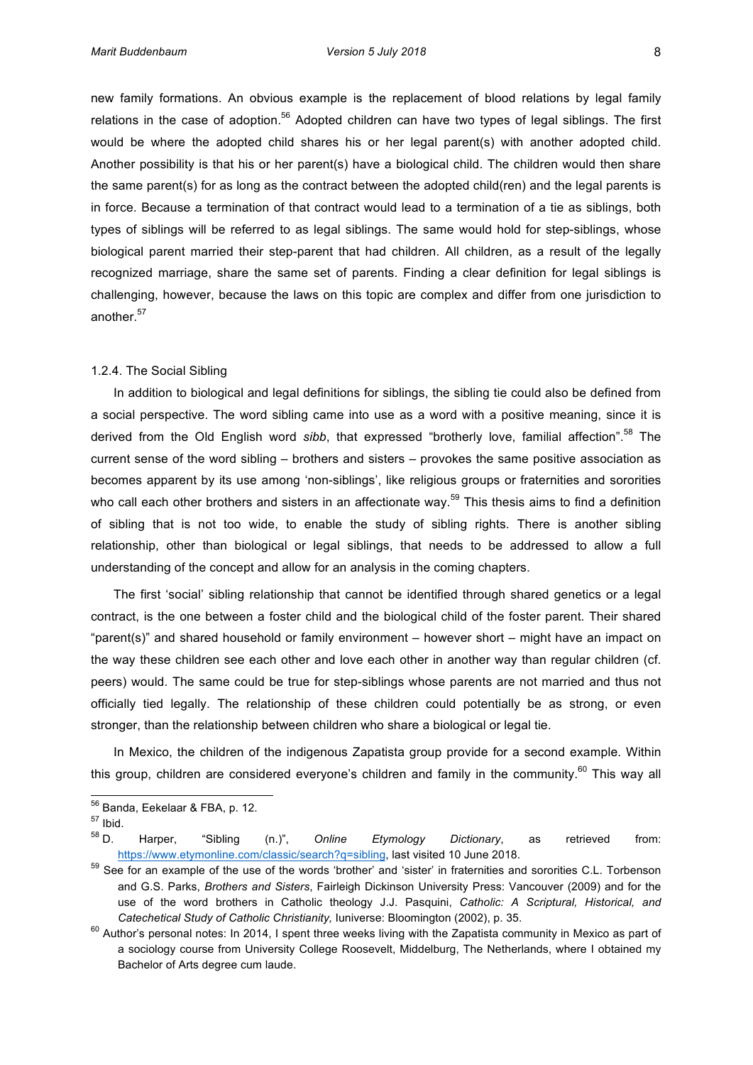new family formations. An obvious example is the replacement of blood relations by legal family relations in the case of adoption.[56] Adopted children can have two types of legal siblings. The first would be where the adopted child shares his or her legal parent(s) with another adopted child. Another possibility is that his or her parent(s) have a biological child. The children would then share the same parent(s) for as long as the contract between the adopted child(ren) and the legal parents is in force. Because a termination of that contract would lead to a termination of a tie as siblings, both types of siblings will be referred to as legal siblings. The same would hold for step-siblings, whose biological parent married their step-parent that had children. All children, as a result of the legally recognized marriage, share the same set of parents. Finding a clear definition for legal siblings is challenging, however, because the laws on this topic are complex and differ from one jurisdiction to another.[57]

### 1.2.4. The Social Sibling

In addition to biological and legal definitions for siblings, the sibling tie could also be defined from a social perspective. The word sibling came into use as a word with a positive meaning, since it is derived from the Old English word *sibb*, that expressed "brotherly love, familial affection".[58] The current sense of the word sibling – brothers and sisters – provokes the same positive association as becomes apparent by its use among 'non-siblings', like religious groups or fraternities and sororities who call each other brothers and sisters in an affectionate way.[59] This thesis aims to find a definition of sibling that is not too wide, to enable the study of sibling rights. There is another sibling relationship, other than biological or legal siblings, that needs to be addressed to allow a full understanding of the concept and allow for an analysis in the coming chapters.

The first 'social' sibling relationship that cannot be identified through shared genetics or a legal contract, is the one between a foster child and the biological child of the foster parent. Their shared "parent(s)" and shared household or family environment – however short – might have an impact on the way these children see each other and love each other in another way than regular children (cf. peers) would. The same could be true for step-siblings whose parents are not married and thus not officially tied legally. The relationship of these children could potentially be as strong, or even stronger, than the relationship between children who share a biological or legal tie.

In Mexico, the children of the indigenous Zapatista group provide for a second example. Within this group, children are considered everyone's children and family in the community.[60] This way all

---

[56] Banda, Eekelaar & FBA, p. 12.

[57] Ibid.

[58] D. Harper, "Sibling (n.)", *Online Etymology Dictionary*, as retrieved from: https://www.etymonline.com/classic/search?q=sibling, last visited 10 June 2018.

[59] See for an example of the use of the words 'brother' and 'sister' in fraternities and sororities C.L. Torbenson and G.S. Parks, *Brothers and Sisters*, Fairleigh Dickinson University Press: Vancouver (2009) and for the use of the word brothers in Catholic theology J.J. Pasquini, *Catholic: A Scriptural, Historical, and Catechetical Study of Catholic Christianity,* Iuniverse: Bloomington (2002), p. 35.

[60] Author's personal notes: In 2014, I spent three weeks living with the Zapatista community in Mexico as part of a sociology course from University College Roosevelt, Middelburg, The Netherlands, where I obtained my Bachelor of Arts degree cum laude.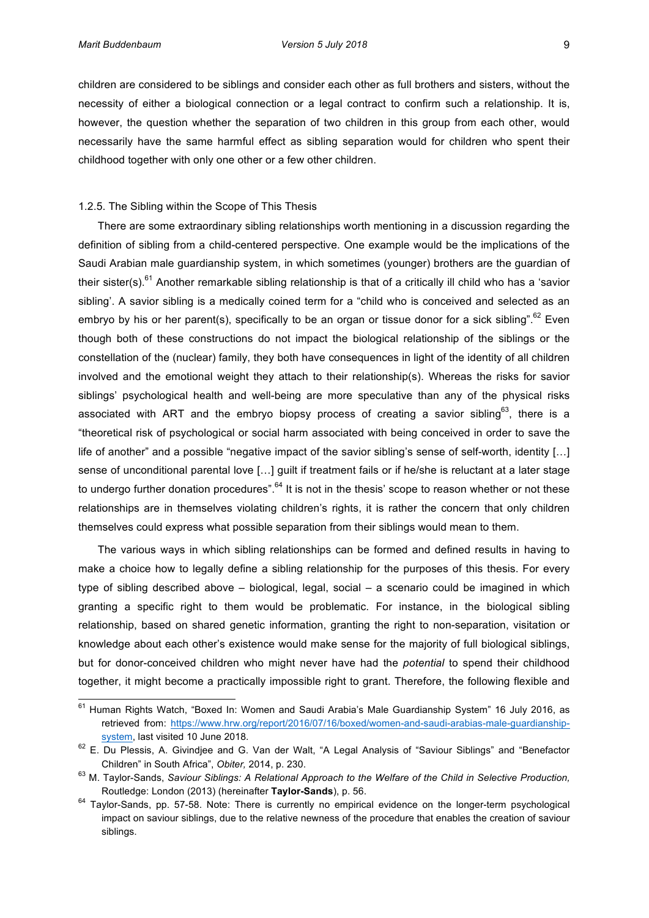children are considered to be siblings and consider each other as full brothers and sisters, without the necessity of either a biological connection or a legal contract to confirm such a relationship. It is, however, the question whether the separation of two children in this group from each other, would necessarily have the same harmful effect as sibling separation would for children who spent their childhood together with only one other or a few other children.

### 1.2.5. The Sibling within the Scope of This Thesis

There are some extraordinary sibling relationships worth mentioning in a discussion regarding the definition of sibling from a child-centered perspective. One example would be the implications of the Saudi Arabian male guardianship system, in which sometimes (younger) brothers are the guardian of their sister(s).[61] Another remarkable sibling relationship is that of a critically ill child who has a 'savior sibling'. A savior sibling is a medically coined term for a "child who is conceived and selected as an embryo by his or her parent(s), specifically to be an organ or tissue donor for a sick sibling".[62] Even though both of these constructions do not impact the biological relationship of the siblings or the constellation of the (nuclear) family, they both have consequences in light of the identity of all children involved and the emotional weight they attach to their relationship(s). Whereas the risks for savior siblings' psychological health and well-being are more speculative than any of the physical risks associated with ART and the embryo biopsy process of creating a savior sibling[63], there is a "theoretical risk of psychological or social harm associated with being conceived in order to save the life of another" and a possible "negative impact of the savior sibling's sense of self-worth, identity […] sense of unconditional parental love […] guilt if treatment fails or if he/she is reluctant at a later stage to undergo further donation procedures".[64] It is not in the thesis' scope to reason whether or not these relationships are in themselves violating children's rights, it is rather the concern that only children themselves could express what possible separation from their siblings would mean to them.

The various ways in which sibling relationships can be formed and defined results in having to make a choice how to legally define a sibling relationship for the purposes of this thesis. For every type of sibling described above – biological, legal, social – a scenario could be imagined in which granting a specific right to them would be problematic. For instance, in the biological sibling relationship, based on shared genetic information, granting the right to non-separation, visitation or knowledge about each other's existence would make sense for the majority of full biological siblings, but for donor-conceived children who might never have had the *potential* to spend their childhood together, it might become a practically impossible right to grant. Therefore, the following flexible and

---

[61] Human Rights Watch, "Boxed In: Women and Saudi Arabia's Male Guardianship System" 16 July 2016, as retrieved from: https://www.hrw.org/report/2016/07/16/boxed/women-and-saudi-arabias-male-guardianship-system, last visited 10 June 2018.

[62] E. Du Plessis, A. Givindjee and G. Van der Walt, "A Legal Analysis of "Saviour Siblings" and "Benefactor Children" in South Africa", *Obiter,* 2014, p. 230.

[63] M. Taylor-Sands, *Saviour Siblings: A Relational Approach to the Welfare of the Child in Selective Production,* Routledge: London (2013) (hereinafter **Taylor-Sands**), p. 56.

[64] Taylor-Sands, pp. 57-58. Note: There is currently no empirical evidence on the longer-term psychological impact on saviour siblings, due to the relative newness of the procedure that enables the creation of saviour siblings.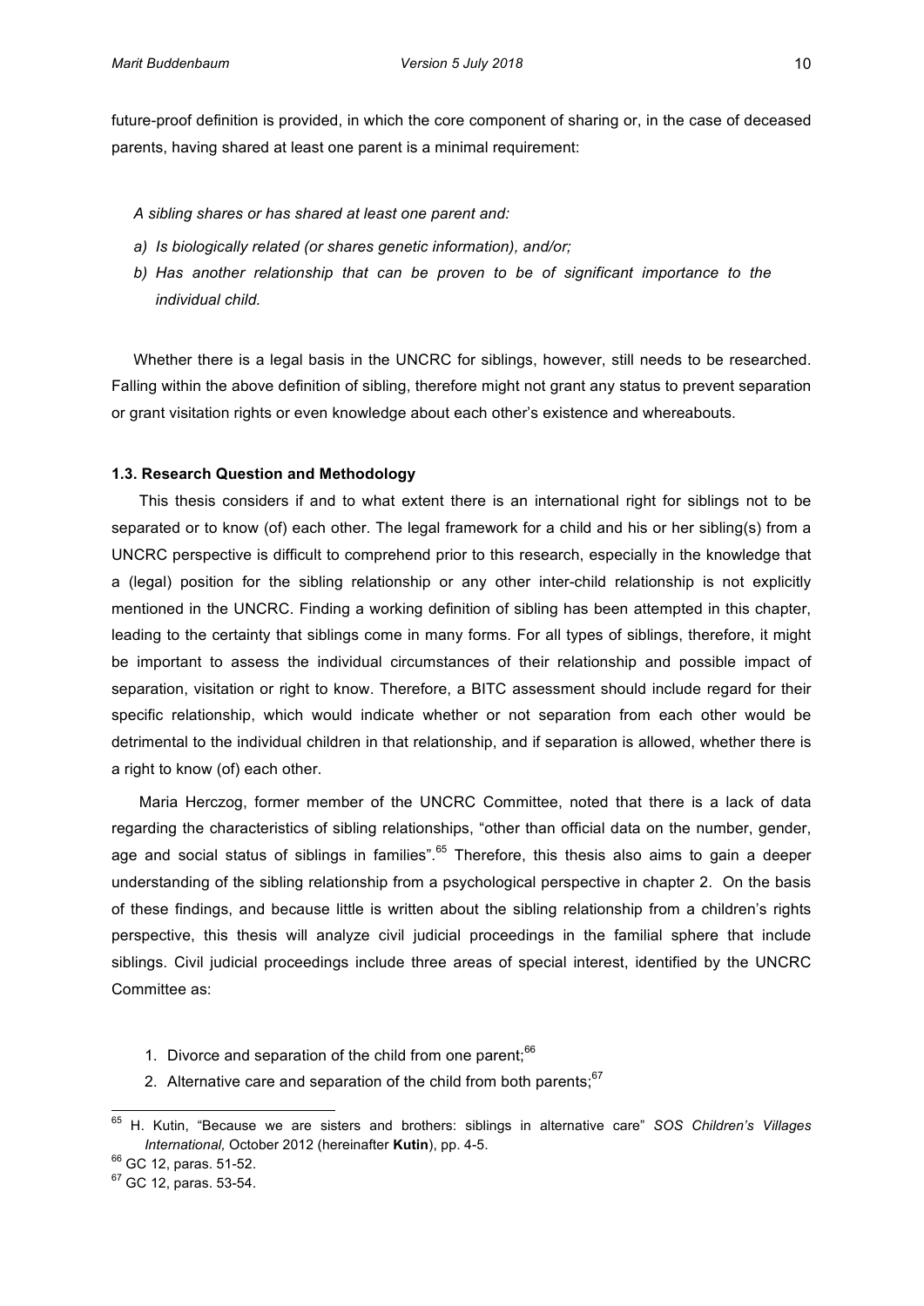future-proof definition is provided, in which the core component of sharing or, in the case of deceased parents, having shared at least one parent is a minimal requirement:

*A sibling shares or has shared at least one parent and:*

*a) Is biologically related (or shares genetic information), and/or;*

*b) Has another relationship that can be proven to be of significant importance to the individual child.*

Whether there is a legal basis in the UNCRC for siblings, however, still needs to be researched. Falling within the above definition of sibling, therefore might not grant any status to prevent separation or grant visitation rights or even knowledge about each other's existence and whereabouts.

### 1.3. Research Question and Methodology

This thesis considers if and to what extent there is an international right for siblings not to be separated or to know (of) each other. The legal framework for a child and his or her sibling(s) from a UNCRC perspective is difficult to comprehend prior to this research, especially in the knowledge that a (legal) position for the sibling relationship or any other inter-child relationship is not explicitly mentioned in the UNCRC. Finding a working definition of sibling has been attempted in this chapter, leading to the certainty that siblings come in many forms. For all types of siblings, therefore, it might be important to assess the individual circumstances of their relationship and possible impact of separation, visitation or right to know. Therefore, a BITC assessment should include regard for their specific relationship, which would indicate whether or not separation from each other would be detrimental to the individual children in that relationship, and if separation is allowed, whether there is a right to know (of) each other.

Maria Herczog, former member of the UNCRC Committee, noted that there is a lack of data regarding the characteristics of sibling relationships, "other than official data on the number, gender, age and social status of siblings in families".[65] Therefore, this thesis also aims to gain a deeper understanding of the sibling relationship from a psychological perspective in chapter 2. On the basis of these findings, and because little is written about the sibling relationship from a children's rights perspective, this thesis will analyze civil judicial proceedings in the familial sphere that include siblings. Civil judicial proceedings include three areas of special interest, identified by the UNCRC Committee as:

1. Divorce and separation of the child from one parent;[66]
2. Alternative care and separation of the child from both parents;[67]

---

[65] H. Kutin, "Because we are sisters and brothers: siblings in alternative care" *SOS Children's Villages International,* October 2012 (hereinafter **Kutin**), pp. 4-5.

[66] GC 12, paras. 51-52.

[67] GC 12, paras. 53-54.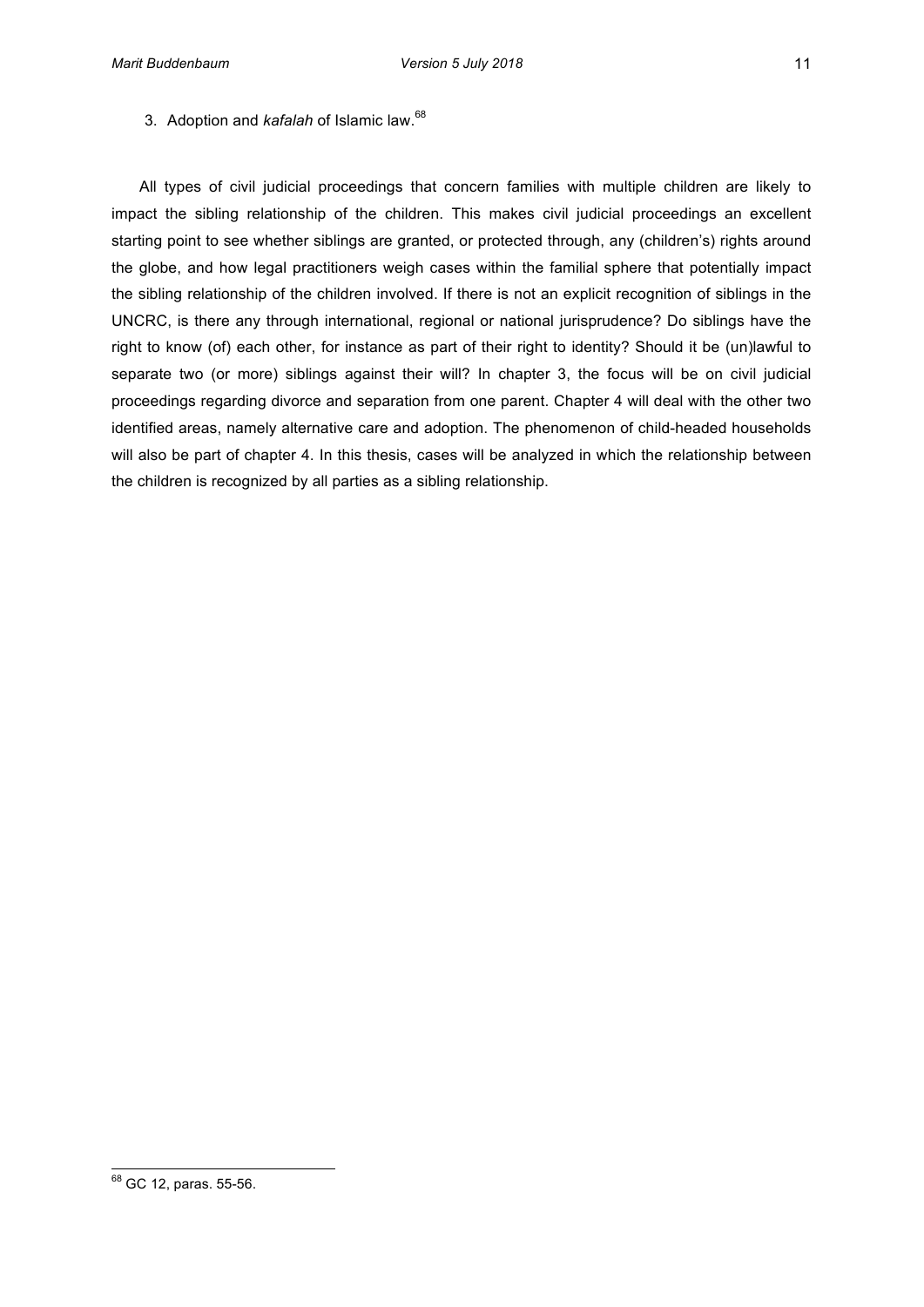3. Adoption and *kafalah* of Islamic law.[68]

All types of civil judicial proceedings that concern families with multiple children are likely to impact the sibling relationship of the children. This makes civil judicial proceedings an excellent starting point to see whether siblings are granted, or protected through, any (children's) rights around the globe, and how legal practitioners weigh cases within the familial sphere that potentially impact the sibling relationship of the children involved. If there is not an explicit recognition of siblings in the UNCRC, is there any through international, regional or national jurisprudence? Do siblings have the right to know (of) each other, for instance as part of their right to identity? Should it be (un)lawful to separate two (or more) siblings against their will? In chapter 3, the focus will be on civil judicial proceedings regarding divorce and separation from one parent. Chapter 4 will deal with the other two identified areas, namely alternative care and adoption. The phenomenon of child-headed households will also be part of chapter 4. In this thesis, cases will be analyzed in which the relationship between the children is recognized by all parties as a sibling relationship.

[68] GC 12, paras. 55-56.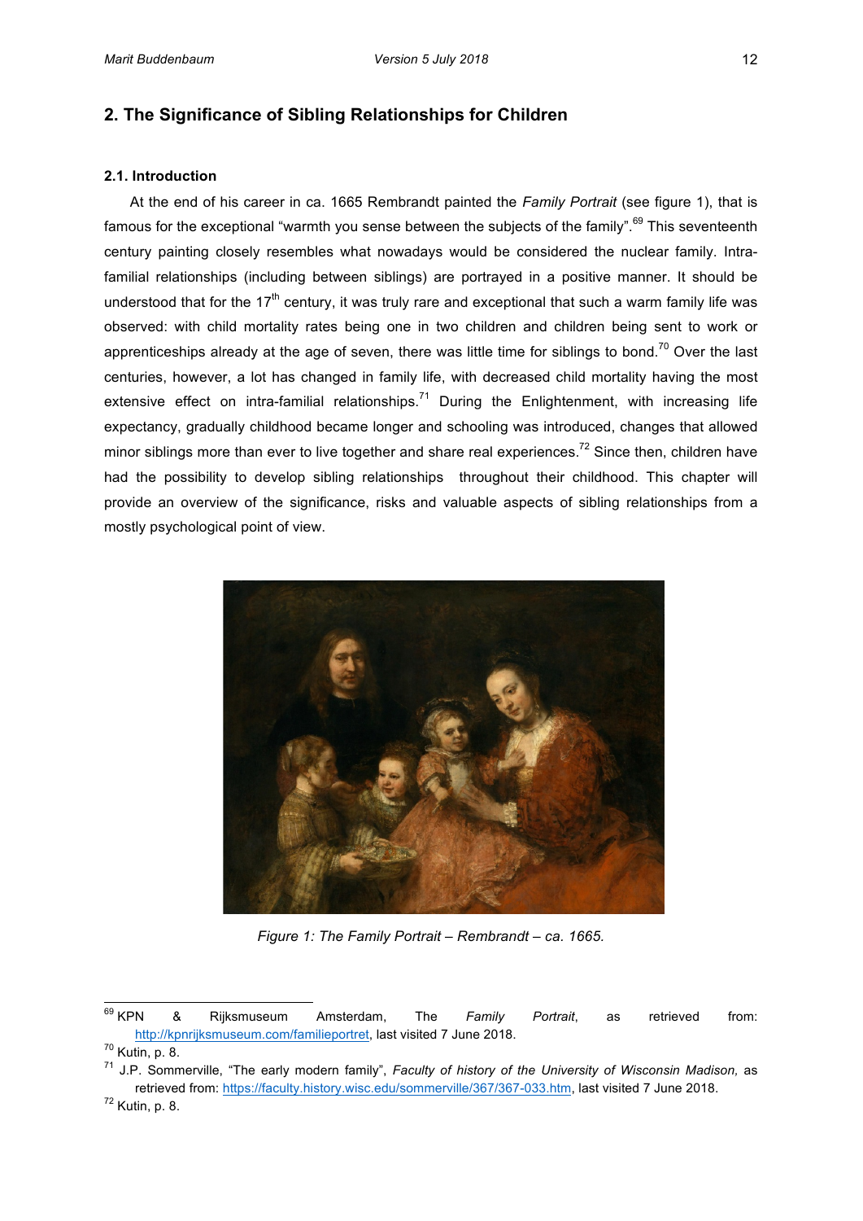## 2. The Significance of Sibling Relationships for Children

### 2.1. Introduction

At the end of his career in ca. 1665 Rembrandt painted the *Family Portrait* (see figure 1), that is famous for the exceptional "warmth you sense between the subjects of the family".[69] This seventeenth century painting closely resembles what nowadays would be considered the nuclear family. Intra-familial relationships (including between siblings) are portrayed in a positive manner. It should be understood that for the 17th century, it was truly rare and exceptional that such a warm family life was observed: with child mortality rates being one in two children and children being sent to work or apprenticeships already at the age of seven, there was little time for siblings to bond.[70] Over the last centuries, however, a lot has changed in family life, with decreased child mortality having the most extensive effect on intra-familial relationships.[71] During the Enlightenment, with increasing life expectancy, gradually childhood became longer and schooling was introduced, changes that allowed minor siblings more than ever to live together and share real experiences.[72] Since then, children have had the possibility to develop sibling relationships throughout their childhood. This chapter will provide an overview of the significance, risks and valuable aspects of sibling relationships from a mostly psychological point of view.

*Figure 1: The Family Portrait – Rembrandt – ca. 1665.*

---

[69] KPN & Rijksmuseum Amsterdam, The *Family Portrait*, as retrieved from: http://kpnrijksmuseum.com/familieportret, last visited 7 June 2018.

[70] Kutin, p. 8.

[71] J.P. Sommerville, "The early modern family", *Faculty of history of the University of Wisconsin Madison*, as retrieved from: https://faculty.history.wisc.edu/sommerville/367/367-033.htm, last visited 7 June 2018.

[72] Kutin, p. 8.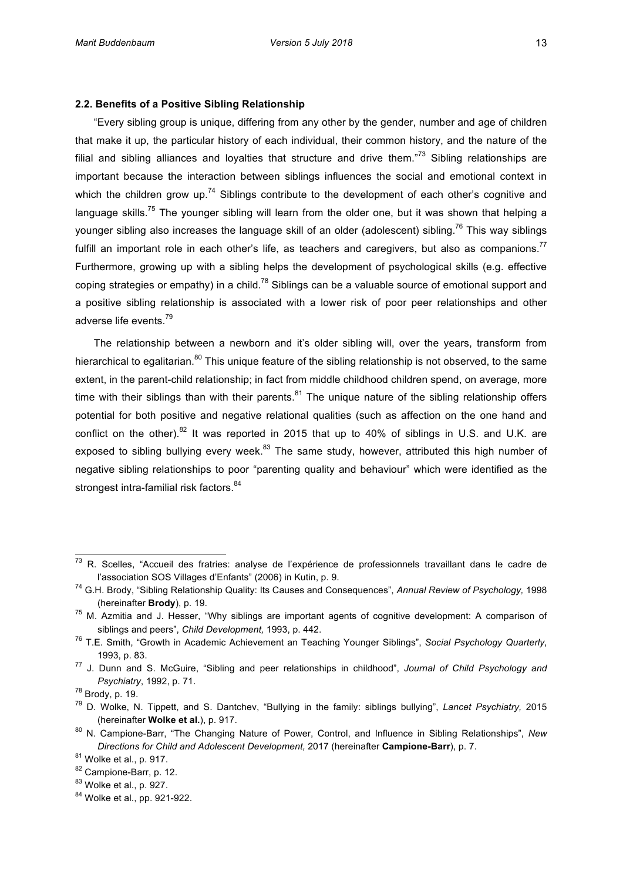### 2.2. Benefits of a Positive Sibling Relationship

"Every sibling group is unique, differing from any other by the gender, number and age of children that make it up, the particular history of each individual, their common history, and the nature of the filial and sibling alliances and loyalties that structure and drive them."[73] Sibling relationships are important because the interaction between siblings influences the social and emotional context in which the children grow up.[74] Siblings contribute to the development of each other's cognitive and language skills.[75] The younger sibling will learn from the older one, but it was shown that helping a younger sibling also increases the language skill of an older (adolescent) sibling.[76] This way siblings fulfill an important role in each other's life, as teachers and caregivers, but also as companions.[77] Furthermore, growing up with a sibling helps the development of psychological skills (e.g. effective coping strategies or empathy) in a child.[78] Siblings can be a valuable source of emotional support and a positive sibling relationship is associated with a lower risk of poor peer relationships and other adverse life events.[79]

The relationship between a newborn and it's older sibling will, over the years, transform from hierarchical to egalitarian.[80] This unique feature of the sibling relationship is not observed, to the same extent, in the parent-child relationship; in fact from middle childhood children spend, on average, more time with their siblings than with their parents.[81] The unique nature of the sibling relationship offers potential for both positive and negative relational qualities (such as affection on the one hand and conflict on the other).[82] It was reported in 2015 that up to 40% of siblings in U.S. and U.K. are exposed to sibling bullying every week.[83] The same study, however, attributed this high number of negative sibling relationships to poor "parenting quality and behaviour" which were identified as the strongest intra-familial risk factors.[84]

---

[73] R. Scelles, "Accueil des fratries: analyse de l'expérience de professionnels travaillant dans le cadre de l'association SOS Villages d'Enfants" (2006) in Kutin, p. 9.

[74] G.H. Brody, "Sibling Relationship Quality: Its Causes and Consequences", *Annual Review of Psychology,* 1998 (hereinafter **Brody**), p. 19.

[75] M. Azmitia and J. Hesser, "Why siblings are important agents of cognitive development: A comparison of siblings and peers", *Child Development,* 1993, p. 442.

[76] T.E. Smith, "Growth in Academic Achievement an Teaching Younger Siblings", *Social Psychology Quarterly*, 1993, p. 83.

[77] J. Dunn and S. McGuire, "Sibling and peer relationships in childhood", *Journal of Child Psychology and Psychiatry*, 1992, p. 71.

[78] Brody, p. 19.

[79] D. Wolke, N. Tippett, and S. Dantchev, "Bullying in the family: siblings bullying", *Lancet Psychiatry,* 2015 (hereinafter **Wolke et al.**), p. 917.

[80] N. Campione-Barr, "The Changing Nature of Power, Control, and Influence in Sibling Relationships", *New Directions for Child and Adolescent Development,* 2017 (hereinafter **Campione-Barr**), p. 7.

[81] Wolke et al., p. 917.

[82] Campione-Barr, p. 12.

[83] Wolke et al., p. 927.

[84] Wolke et al., pp. 921-922.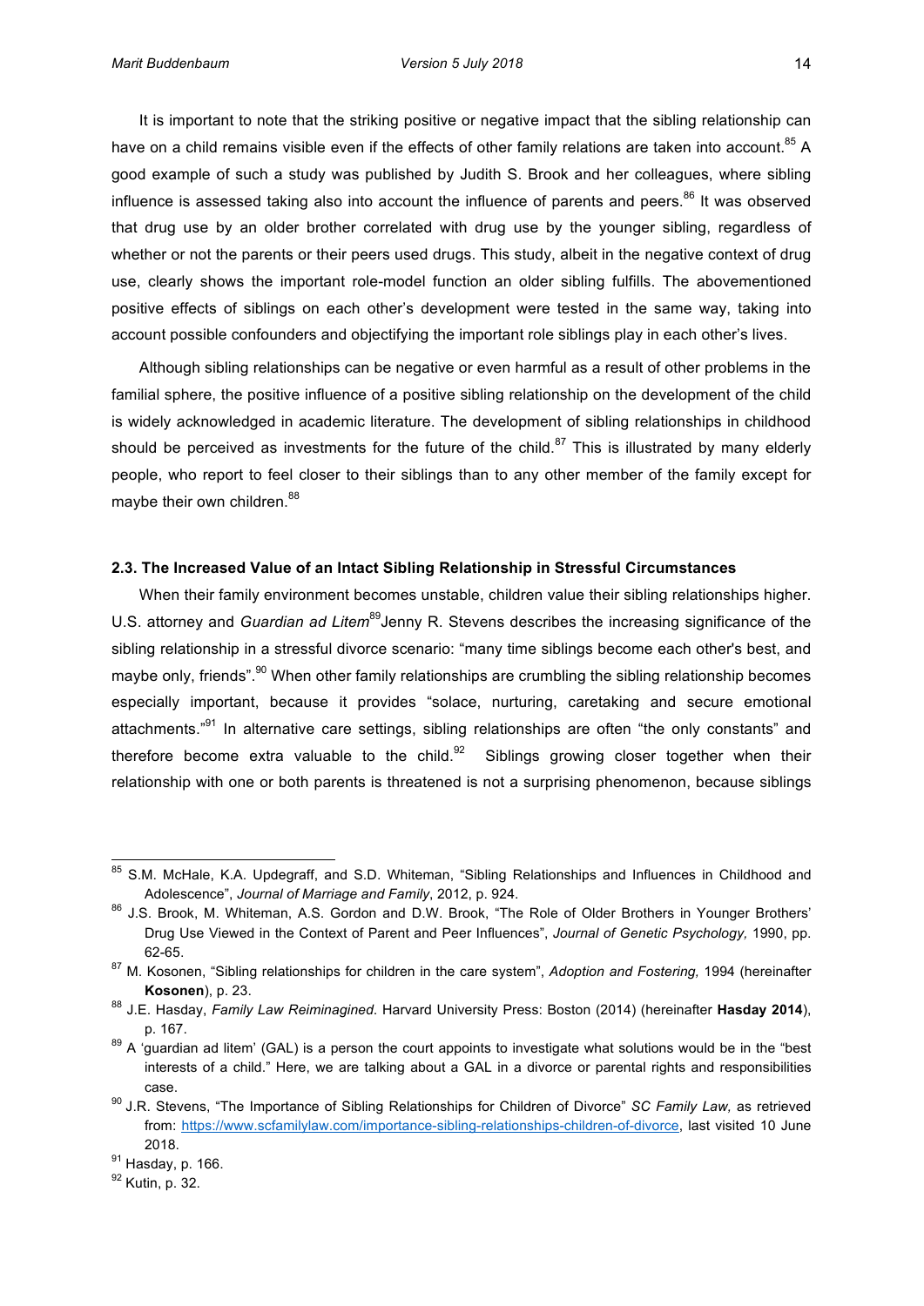It is important to note that the striking positive or negative impact that the sibling relationship can have on a child remains visible even if the effects of other family relations are taken into account.[85] A good example of such a study was published by Judith S. Brook and her colleagues, where sibling influence is assessed taking also into account the influence of parents and peers.[86] It was observed that drug use by an older brother correlated with drug use by the younger sibling, regardless of whether or not the parents or their peers used drugs. This study, albeit in the negative context of drug use, clearly shows the important role-model function an older sibling fulfills. The abovementioned positive effects of siblings on each other's development were tested in the same way, taking into account possible confounders and objectifying the important role siblings play in each other's lives.

Although sibling relationships can be negative or even harmful as a result of other problems in the familial sphere, the positive influence of a positive sibling relationship on the development of the child is widely acknowledged in academic literature. The development of sibling relationships in childhood should be perceived as investments for the future of the child.[87] This is illustrated by many elderly people, who report to feel closer to their siblings than to any other member of the family except for maybe their own children.[88]

### 2.3. The Increased Value of an Intact Sibling Relationship in Stressful Circumstances

When their family environment becomes unstable, children value their sibling relationships higher. U.S. attorney and *Guardian ad Litem*[89] Jenny R. Stevens describes the increasing significance of the sibling relationship in a stressful divorce scenario: "many time siblings become each other's best, and maybe only, friends".[90] When other family relationships are crumbling the sibling relationship becomes especially important, because it provides "solace, nurturing, caretaking and secure emotional attachments."[91] In alternative care settings, sibling relationships are often "the only constants" and therefore become extra valuable to the child.[92] Siblings growing closer together when their relationship with one or both parents is threatened is not a surprising phenomenon, because siblings

---

[85] S.M. McHale, K.A. Updegraff, and S.D. Whiteman, "Sibling Relationships and Influences in Childhood and Adolescence", *Journal of Marriage and Family*, 2012, p. 924.

[86] J.S. Brook, M. Whiteman, A.S. Gordon and D.W. Brook, "The Role of Older Brothers in Younger Brothers' Drug Use Viewed in the Context of Parent and Peer Influences", *Journal of Genetic Psychology,* 1990, pp. 62-65.

[87] M. Kosonen, "Sibling relationships for children in the care system", *Adoption and Fostering,* 1994 (hereinafter **Kosonen**), p. 23.

[88] J.E. Hasday, *Family Law Reiminagined.* Harvard University Press: Boston (2014) (hereinafter **Hasday 2014**), p. 167.

[89] A 'guardian ad litem' (GAL) is a person the court appoints to investigate what solutions would be in the "best interests of a child." Here, we are talking about a GAL in a divorce or parental rights and responsibilities case.

[90] J.R. Stevens, "The Importance of Sibling Relationships for Children of Divorce" *SC Family Law,* as retrieved from: https://www.scfamilylaw.com/importance-sibling-relationships-children-of-divorce, last visited 10 June 2018.

[91] Hasday, p. 166.

[92] Kutin, p. 32.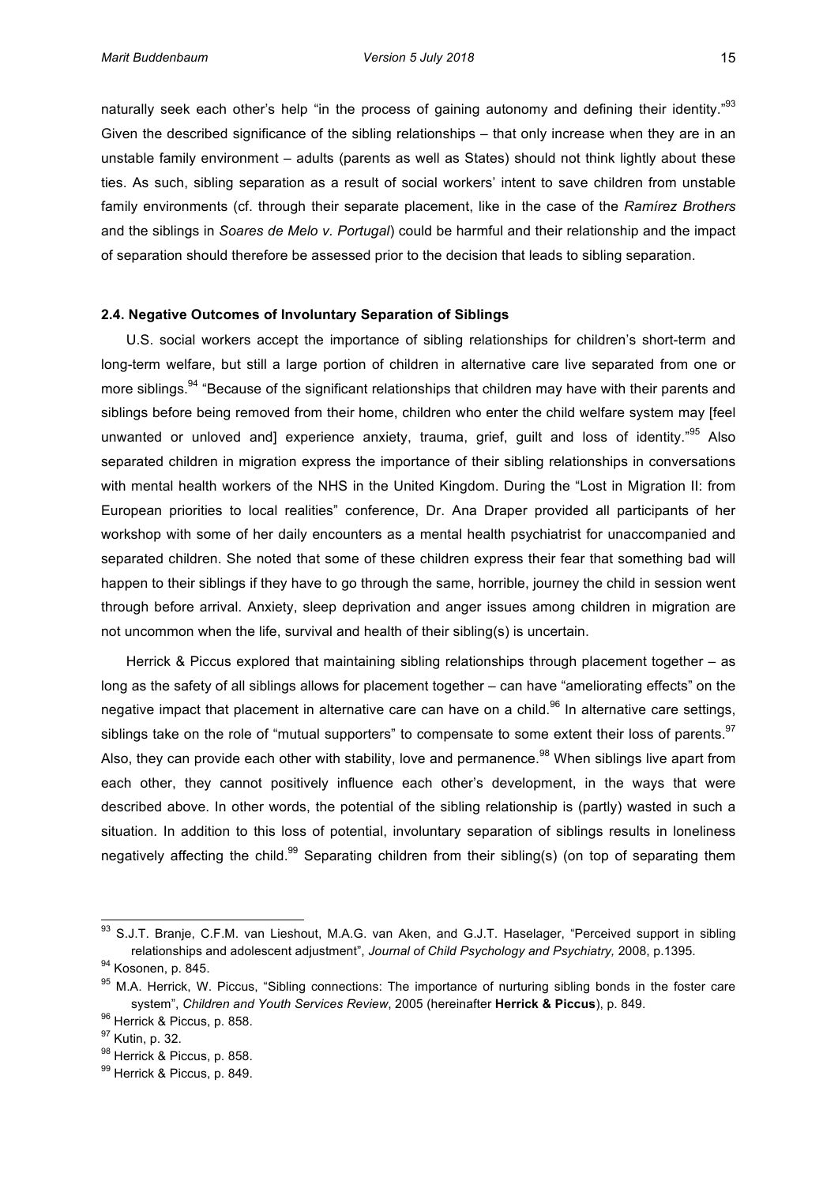naturally seek each other's help "in the process of gaining autonomy and defining their identity."[93] Given the described significance of the sibling relationships – that only increase when they are in an unstable family environment – adults (parents as well as States) should not think lightly about these ties. As such, sibling separation as a result of social workers' intent to save children from unstable family environments (cf. through their separate placement, like in the case of the *Ramírez Brothers* and the siblings in *Soares de Melo v. Portugal*) could be harmful and their relationship and the impact of separation should therefore be assessed prior to the decision that leads to sibling separation.

### 2.4. Negative Outcomes of Involuntary Separation of Siblings

U.S. social workers accept the importance of sibling relationships for children's short-term and long-term welfare, but still a large portion of children in alternative care live separated from one or more siblings.[94] "Because of the significant relationships that children may have with their parents and siblings before being removed from their home, children who enter the child welfare system may [feel unwanted or unloved and] experience anxiety, trauma, grief, guilt and loss of identity."[95] Also separated children in migration express the importance of their sibling relationships in conversations with mental health workers of the NHS in the United Kingdom. During the "Lost in Migration II: from European priorities to local realities" conference, Dr. Ana Draper provided all participants of her workshop with some of her daily encounters as a mental health psychiatrist for unaccompanied and separated children. She noted that some of these children express their fear that something bad will happen to their siblings if they have to go through the same, horrible, journey the child in session went through before arrival. Anxiety, sleep deprivation and anger issues among children in migration are not uncommon when the life, survival and health of their sibling(s) is uncertain.

Herrick & Piccus explored that maintaining sibling relationships through placement together – as long as the safety of all siblings allows for placement together – can have "ameliorating effects" on the negative impact that placement in alternative care can have on a child.[96] In alternative care settings, siblings take on the role of "mutual supporters" to compensate to some extent their loss of parents.[97] Also, they can provide each other with stability, love and permanence.[98] When siblings live apart from each other, they cannot positively influence each other's development, in the ways that were described above. In other words, the potential of the sibling relationship is (partly) wasted in such a situation. In addition to this loss of potential, involuntary separation of siblings results in loneliness negatively affecting the child.[99] Separating children from their sibling(s) (on top of separating them

---

[93] S.J.T. Branje, C.F.M. van Lieshout, M.A.G. van Aken, and G.J.T. Haselager, "Perceived support in sibling relationships and adolescent adjustment", *Journal of Child Psychology and Psychiatry,* 2008, p.1395.

[94] Kosonen, p. 845.

[95] M.A. Herrick, W. Piccus, "Sibling connections: The importance of nurturing sibling bonds in the foster care system", *Children and Youth Services Review*, 2005 (hereinafter **Herrick & Piccus**), p. 849.

[96] Herrick & Piccus, p. 858.

[97] Kutin, p. 32.

[98] Herrick & Piccus, p. 858.

[99] Herrick & Piccus, p. 849.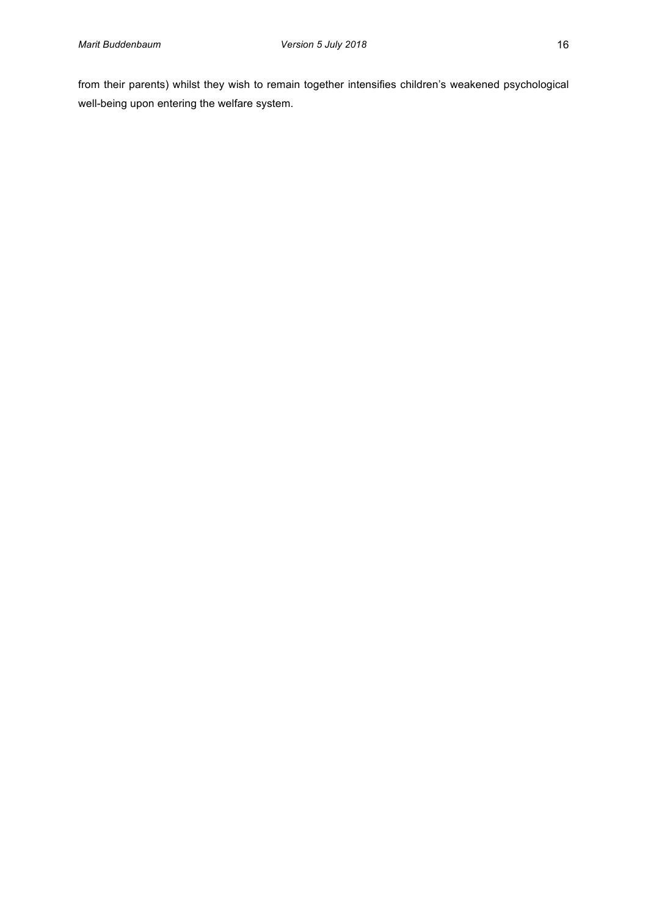from their parents) whilst they wish to remain together intensifies children's weakened psychological well-being upon entering the welfare system.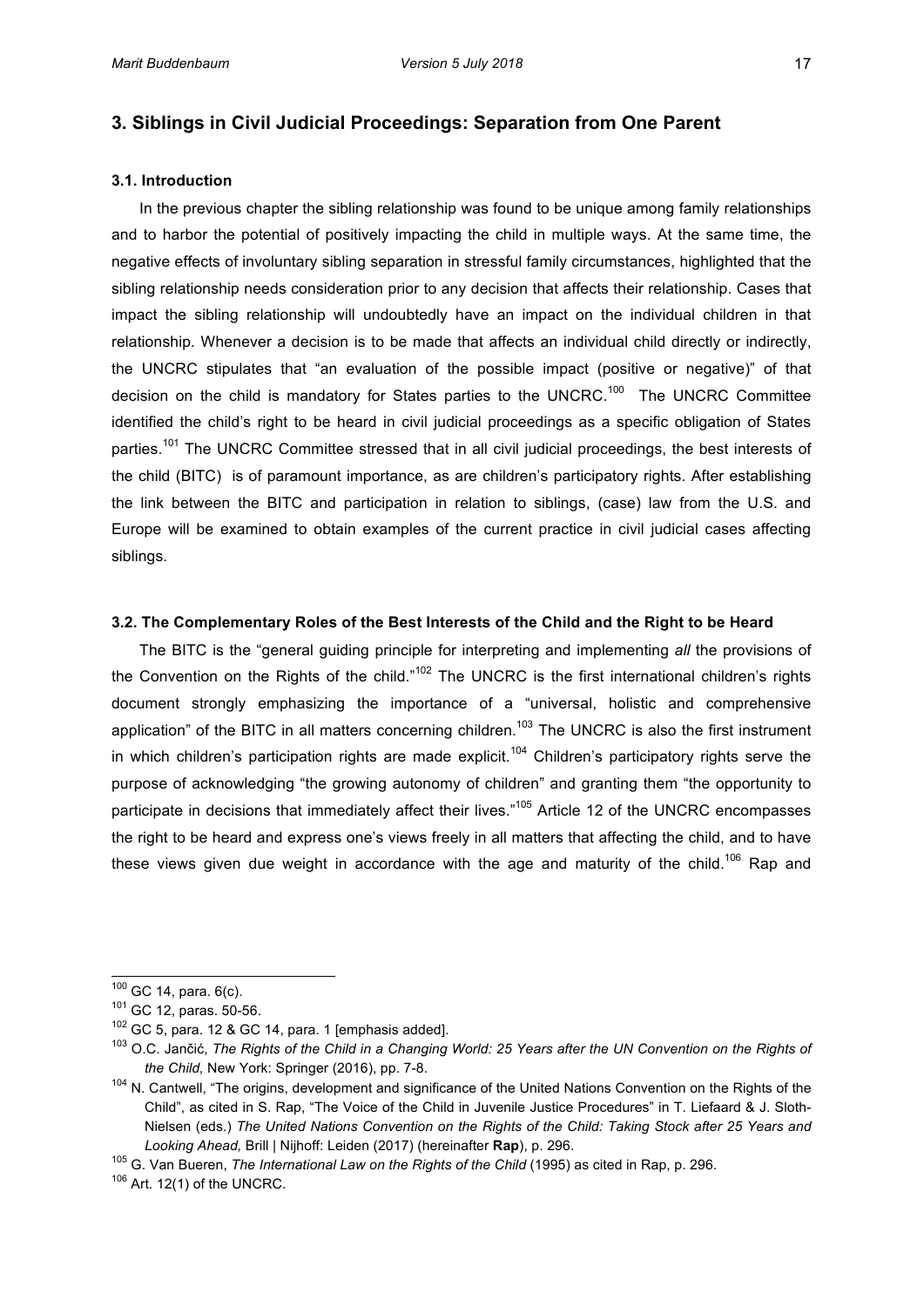## 3. Siblings in Civil Judicial Proceedings: Separation from One Parent

### 3.1. Introduction

In the previous chapter the sibling relationship was found to be unique among family relationships and to harbor the potential of positively impacting the child in multiple ways. At the same time, the negative effects of involuntary sibling separation in stressful family circumstances, highlighted that the sibling relationship needs consideration prior to any decision that affects their relationship. Cases that impact the sibling relationship will undoubtedly have an impact on the individual children in that relationship. Whenever a decision is to be made that affects an individual child directly or indirectly, the UNCRC stipulates that "an evaluation of the possible impact (positive or negative)" of that decision on the child is mandatory for States parties to the UNCRC.[100] The UNCRC Committee identified the child's right to be heard in civil judicial proceedings as a specific obligation of States parties.[101] The UNCRC Committee stressed that in all civil judicial proceedings, the best interests of the child (BITC) is of paramount importance, as are children's participatory rights. After establishing the link between the BITC and participation in relation to siblings, (case) law from the U.S. and Europe will be examined to obtain examples of the current practice in civil judicial cases affecting siblings.

### 3.2. The Complementary Roles of the Best Interests of the Child and the Right to be Heard

The BITC is the "general guiding principle for interpreting and implementing *all* the provisions of the Convention on the Rights of the child."[102] The UNCRC is the first international children's rights document strongly emphasizing the importance of a "universal, holistic and comprehensive application" of the BITC in all matters concerning children.[103] The UNCRC is also the first instrument in which children's participation rights are made explicit.[104] Children's participatory rights serve the purpose of acknowledging "the growing autonomy of children" and granting them "the opportunity to participate in decisions that immediately affect their lives."[105] Article 12 of the UNCRC encompasses the right to be heard and express one's views freely in all matters that affecting the child, and to have these views given due weight in accordance with the age and maturity of the child.[106] Rap and

---

[100] GC 14, para. 6(c).

[101] GC 12, paras. 50-56.

[102] GC 5, para. 12 & GC 14, para. 1 [emphasis added].

[103] O.C. Jančić, *The Rights of the Child in a Changing World: 25 Years after the UN Convention on the Rights of the Child,* New York: Springer (2016), pp. 7-8.

[104] N. Cantwell, "The origins, development and significance of the United Nations Convention on the Rights of the Child", as cited in S. Rap, "The Voice of the Child in Juvenile Justice Procedures" in T. Liefaard & J. Sloth-Nielsen (eds.) *The United Nations Convention on the Rights of the Child: Taking Stock after 25 Years and Looking Ahead,* Brill | Nijhoff: Leiden (2017) (hereinafter **Rap**), p. 296.

[105] G. Van Bueren, *The International Law on the Rights of the Child* (1995) as cited in Rap, p. 296.

[106] Art. 12(1) of the UNCRC.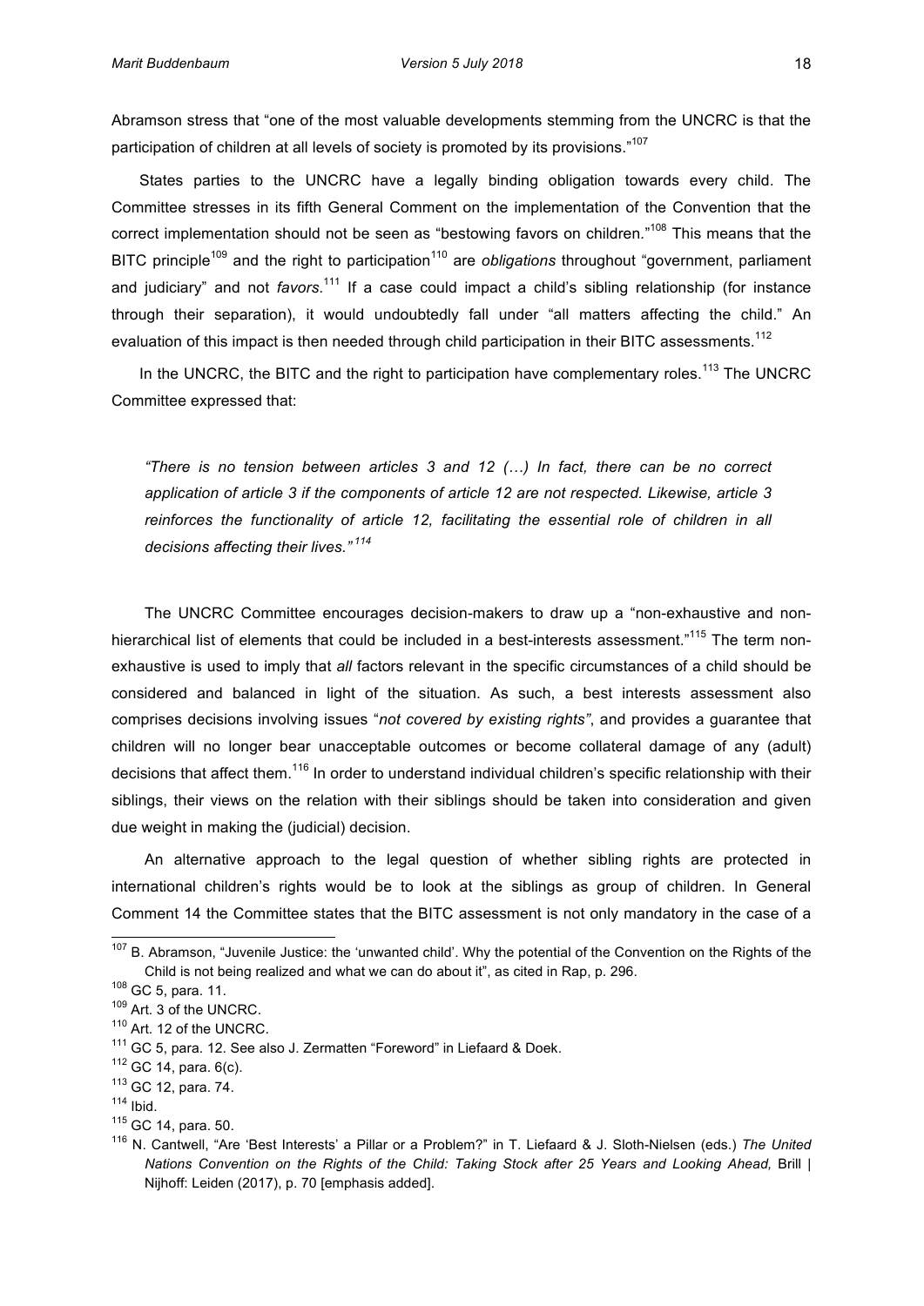Abramson stress that "one of the most valuable developments stemming from the UNCRC is that the participation of children at all levels of society is promoted by its provisions."[107]

States parties to the UNCRC have a legally binding obligation towards every child. The Committee stresses in its fifth General Comment on the implementation of the Convention that the correct implementation should not be seen as "bestowing favors on children."[108] This means that the BITC principle[109] and the right to participation[110] are *obligations* throughout "government, parliament and judiciary" and not *favors*.[111] If a case could impact a child's sibling relationship (for instance through their separation), it would undoubtedly fall under "all matters affecting the child." An evaluation of this impact is then needed through child participation in their BITC assessments.[112]

In the UNCRC, the BITC and the right to participation have complementary roles.[113] The UNCRC Committee expressed that:

> *"There is no tension between articles 3 and 12 (…) In fact, there can be no correct application of article 3 if the components of article 12 are not respected. Likewise, article 3 reinforces the functionality of article 12, facilitating the essential role of children in all decisions affecting their lives."*[114]

The UNCRC Committee encourages decision-makers to draw up a "non-exhaustive and non-hierarchical list of elements that could be included in a best-interests assessment."[115] The term non-exhaustive is used to imply that *all* factors relevant in the specific circumstances of a child should be considered and balanced in light of the situation. As such, a best interests assessment also comprises decisions involving issues "*not covered by existing rights"*, and provides a guarantee that children will no longer bear unacceptable outcomes or become collateral damage of any (adult) decisions that affect them.[116] In order to understand individual children's specific relationship with their siblings, their views on the relation with their siblings should be taken into consideration and given due weight in making the (judicial) decision.

An alternative approach to the legal question of whether sibling rights are protected in international children's rights would be to look at the siblings as group of children. In General Comment 14 the Committee states that the BITC assessment is not only mandatory in the case of a

---

[107] B. Abramson, "Juvenile Justice: the 'unwanted child'. Why the potential of the Convention on the Rights of the Child is not being realized and what we can do about it", as cited in Rap, p. 296.

[108] GC 5, para. 11.

[109] Art. 3 of the UNCRC.

[110] Art. 12 of the UNCRC.

[111] GC 5, para. 12. See also J. Zermatten "Foreword" in Liefaard & Doek.

[112] GC 14, para. 6(c).

[113] GC 12, para. 74.

[114] Ibid.

[115] GC 14, para. 50.

[116] N. Cantwell, "Are 'Best Interests' a Pillar or a Problem?" in T. Liefaard & J. Sloth-Nielsen (eds.) *The United Nations Convention on the Rights of the Child: Taking Stock after 25 Years and Looking Ahead,* Brill | Nijhoff: Leiden (2017), p. 70 [emphasis added].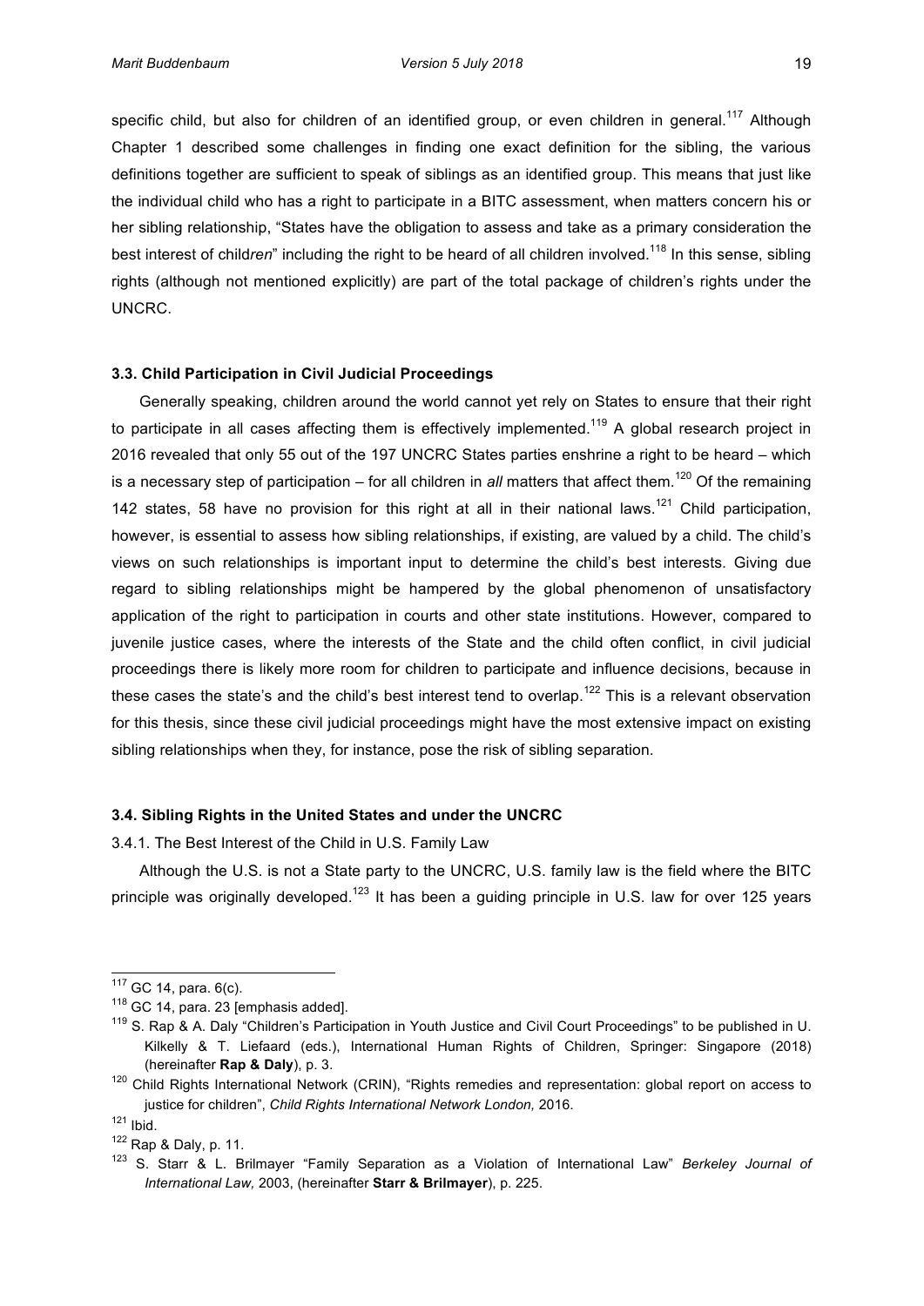specific child, but also for children of an identified group, or even children in general.[117] Although Chapter 1 described some challenges in finding one exact definition for the sibling, the various definitions together are sufficient to speak of siblings as an identified group. This means that just like the individual child who has a right to participate in a BITC assessment, when matters concern his or her sibling relationship, "States have the obligation to assess and take as a primary consideration the best interest of child*ren*" including the right to be heard of all children involved.[118] In this sense, sibling rights (although not mentioned explicitly) are part of the total package of children's rights under the UNCRC.

### 3.3. Child Participation in Civil Judicial Proceedings

Generally speaking, children around the world cannot yet rely on States to ensure that their right to participate in all cases affecting them is effectively implemented.[119] A global research project in 2016 revealed that only 55 out of the 197 UNCRC States parties enshrine a right to be heard – which is a necessary step of participation – for all children in *all* matters that affect them.[120] Of the remaining 142 states, 58 have no provision for this right at all in their national laws.[121] Child participation, however, is essential to assess how sibling relationships, if existing, are valued by a child. The child's views on such relationships is important input to determine the child's best interests. Giving due regard to sibling relationships might be hampered by the global phenomenon of unsatisfactory application of the right to participation in courts and other state institutions. However, compared to juvenile justice cases, where the interests of the State and the child often conflict, in civil judicial proceedings there is likely more room for children to participate and influence decisions, because in these cases the state's and the child's best interest tend to overlap.[122] This is a relevant observation for this thesis, since these civil judicial proceedings might have the most extensive impact on existing sibling relationships when they, for instance, pose the risk of sibling separation.

### 3.4. Sibling Rights in the United States and under the UNCRC

#### 3.4.1. The Best Interest of the Child in U.S. Family Law

Although the U.S. is not a State party to the UNCRC, U.S. family law is the field where the BITC principle was originally developed.[123] It has been a guiding principle in U.S. law for over 125 years

---

[117] GC 14, para. 6(c).

[118] GC 14, para. 23 [emphasis added].

[119] S. Rap & A. Daly "Children's Participation in Youth Justice and Civil Court Proceedings" to be published in U. Kilkelly & T. Liefaard (eds.), International Human Rights of Children, Springer: Singapore (2018) (hereinafter **Rap & Daly**), p. 3.

[120] Child Rights International Network (CRIN), "Rights remedies and representation: global report on access to justice for children", *Child Rights International Network London,* 2016.

[121] Ibid.

[122] Rap & Daly, p. 11.

[123] S. Starr & L. Brilmayer "Family Separation as a Violation of International Law" *Berkeley Journal of International Law,* 2003, (hereinafter **Starr & Brilmayer**), p. 225.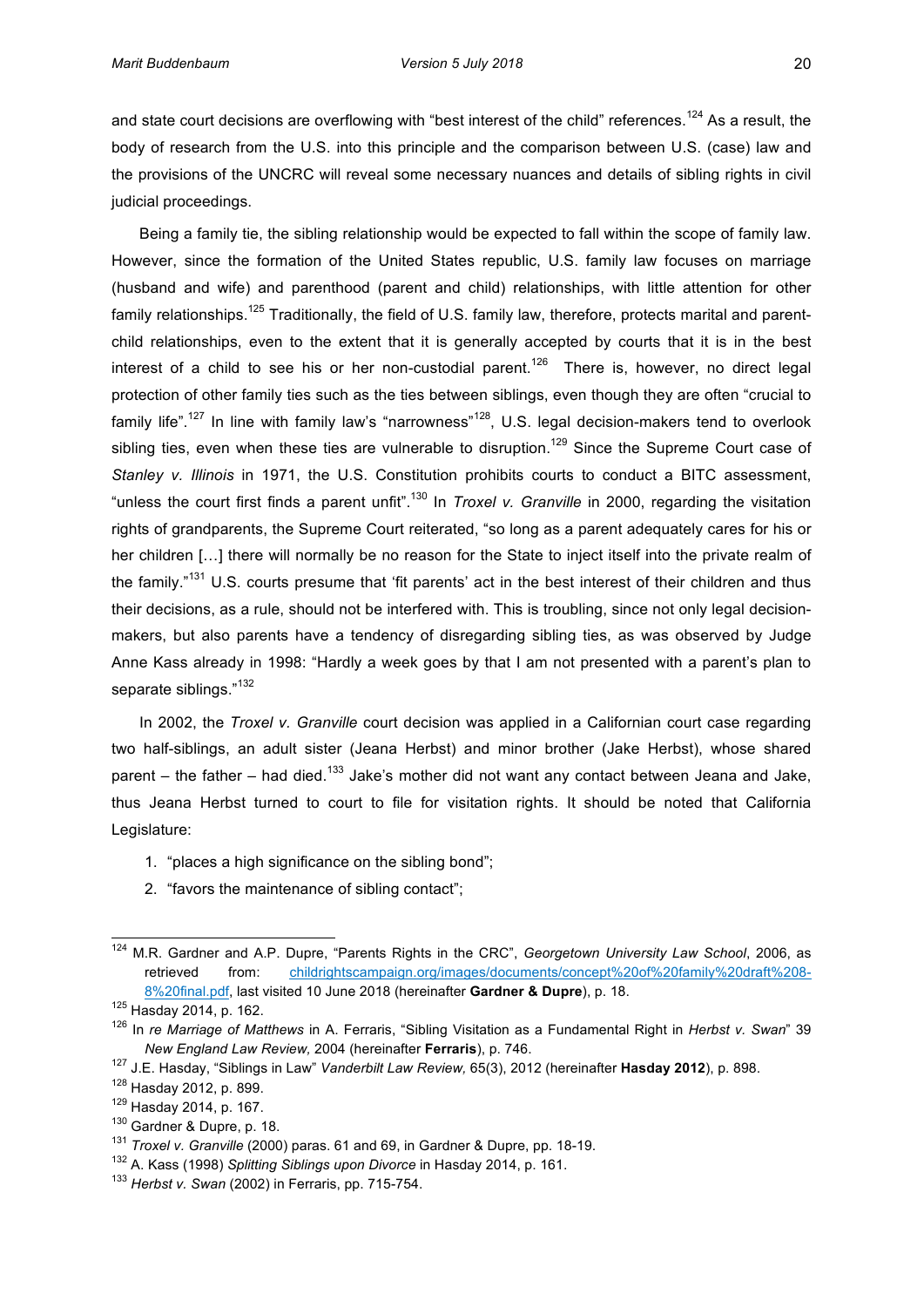and state court decisions are overflowing with "best interest of the child" references.[124] As a result, the body of research from the U.S. into this principle and the comparison between U.S. (case) law and the provisions of the UNCRC will reveal some necessary nuances and details of sibling rights in civil judicial proceedings.

Being a family tie, the sibling relationship would be expected to fall within the scope of family law. However, since the formation of the United States republic, U.S. family law focuses on marriage (husband and wife) and parenthood (parent and child) relationships, with little attention for other family relationships.[125] Traditionally, the field of U.S. family law, therefore, protects marital and parent-child relationships, even to the extent that it is generally accepted by courts that it is in the best interest of a child to see his or her non-custodial parent.[126] There is, however, no direct legal protection of other family ties such as the ties between siblings, even though they are often "crucial to family life".[127] In line with family law's "narrowness"[128], U.S. legal decision-makers tend to overlook sibling ties, even when these ties are vulnerable to disruption.[129] Since the Supreme Court case of *Stanley v. Illinois* in 1971, the U.S. Constitution prohibits courts to conduct a BITC assessment, "unless the court first finds a parent unfit".[130] In *Troxel v. Granville* in 2000, regarding the visitation rights of grandparents, the Supreme Court reiterated, "so long as a parent adequately cares for his or her children […] there will normally be no reason for the State to inject itself into the private realm of the family."[131] U.S. courts presume that 'fit parents' act in the best interest of their children and thus their decisions, as a rule, should not be interfered with. This is troubling, since not only legal decision-makers, but also parents have a tendency of disregarding sibling ties, as was observed by Judge Anne Kass already in 1998: "Hardly a week goes by that I am not presented with a parent's plan to separate siblings."[132]

In 2002, the *Troxel v. Granville* court decision was applied in a Californian court case regarding two half-siblings, an adult sister (Jeana Herbst) and minor brother (Jake Herbst), whose shared parent – the father – had died.[133] Jake's mother did not want any contact between Jeana and Jake, thus Jeana Herbst turned to court to file for visitation rights. It should be noted that California Legislature:

1. "places a high significance on the sibling bond";
2. "favors the maintenance of sibling contact";

---

[124] M.R. Gardner and A.P. Dupre, "Parents Rights in the CRC", *Georgetown University Law School*, 2006, as retrieved from: childrightscampaign.org/images/documents/concept%20of%20family%20draft%208-8%20final.pdf, last visited 10 June 2018 (hereinafter **Gardner & Dupre**), p. 18.

[125] Hasday 2014, p. 162.

[126] In *re Marriage of Matthews* in A. Ferraris, "Sibling Visitation as a Fundamental Right in *Herbst v. Swan*" 39 *New England Law Review,* 2004 (hereinafter **Ferraris**), p. 746.

[127] J.E. Hasday, "Siblings in Law" *Vanderbilt Law Review,* 65(3), 2012 (hereinafter **Hasday 2012**), p. 898.

[128] Hasday 2012, p. 899.

[129] Hasday 2014, p. 167.

[130] Gardner & Dupre, p. 18.

[131] *Troxel v. Granville* (2000) paras. 61 and 69, in Gardner & Dupre, pp. 18-19.

[132] A. Kass (1998) *Splitting Siblings upon Divorce* in Hasday 2014, p. 161.

[133] *Herbst v. Swan* (2002) in Ferraris, pp. 715-754.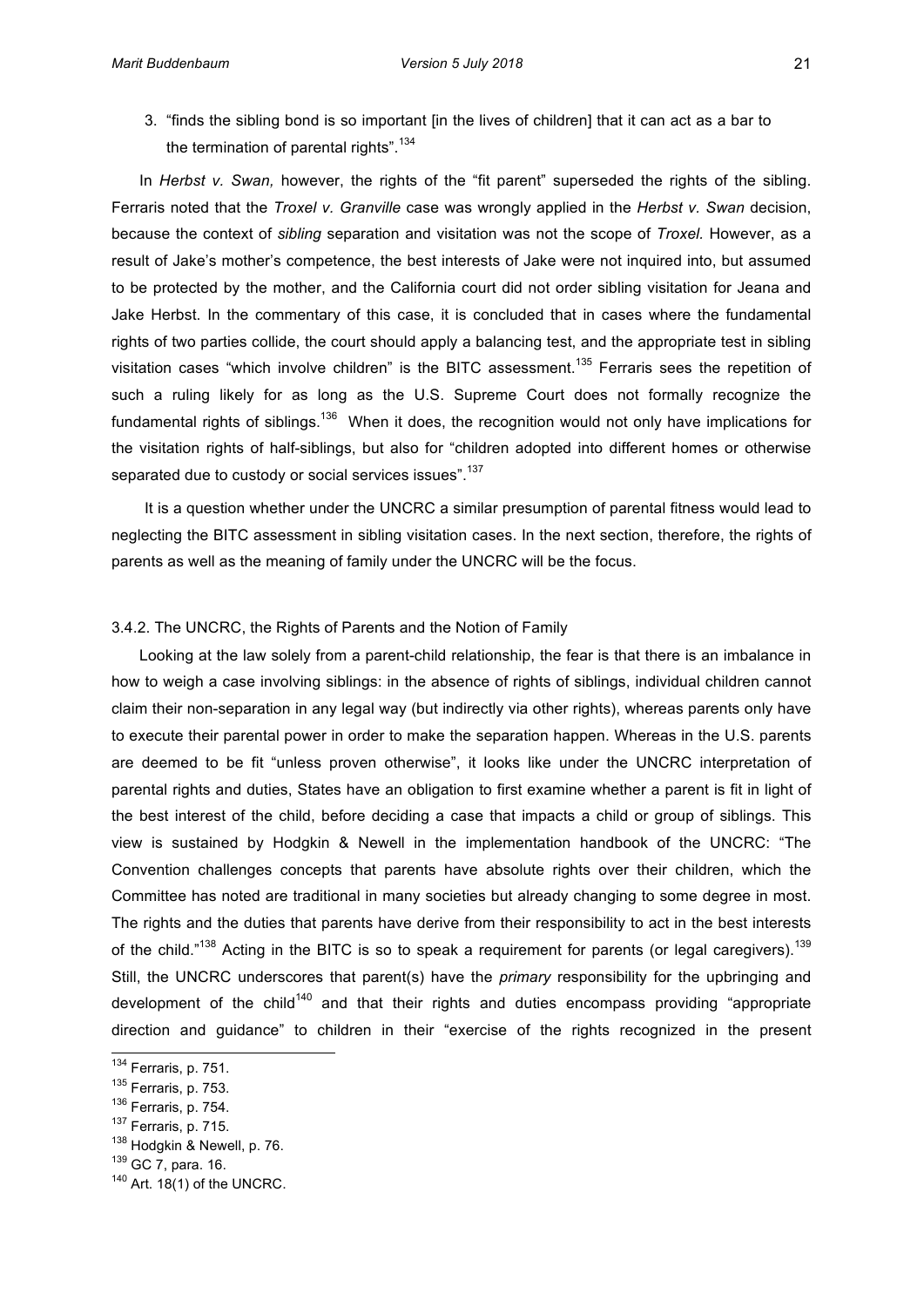3. "finds the sibling bond is so important [in the lives of children] that it can act as a bar to the termination of parental rights".[134]

In *Herbst v. Swan,* however, the rights of the "fit parent" superseded the rights of the sibling. Ferraris noted that the *Troxel v. Granville* case was wrongly applied in the *Herbst v. Swan* decision, because the context of *sibling* separation and visitation was not the scope of *Troxel*. However, as a result of Jake's mother's competence, the best interests of Jake were not inquired into, but assumed to be protected by the mother, and the California court did not order sibling visitation for Jeana and Jake Herbst. In the commentary of this case, it is concluded that in cases where the fundamental rights of two parties collide, the court should apply a balancing test, and the appropriate test in sibling visitation cases "which involve children" is the BITC assessment.[135] Ferraris sees the repetition of such a ruling likely for as long as the U.S. Supreme Court does not formally recognize the fundamental rights of siblings.[136] When it does, the recognition would not only have implications for the visitation rights of half-siblings, but also for "children adopted into different homes or otherwise separated due to custody or social services issues".[137]

It is a question whether under the UNCRC a similar presumption of parental fitness would lead to neglecting the BITC assessment in sibling visitation cases. In the next section, therefore, the rights of parents as well as the meaning of family under the UNCRC will be the focus.

### 3.4.2. The UNCRC, the Rights of Parents and the Notion of Family

Looking at the law solely from a parent-child relationship, the fear is that there is an imbalance in how to weigh a case involving siblings: in the absence of rights of siblings, individual children cannot claim their non-separation in any legal way (but indirectly via other rights), whereas parents only have to execute their parental power in order to make the separation happen. Whereas in the U.S. parents are deemed to be fit "unless proven otherwise", it looks like under the UNCRC interpretation of parental rights and duties, States have an obligation to first examine whether a parent is fit in light of the best interest of the child, before deciding a case that impacts a child or group of siblings. This view is sustained by Hodgkin & Newell in the implementation handbook of the UNCRC: "The Convention challenges concepts that parents have absolute rights over their children, which the Committee has noted are traditional in many societies but already changing to some degree in most. The rights and the duties that parents have derive from their responsibility to act in the best interests of the child."[138] Acting in the BITC is so to speak a requirement for parents (or legal caregivers).[139] Still, the UNCRC underscores that parent(s) have the *primary* responsibility for the upbringing and development of the child[140] and that their rights and duties encompass providing "appropriate direction and guidance" to children in their "exercise of the rights recognized in the present

---

[134] Ferraris, p. 751.
[135] Ferraris, p. 753.
[136] Ferraris, p. 754.
[137] Ferraris, p. 715.
[138] Hodgkin & Newell, p. 76.
[139] GC 7, para. 16.
[140] Art. 18(1) of the UNCRC.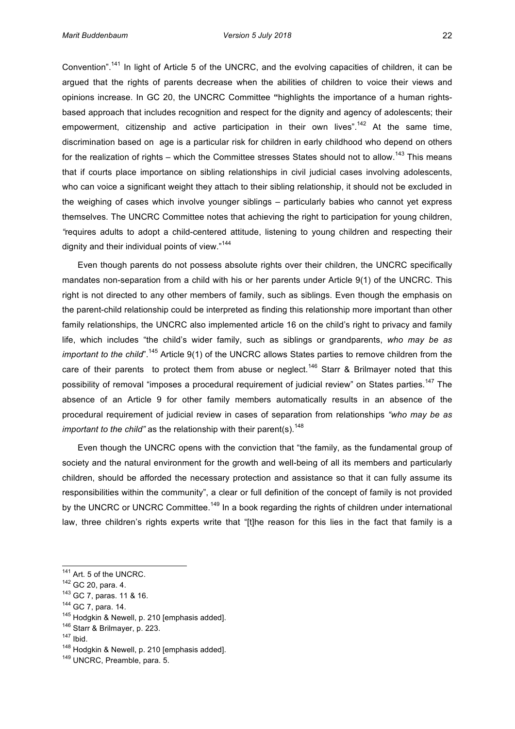Convention".[141] In light of Article 5 of the UNCRC, and the evolving capacities of children, it can be argued that the rights of parents decrease when the abilities of children to voice their views and opinions increase. In GC 20, the UNCRC Committee **"**highlights the importance of a human rights-based approach that includes recognition and respect for the dignity and agency of adolescents; their empowerment, citizenship and active participation in their own lives".[142] At the same time, discrimination based on age is a particular risk for children in early childhood who depend on others for the realization of rights – which the Committee stresses States should not to allow.[143] This means that if courts place importance on sibling relationships in civil judicial cases involving adolescents, who can voice a significant weight they attach to their sibling relationship, it should not be excluded in the weighing of cases which involve younger siblings – particularly babies who cannot yet express themselves. The UNCRC Committee notes that achieving the right to participation for young children, *"*requires adults to adopt a child-centered attitude, listening to young children and respecting their dignity and their individual points of view."[144]

Even though parents do not possess absolute rights over their children, the UNCRC specifically mandates non-separation from a child with his or her parents under Article 9(1) of the UNCRC. This right is not directed to any other members of family, such as siblings. Even though the emphasis on the parent-child relationship could be interpreted as finding this relationship more important than other family relationships, the UNCRC also implemented article 16 on the child's right to privacy and family life, which includes "the child's wider family, such as siblings or grandparents, *who may be as important to the child*".[145] Article 9(1) of the UNCRC allows States parties to remove children from the care of their parents to protect them from abuse or neglect.[146] Starr & Brilmayer noted that this possibility of removal "imposes a procedural requirement of judicial review" on States parties.[147] The absence of an Article 9 for other family members automatically results in an absence of the procedural requirement of judicial review in cases of separation from relationships *"who may be as important to the child"* as the relationship with their parent(s).[148]

Even though the UNCRC opens with the conviction that "the family, as the fundamental group of society and the natural environment for the growth and well-being of all its members and particularly children, should be afforded the necessary protection and assistance so that it can fully assume its responsibilities within the community", a clear or full definition of the concept of family is not provided by the UNCRC or UNCRC Committee.[149] In a book regarding the rights of children under international law, three children's rights experts write that "[t]he reason for this lies in the fact that family is a

---

[141] Art. 5 of the UNCRC.
[142] GC 20, para. 4.
[143] GC 7, paras. 11 & 16.
[144] GC 7, para. 14.
[145] Hodgkin & Newell, p. 210 [emphasis added].
[146] Starr & Brilmayer, p. 223.
[147] Ibid.
[148] Hodgkin & Newell, p. 210 [emphasis added].
[149] UNCRC, Preamble, para. 5.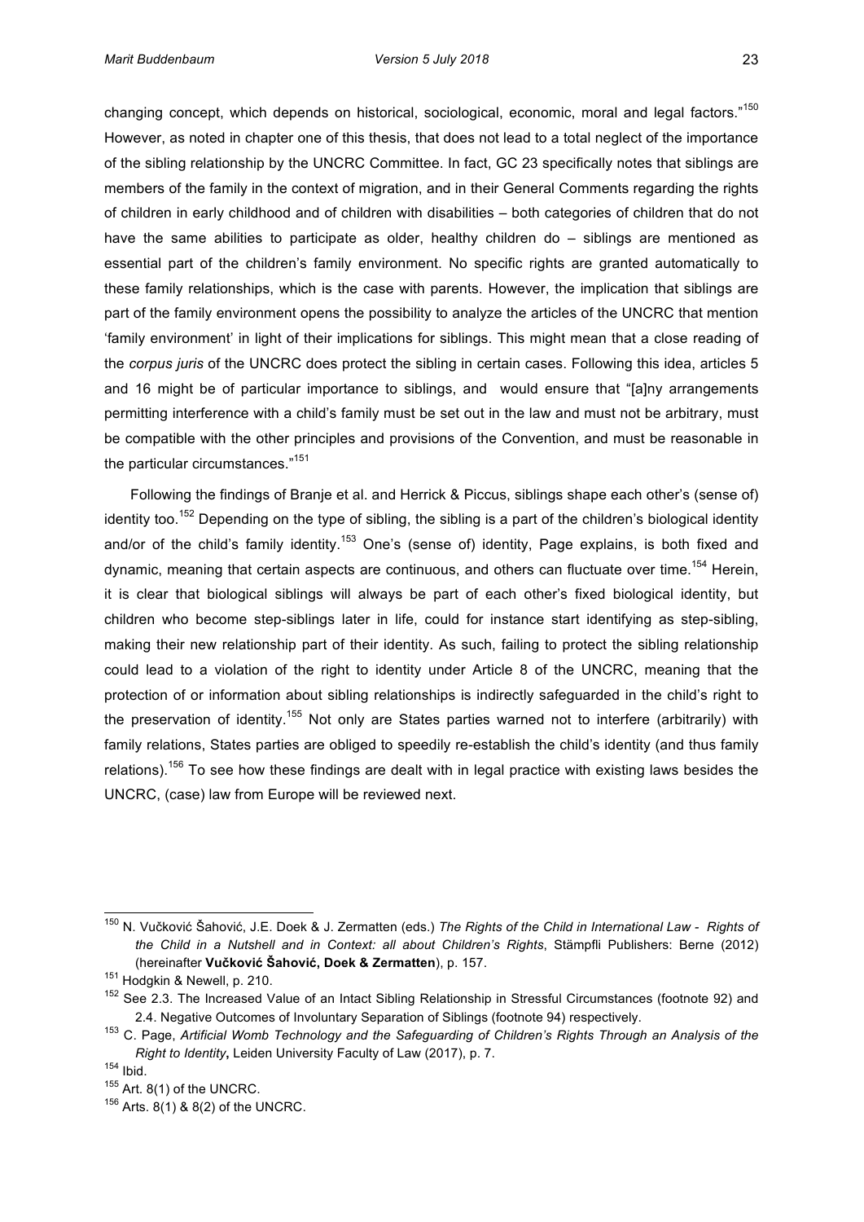changing concept, which depends on historical, sociological, economic, moral and legal factors."[150] However, as noted in chapter one of this thesis, that does not lead to a total neglect of the importance of the sibling relationship by the UNCRC Committee. In fact, GC 23 specifically notes that siblings are members of the family in the context of migration, and in their General Comments regarding the rights of children in early childhood and of children with disabilities – both categories of children that do not have the same abilities to participate as older, healthy children do – siblings are mentioned as essential part of the children's family environment. No specific rights are granted automatically to these family relationships, which is the case with parents. However, the implication that siblings are part of the family environment opens the possibility to analyze the articles of the UNCRC that mention 'family environment' in light of their implications for siblings. This might mean that a close reading of the *corpus juris* of the UNCRC does protect the sibling in certain cases. Following this idea, articles 5 and 16 might be of particular importance to siblings, and would ensure that "[a]ny arrangements permitting interference with a child's family must be set out in the law and must not be arbitrary, must be compatible with the other principles and provisions of the Convention, and must be reasonable in the particular circumstances."[151]

Following the findings of Branje et al. and Herrick & Piccus, siblings shape each other's (sense of) identity too.[152] Depending on the type of sibling, the sibling is a part of the children's biological identity and/or of the child's family identity.[153] One's (sense of) identity, Page explains, is both fixed and dynamic, meaning that certain aspects are continuous, and others can fluctuate over time.[154] Herein, it is clear that biological siblings will always be part of each other's fixed biological identity, but children who become step-siblings later in life, could for instance start identifying as step-sibling, making their new relationship part of their identity. As such, failing to protect the sibling relationship could lead to a violation of the right to identity under Article 8 of the UNCRC, meaning that the protection of or information about sibling relationships is indirectly safeguarded in the child's right to the preservation of identity.[155] Not only are States parties warned not to interfere (arbitrarily) with family relations, States parties are obliged to speedily re-establish the child's identity (and thus family relations).[156] To see how these findings are dealt with in legal practice with existing laws besides the UNCRC, (case) law from Europe will be reviewed next.

---

[150] N. Vučković Šahović, J.E. Doek & J. Zermatten (eds.) *The Rights of the Child in International Law - Rights of the Child in a Nutshell and in Context: all about Children's Rights*, Stämpfli Publishers: Berne (2012) (hereinafter **Vučković Šahović, Doek & Zermatten**), p. 157.

[151] Hodgkin & Newell, p. 210.

[152] See 2.3. The Increased Value of an Intact Sibling Relationship in Stressful Circumstances (footnote 92) and 2.4. Negative Outcomes of Involuntary Separation of Siblings (footnote 94) respectively.

[153] C. Page, *Artificial Womb Technology and the Safeguarding of Children's Rights Through an Analysis of the Right to Identity*, Leiden University Faculty of Law (2017), p. 7.

[154] Ibid.

[155] Art. 8(1) of the UNCRC.

[156] Arts. 8(1) & 8(2) of the UNCRC.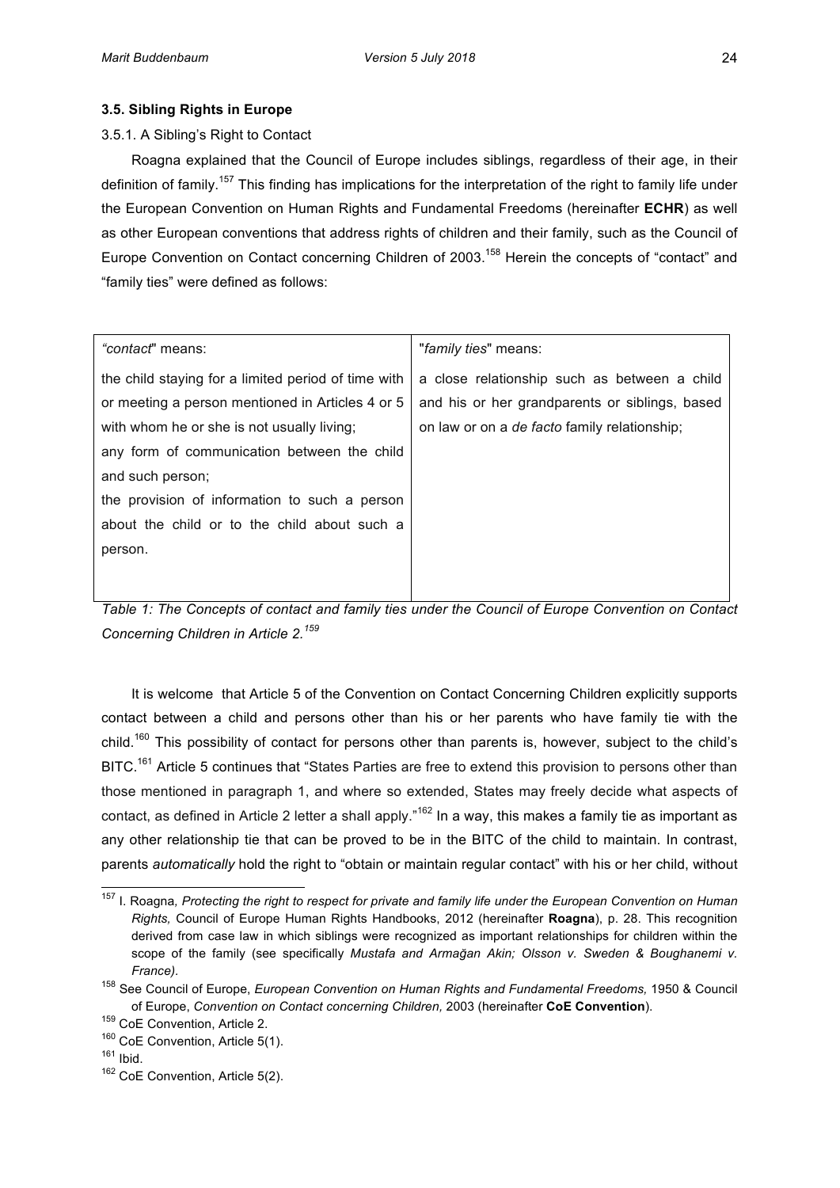### 3.5. Sibling Rights in Europe

3.5.1. A Sibling's Right to Contact

Roagna explained that the Council of Europe includes siblings, regardless of their age, in their definition of family.[157] This finding has implications for the interpretation of the right to family life under the European Convention on Human Rights and Fundamental Freedoms (hereinafter **ECHR**) as well as other European conventions that address rights of children and their family, such as the Council of Europe Convention on Contact concerning Children of 2003.[158] Herein the concepts of "contact" and "family ties" were defined as follows:

| *"contact"* means: | "*family ties*" means: |
|---|---|
| the child staying for a limited period of time with or meeting a person mentioned in Articles 4 or 5 with whom he or she is not usually living;<br>any form of communication between the child and such person;<br>the provision of information to such a person about the child or to the child about such a person. | a close relationship such as between a child and his or her grandparents or siblings, based on law or on a *de facto* family relationship; |

*Table 1: The Concepts of contact and family ties under the Council of Europe Convention on Contact Concerning Children in Article 2.[159]*

It is welcome that Article 5 of the Convention on Contact Concerning Children explicitly supports contact between a child and persons other than his or her parents who have family tie with the child.[160] This possibility of contact for persons other than parents is, however, subject to the child's BITC.[161] Article 5 continues that "States Parties are free to extend this provision to persons other than those mentioned in paragraph 1, and where so extended, States may freely decide what aspects of contact, as defined in Article 2 letter a shall apply."[162] In a way, this makes a family tie as important as any other relationship tie that can be proved to be in the BITC of the child to maintain. In contrast, parents *automatically* hold the right to "obtain or maintain regular contact" with his or her child, without

---

[157] I. Roagna*, Protecting the right to respect for private and family life under the European Convention on Human Rights,* Council of Europe Human Rights Handbooks, 2012 (hereinafter **Roagna**), p. 28. This recognition derived from case law in which siblings were recognized as important relationships for children within the scope of the family (see specifically *Mustafa and Armağan Akin; Olsson v. Sweden & Boughanemi v. France)*.

[158] See Council of Europe, *European Convention on Human Rights and Fundamental Freedoms,* 1950 & Council of Europe, *Convention on Contact concerning Children,* 2003 (hereinafter **CoE Convention**).

[159] CoE Convention, Article 2.

[160] CoE Convention, Article 5(1).

[161] Ibid.

[162] CoE Convention, Article 5(2).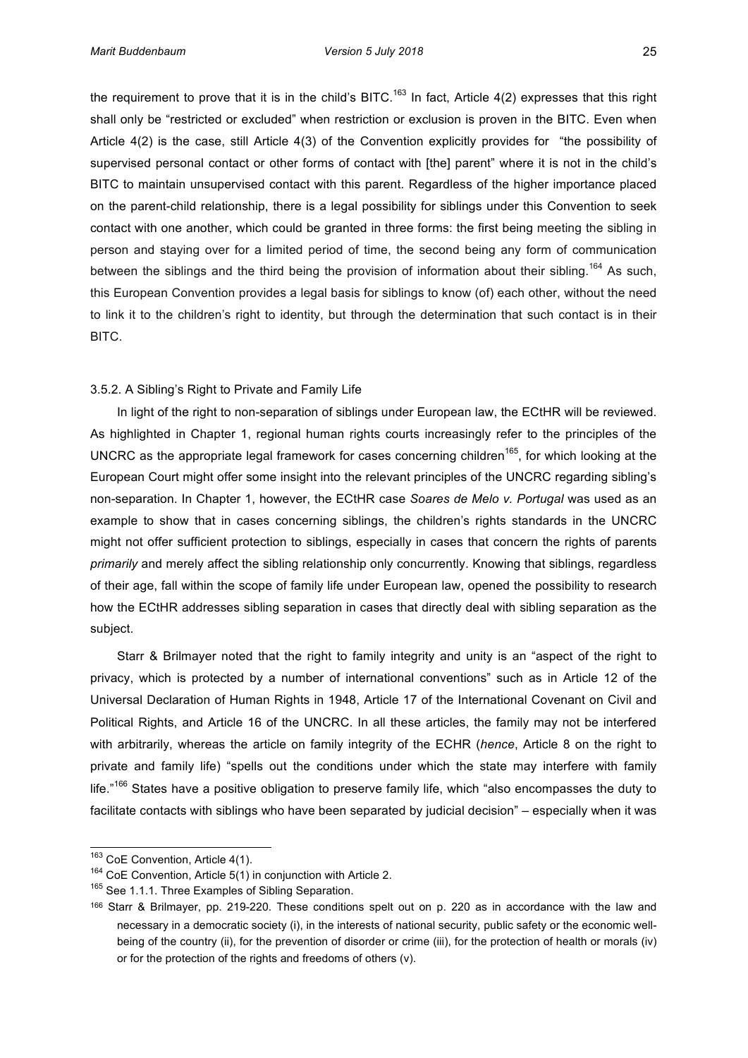the requirement to prove that it is in the child's BITC.[163] In fact, Article 4(2) expresses that this right shall only be "restricted or excluded" when restriction or exclusion is proven in the BITC. Even when Article 4(2) is the case, still Article 4(3) of the Convention explicitly provides for "the possibility of supervised personal contact or other forms of contact with [the] parent" where it is not in the child's BITC to maintain unsupervised contact with this parent. Regardless of the higher importance placed on the parent-child relationship, there is a legal possibility for siblings under this Convention to seek contact with one another, which could be granted in three forms: the first being meeting the sibling in person and staying over for a limited period of time, the second being any form of communication between the siblings and the third being the provision of information about their sibling.[164] As such, this European Convention provides a legal basis for siblings to know (of) each other, without the need to link it to the children's right to identity, but through the determination that such contact is in their BITC.

### 3.5.2. A Sibling's Right to Private and Family Life

In light of the right to non-separation of siblings under European law, the ECtHR will be reviewed. As highlighted in Chapter 1, regional human rights courts increasingly refer to the principles of the UNCRC as the appropriate legal framework for cases concerning children[165], for which looking at the European Court might offer some insight into the relevant principles of the UNCRC regarding sibling's non-separation. In Chapter 1, however, the ECtHR case *Soares de Melo v. Portugal* was used as an example to show that in cases concerning siblings, the children's rights standards in the UNCRC might not offer sufficient protection to siblings, especially in cases that concern the rights of parents *primarily* and merely affect the sibling relationship only concurrently. Knowing that siblings, regardless of their age, fall within the scope of family life under European law, opened the possibility to research how the ECtHR addresses sibling separation in cases that directly deal with sibling separation as the subject.

Starr & Brilmayer noted that the right to family integrity and unity is an "aspect of the right to privacy, which is protected by a number of international conventions" such as in Article 12 of the Universal Declaration of Human Rights in 1948, Article 17 of the International Covenant on Civil and Political Rights, and Article 16 of the UNCRC. In all these articles, the family may not be interfered with arbitrarily, whereas the article on family integrity of the ECHR (*hence*, Article 8 on the right to private and family life) "spells out the conditions under which the state may interfere with family life."[166] States have a positive obligation to preserve family life, which "also encompasses the duty to facilitate contacts with siblings who have been separated by judicial decision" – especially when it was

---

[163] CoE Convention, Article 4(1).

[164] CoE Convention, Article 5(1) in conjunction with Article 2.

[165] See 1.1.1. Three Examples of Sibling Separation.

[166] Starr & Brilmayer, pp. 219-220. These conditions spelt out on p. 220 as in accordance with the law and necessary in a democratic society (i), in the interests of national security, public safety or the economic well-being of the country (ii), for the prevention of disorder or crime (iii), for the protection of health or morals (iv) or for the protection of the rights and freedoms of others (v).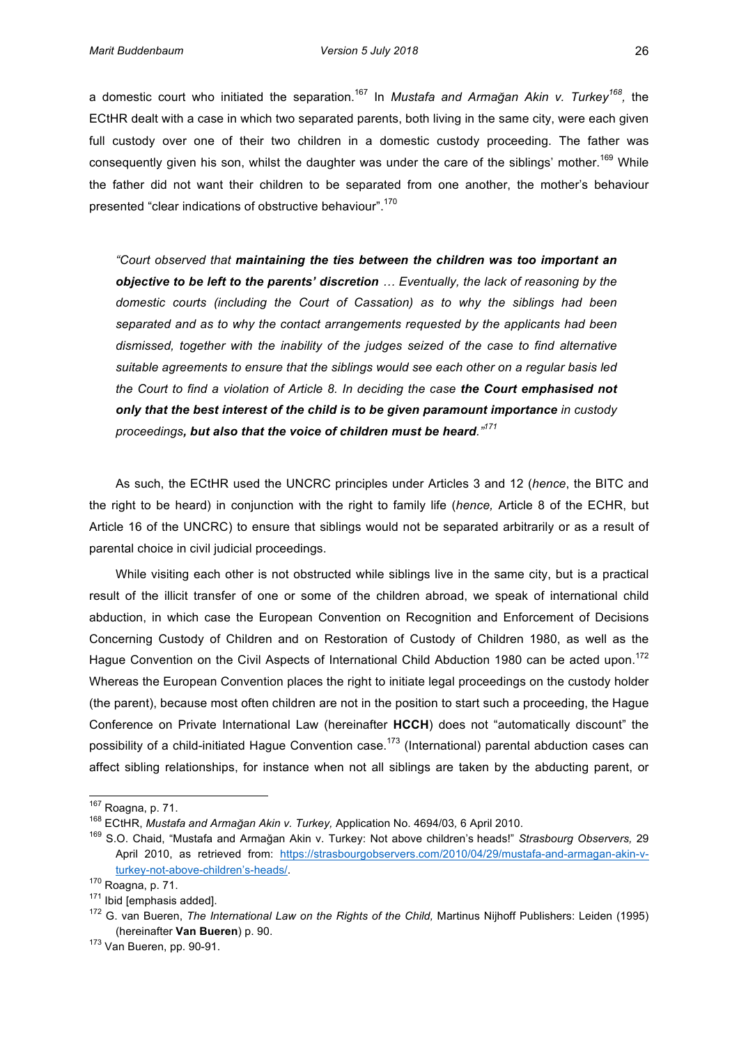a domestic court who initiated the separation.[167] In *Mustafa and Armağan Akin v. Turkey*[168], the ECtHR dealt with a case in which two separated parents, both living in the same city, were each given full custody over one of their two children in a domestic custody proceeding. The father was consequently given his son, whilst the daughter was under the care of the siblings' mother.[169] While the father did not want their children to be separated from one another, the mother's behaviour presented "clear indications of obstructive behaviour".[170]

> *"Court observed that **maintaining the ties between the children was too important an objective to be left to the parents' discretion** … Eventually, the lack of reasoning by the domestic courts (including the Court of Cassation) as to why the siblings had been separated and as to why the contact arrangements requested by the applicants had been dismissed, together with the inability of the judges seized of the case to find alternative suitable agreements to ensure that the siblings would see each other on a regular basis led the Court to find a violation of Article 8. In deciding the case **the Court emphasised not only that the best interest of the child is to be given paramount importance** in custody proceedings**, but also that the voice of children must be heard**."*[171]

As such, the ECtHR used the UNCRC principles under Articles 3 and 12 (*hence*, the BITC and the right to be heard) in conjunction with the right to family life (*hence,* Article 8 of the ECHR, but Article 16 of the UNCRC) to ensure that siblings would not be separated arbitrarily or as a result of parental choice in civil judicial proceedings.

While visiting each other is not obstructed while siblings live in the same city, but is a practical result of the illicit transfer of one or some of the children abroad, we speak of international child abduction, in which case the European Convention on Recognition and Enforcement of Decisions Concerning Custody of Children and on Restoration of Custody of Children 1980, as well as the Hague Convention on the Civil Aspects of International Child Abduction 1980 can be acted upon.[172] Whereas the European Convention places the right to initiate legal proceedings on the custody holder (the parent), because most often children are not in the position to start such a proceeding, the Hague Conference on Private International Law (hereinafter **HCCH**) does not "automatically discount" the possibility of a child-initiated Hague Convention case.[173] (International) parental abduction cases can affect sibling relationships, for instance when not all siblings are taken by the abducting parent, or

---

[167] Roagna, p. 71.

[168] ECtHR, *Mustafa and Armağan Akin v. Turkey,* Application No. 4694/03*,* 6 April 2010.

[169] S.O. Chaid, "Mustafa and Armağan Akin v. Turkey: Not above children's heads!" *Strasbourg Observers,* 29 April 2010, as retrieved from: https://strasbourgobservers.com/2010/04/29/mustafa-and-armagan-akin-v-turkey-not-above-children's-heads/.

[170] Roagna, p. 71.

[171] Ibid [emphasis added].

[172] G. van Bueren, *The International Law on the Rights of the Child,* Martinus Nijhoff Publishers: Leiden (1995) (hereinafter **Van Bueren**) p. 90.

[173] Van Bueren, pp. 90-91.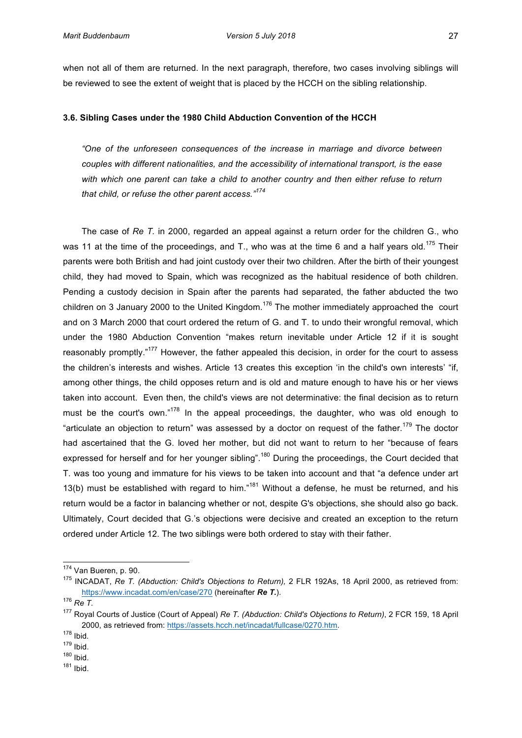when not all of them are returned. In the next paragraph, therefore, two cases involving siblings will be reviewed to see the extent of weight that is placed by the HCCH on the sibling relationship.

### 3.6. Sibling Cases under the 1980 Child Abduction Convention of the HCCH

> *"One of the unforeseen consequences of the increase in marriage and divorce between couples with different nationalities, and the accessibility of international transport, is the ease with which one parent can take a child to another country and then either refuse to return that child, or refuse the other parent access."*[174]

The case of *Re T.* in 2000, regarded an appeal against a return order for the children G., who was 11 at the time of the proceedings, and T., who was at the time 6 and a half years old.[175] Their parents were both British and had joint custody over their two children. After the birth of their youngest child, they had moved to Spain, which was recognized as the habitual residence of both children. Pending a custody decision in Spain after the parents had separated, the father abducted the two children on 3 January 2000 to the United Kingdom.[176] The mother immediately approached the court and on 3 March 2000 that court ordered the return of G. and T. to undo their wrongful removal, which under the 1980 Abduction Convention "makes return inevitable under Article 12 if it is sought reasonably promptly."[177] However, the father appealed this decision, in order for the court to assess the children's interests and wishes. Article 13 creates this exception 'in the child's own interests' "if, among other things, the child opposes return and is old and mature enough to have his or her views taken into account. Even then, the child's views are not determinative: the final decision as to return must be the court's own."[178] In the appeal proceedings, the daughter, who was old enough to "articulate an objection to return" was assessed by a doctor on request of the father.[179] The doctor had ascertained that the G. loved her mother, but did not want to return to her "because of fears expressed for herself and for her younger sibling".[180] During the proceedings, the Court decided that T. was too young and immature for his views to be taken into account and that "a defence under art 13(b) must be established with regard to him."[181] Without a defense, he must be returned, and his return would be a factor in balancing whether or not, despite G's objections, she should also go back. Ultimately, Court decided that G.'s objections were decisive and created an exception to the return ordered under Article 12. The two siblings were both ordered to stay with their father.

---

[174] Van Bueren, p. 90.

[175] INCADAT, *Re T. (Abduction: Child's Objections to Return),* 2 FLR 192As, 18 April 2000, as retrieved from: https://www.incadat.com/en/case/270 (hereinafter ***Re T.***).

[176] *Re T.*

[177] Royal Courts of Justice (Court of Appeal) *Re T. (Abduction: Child's Objections to Return)*, 2 FCR 159, 18 April 2000, as retrieved from: https://assets.hcch.net/incadat/fullcase/0270.htm.

[178] Ibid.

[179] Ibid.

[180] Ibid.

[181] Ibid.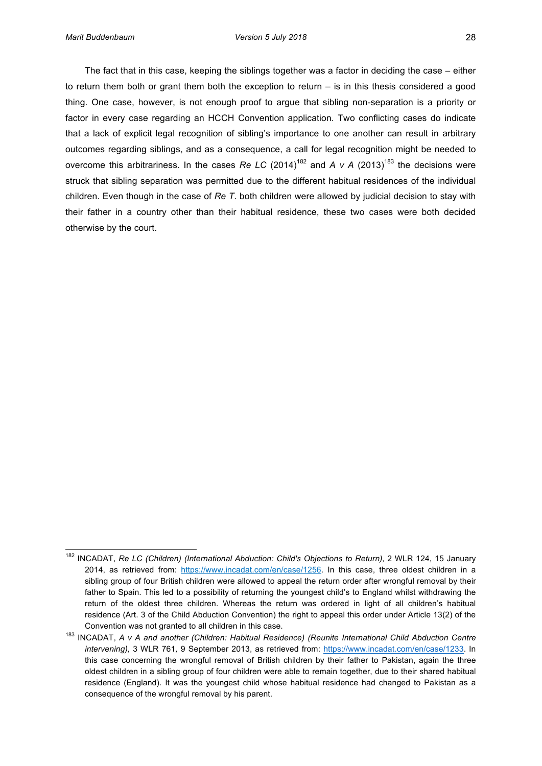The fact that in this case, keeping the siblings together was a factor in deciding the case – either to return them both or grant them both the exception to return – is in this thesis considered a good thing. One case, however, is not enough proof to argue that sibling non-separation is a priority or factor in every case regarding an HCCH Convention application. Two conflicting cases do indicate that a lack of explicit legal recognition of sibling's importance to one another can result in arbitrary outcomes regarding siblings, and as a consequence, a call for legal recognition might be needed to overcome this arbitrariness. In the cases *Re LC* (2014)[182] and *A v A* (2013)[183] the decisions were struck that sibling separation was permitted due to the different habitual residences of the individual children. Even though in the case of *Re T*. both children were allowed by judicial decision to stay with their father in a country other than their habitual residence, these two cases were both decided otherwise by the court.

---

[182] INCADAT, *Re LC (Children) (International Abduction: Child's Objections to Return),* 2 WLR 124, 15 January 2014, as retrieved from: https://www.incadat.com/en/case/1256. In this case, three oldest children in a sibling group of four British children were allowed to appeal the return order after wrongful removal by their father to Spain. This led to a possibility of returning the youngest child's to England whilst withdrawing the return of the oldest three children. Whereas the return was ordered in light of all children's habitual residence (Art. 3 of the Child Abduction Convention) the right to appeal this order under Article 13(2) of the Convention was not granted to all children in this case.

[183] INCADAT, *A v A and another (Children: Habitual Residence) (Reunite International Child Abduction Centre intervening),* 3 WLR 761*,* 9 September 2013, as retrieved from: https://www.incadat.com/en/case/1233. In this case concerning the wrongful removal of British children by their father to Pakistan, again the three oldest children in a sibling group of four children were able to remain together, due to their shared habitual residence (England). It was the youngest child whose habitual residence had changed to Pakistan as a consequence of the wrongful removal by his parent.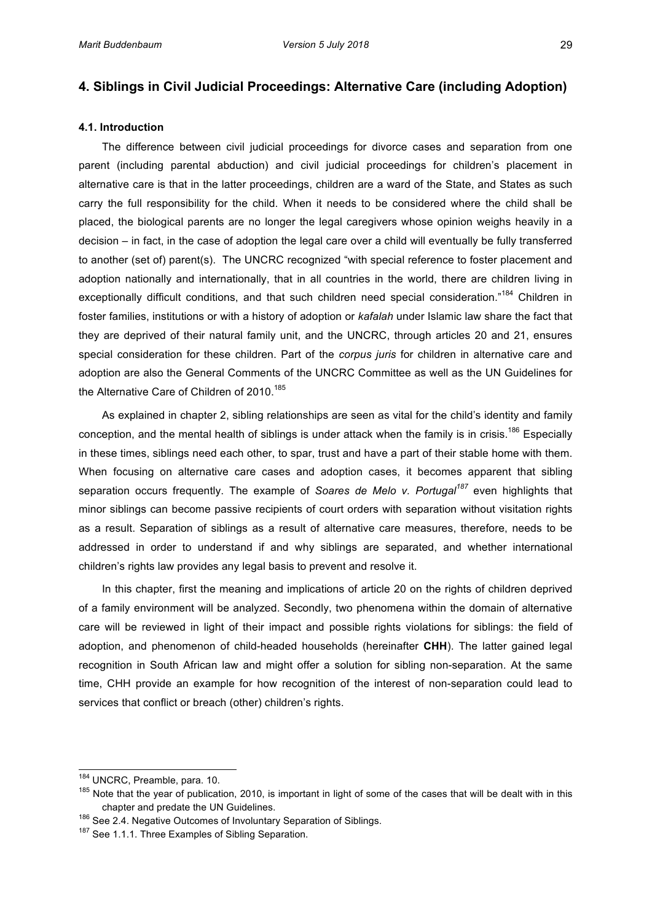## 4. Siblings in Civil Judicial Proceedings: Alternative Care (including Adoption)

### 4.1. Introduction

The difference between civil judicial proceedings for divorce cases and separation from one parent (including parental abduction) and civil judicial proceedings for children's placement in alternative care is that in the latter proceedings, children are a ward of the State, and States as such carry the full responsibility for the child. When it needs to be considered where the child shall be placed, the biological parents are no longer the legal caregivers whose opinion weighs heavily in a decision – in fact, in the case of adoption the legal care over a child will eventually be fully transferred to another (set of) parent(s). The UNCRC recognized "with special reference to foster placement and adoption nationally and internationally, that in all countries in the world, there are children living in exceptionally difficult conditions, and that such children need special consideration."[184] Children in foster families, institutions or with a history of adoption or *kafalah* under Islamic law share the fact that they are deprived of their natural family unit, and the UNCRC, through articles 20 and 21, ensures special consideration for these children. Part of the *corpus juris* for children in alternative care and adoption are also the General Comments of the UNCRC Committee as well as the UN Guidelines for the Alternative Care of Children of 2010.[185]

As explained in chapter 2, sibling relationships are seen as vital for the child's identity and family conception, and the mental health of siblings is under attack when the family is in crisis.[186] Especially in these times, siblings need each other, to spar, trust and have a part of their stable home with them. When focusing on alternative care cases and adoption cases, it becomes apparent that sibling separation occurs frequently. The example of *Soares de Melo v. Portugal*[187] even highlights that minor siblings can become passive recipients of court orders with separation without visitation rights as a result. Separation of siblings as a result of alternative care measures, therefore, needs to be addressed in order to understand if and why siblings are separated, and whether international children's rights law provides any legal basis to prevent and resolve it.

In this chapter, first the meaning and implications of article 20 on the rights of children deprived of a family environment will be analyzed. Secondly, two phenomena within the domain of alternative care will be reviewed in light of their impact and possible rights violations for siblings: the field of adoption, and phenomenon of child-headed households (hereinafter **CHH**). The latter gained legal recognition in South African law and might offer a solution for sibling non-separation. At the same time, CHH provide an example for how recognition of the interest of non-separation could lead to services that conflict or breach (other) children's rights.

---

[184] UNCRC, Preamble, para. 10.

[185] Note that the year of publication, 2010, is important in light of some of the cases that will be dealt with in this chapter and predate the UN Guidelines.

[186] See 2.4. Negative Outcomes of Involuntary Separation of Siblings.

[187] See 1.1.1. Three Examples of Sibling Separation.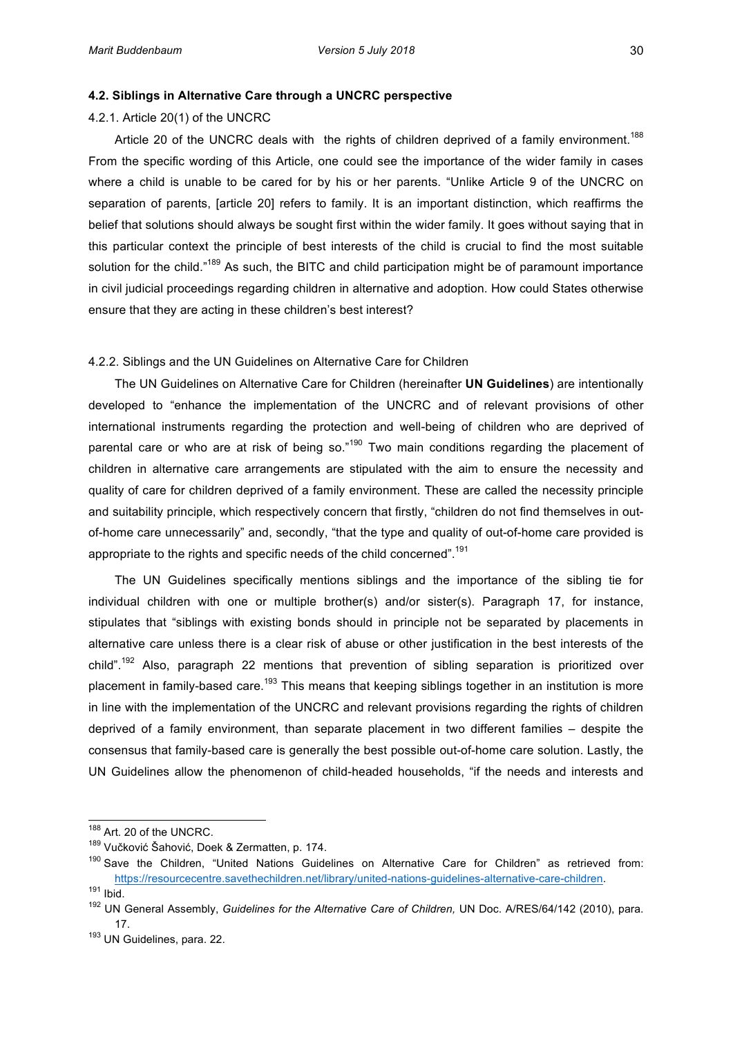### 4.2. Siblings in Alternative Care through a UNCRC perspective

4.2.1. Article 20(1) of the UNCRC

Article 20 of the UNCRC deals with the rights of children deprived of a family environment.[188] From the specific wording of this Article, one could see the importance of the wider family in cases where a child is unable to be cared for by his or her parents. "Unlike Article 9 of the UNCRC on separation of parents, [article 20] refers to family. It is an important distinction, which reaffirms the belief that solutions should always be sought first within the wider family. It goes without saying that in this particular context the principle of best interests of the child is crucial to find the most suitable solution for the child."[189] As such, the BITC and child participation might be of paramount importance in civil judicial proceedings regarding children in alternative and adoption. How could States otherwise ensure that they are acting in these children's best interest?

4.2.2. Siblings and the UN Guidelines on Alternative Care for Children

The UN Guidelines on Alternative Care for Children (hereinafter **UN Guidelines**) are intentionally developed to "enhance the implementation of the UNCRC and of relevant provisions of other international instruments regarding the protection and well-being of children who are deprived of parental care or who are at risk of being so."[190] Two main conditions regarding the placement of children in alternative care arrangements are stipulated with the aim to ensure the necessity and quality of care for children deprived of a family environment. These are called the necessity principle and suitability principle, which respectively concern that firstly, "children do not find themselves in out-of-home care unnecessarily" and, secondly, "that the type and quality of out-of-home care provided is appropriate to the rights and specific needs of the child concerned".[191]

The UN Guidelines specifically mentions siblings and the importance of the sibling tie for individual children with one or multiple brother(s) and/or sister(s). Paragraph 17, for instance, stipulates that "siblings with existing bonds should in principle not be separated by placements in alternative care unless there is a clear risk of abuse or other justification in the best interests of the child".[192] Also, paragraph 22 mentions that prevention of sibling separation is prioritized over placement in family-based care.[193] This means that keeping siblings together in an institution is more in line with the implementation of the UNCRC and relevant provisions regarding the rights of children deprived of a family environment, than separate placement in two different families – despite the consensus that family-based care is generally the best possible out-of-home care solution. Lastly, the UN Guidelines allow the phenomenon of child-headed households, "if the needs and interests and

---

[188] Art. 20 of the UNCRC.

[189] Vučković Šahović, Doek & Zermatten, p. 174.

[190] Save the Children, "United Nations Guidelines on Alternative Care for Children" as retrieved from: https://resourcecentre.savethechildren.net/library/united-nations-guidelines-alternative-care-children.

[191] Ibid.

[192] UN General Assembly, *Guidelines for the Alternative Care of Children,* UN Doc. A/RES/64/142 (2010), para. 17.

[193] UN Guidelines, para. 22.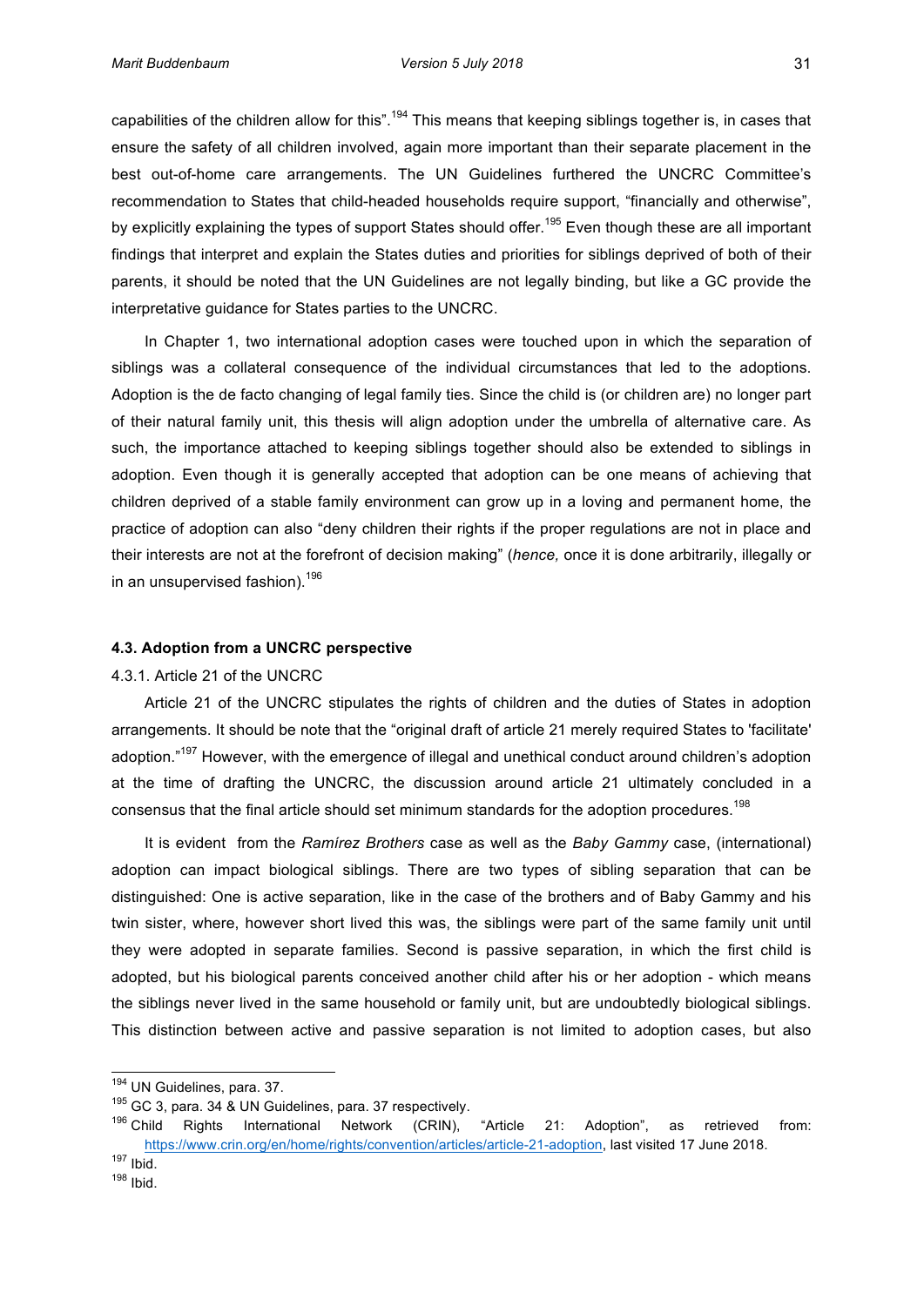capabilities of the children allow for this".[194] This means that keeping siblings together is, in cases that ensure the safety of all children involved, again more important than their separate placement in the best out-of-home care arrangements. The UN Guidelines furthered the UNCRC Committee's recommendation to States that child-headed households require support, "financially and otherwise", by explicitly explaining the types of support States should offer.[195] Even though these are all important findings that interpret and explain the States duties and priorities for siblings deprived of both of their parents, it should be noted that the UN Guidelines are not legally binding, but like a GC provide the interpretative guidance for States parties to the UNCRC.

In Chapter 1, two international adoption cases were touched upon in which the separation of siblings was a collateral consequence of the individual circumstances that led to the adoptions. Adoption is the de facto changing of legal family ties. Since the child is (or children are) no longer part of their natural family unit, this thesis will align adoption under the umbrella of alternative care. As such, the importance attached to keeping siblings together should also be extended to siblings in adoption. Even though it is generally accepted that adoption can be one means of achieving that children deprived of a stable family environment can grow up in a loving and permanent home, the practice of adoption can also "deny children their rights if the proper regulations are not in place and their interests are not at the forefront of decision making" (*hence,* once it is done arbitrarily, illegally or in an unsupervised fashion).[196]

### 4.3. Adoption from a UNCRC perspective

#### 4.3.1. Article 21 of the UNCRC

Article 21 of the UNCRC stipulates the rights of children and the duties of States in adoption arrangements. It should be note that the "original draft of article 21 merely required States to 'facilitate' adoption."[197] However, with the emergence of illegal and unethical conduct around children's adoption at the time of drafting the UNCRC, the discussion around article 21 ultimately concluded in a consensus that the final article should set minimum standards for the adoption procedures.[198]

It is evident from the *Ramírez Brothers* case as well as the *Baby Gammy* case, (international) adoption can impact biological siblings. There are two types of sibling separation that can be distinguished: One is active separation, like in the case of the brothers and of Baby Gammy and his twin sister, where, however short lived this was, the siblings were part of the same family unit until they were adopted in separate families. Second is passive separation, in which the first child is adopted, but his biological parents conceived another child after his or her adoption - which means the siblings never lived in the same household or family unit, but are undoubtedly biological siblings. This distinction between active and passive separation is not limited to adoption cases, but also

---

[194] UN Guidelines, para. 37.

[195] GC 3, para. 34 & UN Guidelines, para. 37 respectively.

[196] Child Rights International Network (CRIN), "Article 21: Adoption", as retrieved from: https://www.crin.org/en/home/rights/convention/articles/article-21-adoption, last visited 17 June 2018.

[197] Ibid.

[198] Ibid.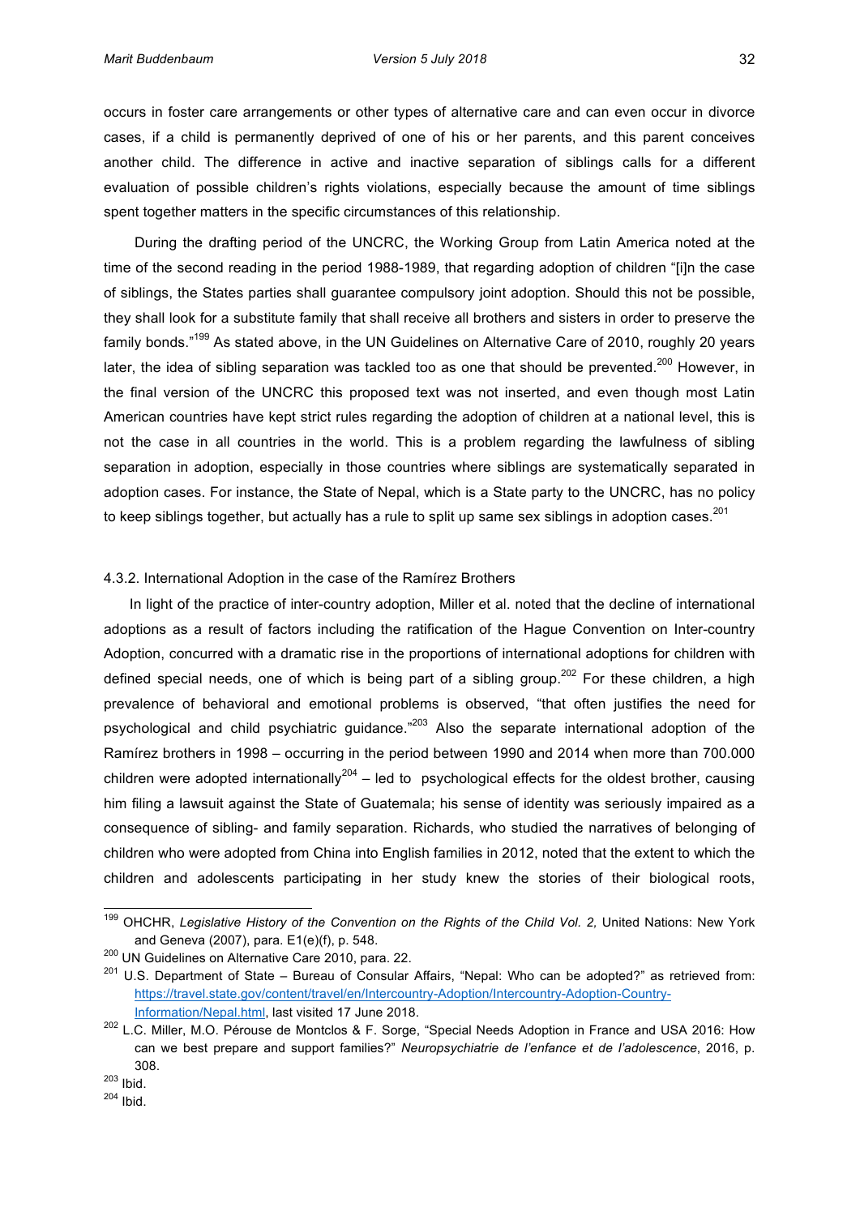occurs in foster care arrangements or other types of alternative care and can even occur in divorce cases, if a child is permanently deprived of one of his or her parents, and this parent conceives another child. The difference in active and inactive separation of siblings calls for a different evaluation of possible children's rights violations, especially because the amount of time siblings spent together matters in the specific circumstances of this relationship.

During the drafting period of the UNCRC, the Working Group from Latin America noted at the time of the second reading in the period 1988-1989, that regarding adoption of children "[i]n the case of siblings, the States parties shall guarantee compulsory joint adoption. Should this not be possible, they shall look for a substitute family that shall receive all brothers and sisters in order to preserve the family bonds."[199] As stated above, in the UN Guidelines on Alternative Care of 2010, roughly 20 years later, the idea of sibling separation was tackled too as one that should be prevented.[200] However, in the final version of the UNCRC this proposed text was not inserted, and even though most Latin American countries have kept strict rules regarding the adoption of children at a national level, this is not the case in all countries in the world. This is a problem regarding the lawfulness of sibling separation in adoption, especially in those countries where siblings are systematically separated in adoption cases. For instance, the State of Nepal, which is a State party to the UNCRC, has no policy to keep siblings together, but actually has a rule to split up same sex siblings in adoption cases.[201]

### 4.3.2. International Adoption in the case of the Ramírez Brothers

In light of the practice of inter-country adoption, Miller et al. noted that the decline of international adoptions as a result of factors including the ratification of the Hague Convention on Inter-country Adoption, concurred with a dramatic rise in the proportions of international adoptions for children with defined special needs, one of which is being part of a sibling group.[202] For these children, a high prevalence of behavioral and emotional problems is observed, "that often justifies the need for psychological and child psychiatric guidance."[203] Also the separate international adoption of the Ramírez brothers in 1998 – occurring in the period between 1990 and 2014 when more than 700.000 children were adopted internationally[204] – led to psychological effects for the oldest brother, causing him filing a lawsuit against the State of Guatemala; his sense of identity was seriously impaired as a consequence of sibling- and family separation. Richards, who studied the narratives of belonging of children who were adopted from China into English families in 2012, noted that the extent to which the children and adolescents participating in her study knew the stories of their biological roots,

---

[199] OHCHR, *Legislative History of the Convention on the Rights of the Child Vol. 2,* United Nations: New York and Geneva (2007), para. E1(e)(f), p. 548.

[200] UN Guidelines on Alternative Care 2010, para. 22.

[201] U.S. Department of State – Bureau of Consular Affairs, "Nepal: Who can be adopted?" as retrieved from: https://travel.state.gov/content/travel/en/Intercountry-Adoption/Intercountry-Adoption-Country-Information/Nepal.html, last visited 17 June 2018.

[202] L.C. Miller, M.O. Pérouse de Montclos & F. Sorge, "Special Needs Adoption in France and USA 2016: How can we best prepare and support families?" *Neuropsychiatrie de l'enfance et de l'adolescence*, 2016, p. 308.

[203] Ibid.

[204] Ibid.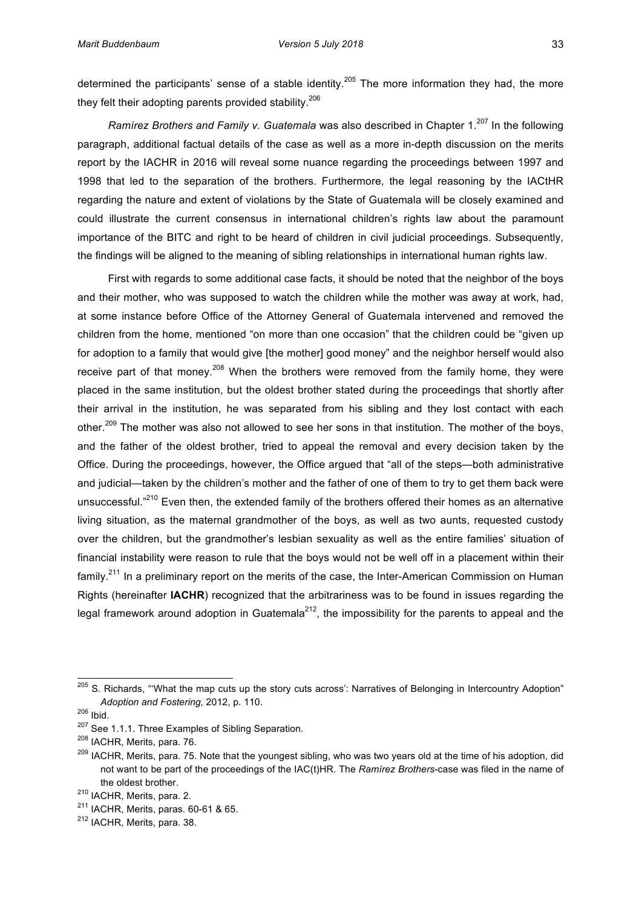determined the participants' sense of a stable identity.[205] The more information they had, the more they felt their adopting parents provided stability.[206]

*Ramírez Brothers and Family v. Guatemala* was also described in Chapter 1.[207] In the following paragraph, additional factual details of the case as well as a more in-depth discussion on the merits report by the IACHR in 2016 will reveal some nuance regarding the proceedings between 1997 and 1998 that led to the separation of the brothers. Furthermore, the legal reasoning by the IACtHR regarding the nature and extent of violations by the State of Guatemala will be closely examined and could illustrate the current consensus in international children's rights law about the paramount importance of the BITC and right to be heard of children in civil judicial proceedings. Subsequently, the findings will be aligned to the meaning of sibling relationships in international human rights law.

First with regards to some additional case facts, it should be noted that the neighbor of the boys and their mother, who was supposed to watch the children while the mother was away at work, had, at some instance before Office of the Attorney General of Guatemala intervened and removed the children from the home, mentioned "on more than one occasion" that the children could be "given up for adoption to a family that would give [the mother] good money" and the neighbor herself would also receive part of that money.[208] When the brothers were removed from the family home, they were placed in the same institution, but the oldest brother stated during the proceedings that shortly after their arrival in the institution, he was separated from his sibling and they lost contact with each other.[209] The mother was also not allowed to see her sons in that institution. The mother of the boys, and the father of the oldest brother, tried to appeal the removal and every decision taken by the Office. During the proceedings, however, the Office argued that "all of the steps—both administrative and judicial—taken by the children's mother and the father of one of them to try to get them back were unsuccessful."[210] Even then, the extended family of the brothers offered their homes as an alternative living situation, as the maternal grandmother of the boys, as well as two aunts, requested custody over the children, but the grandmother's lesbian sexuality as well as the entire families' situation of financial instability were reason to rule that the boys would not be well off in a placement within their family.[211] In a preliminary report on the merits of the case, the Inter-American Commission on Human Rights (hereinafter **IACHR**) recognized that the arbitrariness was to be found in issues regarding the legal framework around adoption in Guatemala[212], the impossibility for the parents to appeal and the

---

[205] S. Richards, "'What the map cuts up the story cuts across': Narratives of Belonging in Intercountry Adoption" *Adoption and Fostering,* 2012, p. 110.

[206] Ibid.

[207] See 1.1.1. Three Examples of Sibling Separation.

[208] IACHR, Merits, para. 76.

[209] IACHR, Merits, para. 75. Note that the youngest sibling, who was two years old at the time of his adoption, did not want to be part of the proceedings of the IAC(t)HR. The *Ramírez Brothers*-case was filed in the name of the oldest brother.

[210] IACHR, Merits, para. 2.

[211] IACHR, Merits, paras. 60-61 & 65.

[212] IACHR, Merits, para. 38.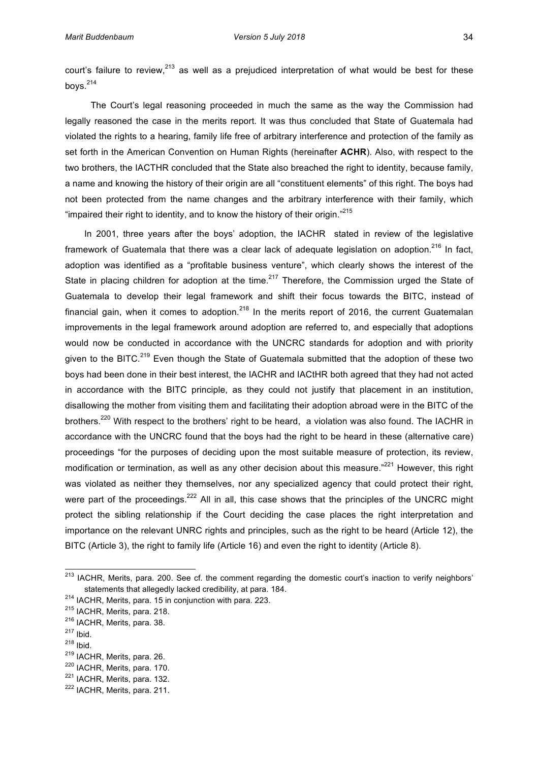court's failure to review,[213] as well as a prejudiced interpretation of what would be best for these boys.[214]

The Court's legal reasoning proceeded in much the same as the way the Commission had legally reasoned the case in the merits report. It was thus concluded that State of Guatemala had violated the rights to a hearing, family life free of arbitrary interference and protection of the family as set forth in the American Convention on Human Rights (hereinafter **ACHR**). Also, with respect to the two brothers, the IACTHR concluded that the State also breached the right to identity, because family, a name and knowing the history of their origin are all "constituent elements" of this right. The boys had not been protected from the name changes and the arbitrary interference with their family, which "impaired their right to identity, and to know the history of their origin."[215]

In 2001, three years after the boys' adoption, the IACHR stated in review of the legislative framework of Guatemala that there was a clear lack of adequate legislation on adoption.[216] In fact, adoption was identified as a "profitable business venture", which clearly shows the interest of the State in placing children for adoption at the time.[217] Therefore, the Commission urged the State of Guatemala to develop their legal framework and shift their focus towards the BITC, instead of financial gain, when it comes to adoption.[218] In the merits report of 2016, the current Guatemalan improvements in the legal framework around adoption are referred to, and especially that adoptions would now be conducted in accordance with the UNCRC standards for adoption and with priority given to the BITC.[219] Even though the State of Guatemala submitted that the adoption of these two boys had been done in their best interest, the IACHR and IACtHR both agreed that they had not acted in accordance with the BITC principle, as they could not justify that placement in an institution, disallowing the mother from visiting them and facilitating their adoption abroad were in the BITC of the brothers.[220] With respect to the brothers' right to be heard, a violation was also found. The IACHR in accordance with the UNCRC found that the boys had the right to be heard in these (alternative care) proceedings "for the purposes of deciding upon the most suitable measure of protection, its review, modification or termination, as well as any other decision about this measure."[221] However, this right was violated as neither they themselves, nor any specialized agency that could protect their right, were part of the proceedings.[222] All in all, this case shows that the principles of the UNCRC might protect the sibling relationship if the Court deciding the case places the right interpretation and importance on the relevant UNRC rights and principles, such as the right to be heard (Article 12), the BITC (Article 3), the right to family life (Article 16) and even the right to identity (Article 8).

---

[213] IACHR, Merits, para. 200. See cf. the comment regarding the domestic court's inaction to verify neighbors' statements that allegedly lacked credibility, at para. 184.

[214] IACHR, Merits, para. 15 in conjunction with para. 223.

[215] IACHR, Merits, para. 218.

[216] IACHR, Merits, para. 38.

[217] Ibid.

[218] Ibid.

[219] IACHR, Merits, para. 26.

[220] IACHR, Merits, para. 170.

[221] IACHR, Merits, para. 132.

[222] IACHR, Merits, para. 211.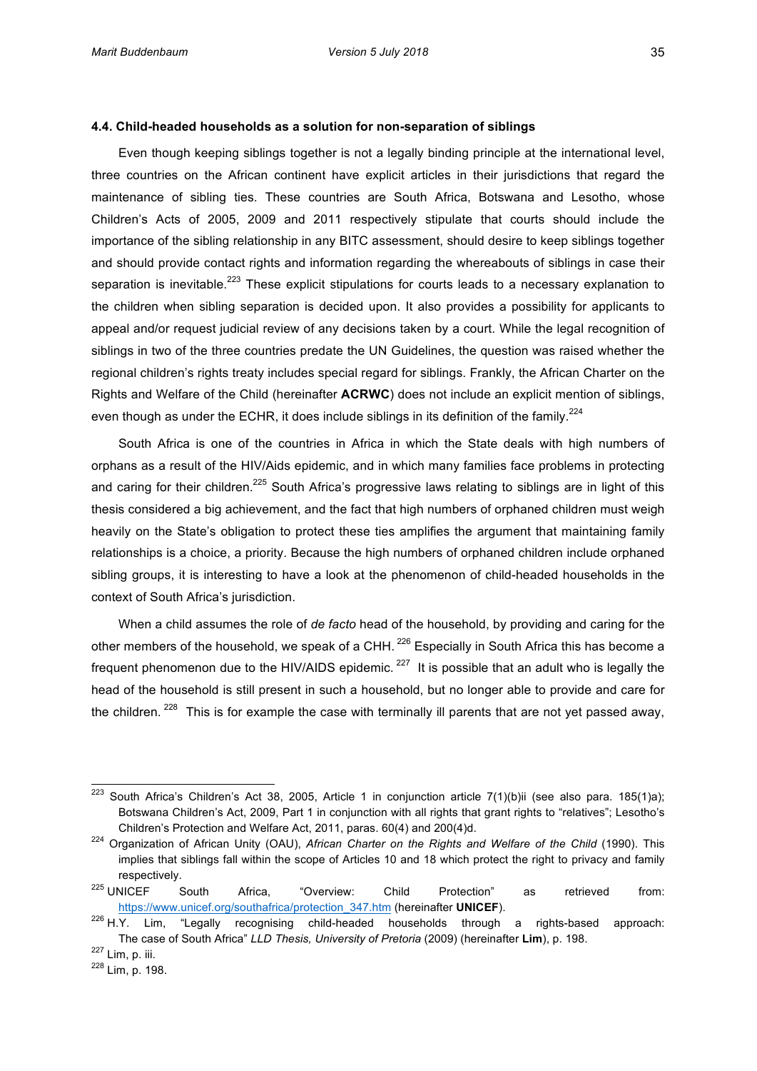### 4.4. Child-headed households as a solution for non-separation of siblings

Even though keeping siblings together is not a legally binding principle at the international level, three countries on the African continent have explicit articles in their jurisdictions that regard the maintenance of sibling ties. These countries are South Africa, Botswana and Lesotho, whose Children's Acts of 2005, 2009 and 2011 respectively stipulate that courts should include the importance of the sibling relationship in any BITC assessment, should desire to keep siblings together and should provide contact rights and information regarding the whereabouts of siblings in case their separation is inevitable.[223] These explicit stipulations for courts leads to a necessary explanation to the children when sibling separation is decided upon. It also provides a possibility for applicants to appeal and/or request judicial review of any decisions taken by a court. While the legal recognition of siblings in two of the three countries predate the UN Guidelines, the question was raised whether the regional children's rights treaty includes special regard for siblings. Frankly, the African Charter on the Rights and Welfare of the Child (hereinafter **ACRWC**) does not include an explicit mention of siblings, even though as under the ECHR, it does include siblings in its definition of the family.[224]

South Africa is one of the countries in Africa in which the State deals with high numbers of orphans as a result of the HIV/Aids epidemic, and in which many families face problems in protecting and caring for their children.[225] South Africa's progressive laws relating to siblings are in light of this thesis considered a big achievement, and the fact that high numbers of orphaned children must weigh heavily on the State's obligation to protect these ties amplifies the argument that maintaining family relationships is a choice, a priority. Because the high numbers of orphaned children include orphaned sibling groups, it is interesting to have a look at the phenomenon of child-headed households in the context of South Africa's jurisdiction.

When a child assumes the role of *de facto* head of the household, by providing and caring for the other members of the household, we speak of a CHH.[226] Especially in South Africa this has become a frequent phenomenon due to the HIV/AIDS epidemic.[227] It is possible that an adult who is legally the head of the household is still present in such a household, but no longer able to provide and care for the children.[228] This is for example the case with terminally ill parents that are not yet passed away,

---

[223] South Africa's Children's Act 38, 2005, Article 1 in conjunction article 7(1)(b)ii (see also para. 185(1)a); Botswana Children's Act, 2009, Part 1 in conjunction with all rights that grant rights to "relatives"; Lesotho's Children's Protection and Welfare Act, 2011, paras. 60(4) and 200(4)d.

[224] Organization of African Unity (OAU), *African Charter on the Rights and Welfare of the Child* (1990). This implies that siblings fall within the scope of Articles 10 and 18 which protect the right to privacy and family respectively.

[225] UNICEF South Africa, "Overview: Child Protection" as retrieved from: https://www.unicef.org/southafrica/protection_347.htm (hereinafter **UNICEF**).

[226] H.Y. Lim, "Legally recognising child-headed households through a rights-based approach: The case of South Africa" *LLD Thesis, University of Pretoria* (2009) (hereinafter **Lim**), p. 198.

[227] Lim, p. iii.

[228] Lim, p. 198.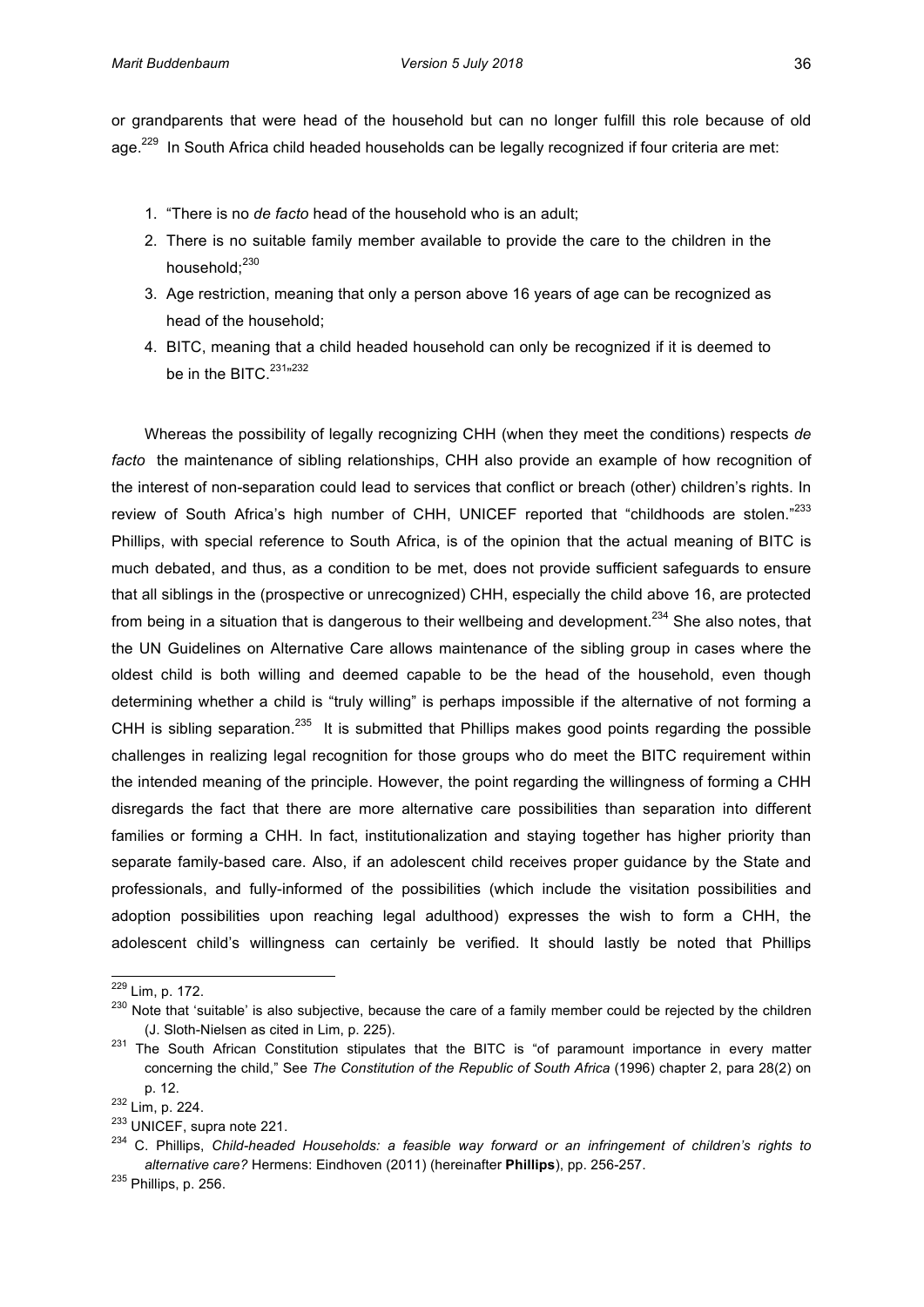or grandparents that were head of the household but can no longer fulfill this role because of old age.[229] In South Africa child headed households can be legally recognized if four criteria are met:

1. "There is no *de facto* head of the household who is an adult;
2. There is no suitable family member available to provide the care to the children in the household;[230]
3. Age restriction, meaning that only a person above 16 years of age can be recognized as head of the household;
4. BITC, meaning that a child headed household can only be recognized if it is deemed to be in the BITC.[231]"[232]

Whereas the possibility of legally recognizing CHH (when they meet the conditions) respects *de facto* the maintenance of sibling relationships, CHH also provide an example of how recognition of the interest of non-separation could lead to services that conflict or breach (other) children's rights. In review of South Africa's high number of CHH, UNICEF reported that "childhoods are stolen."[233] Phillips, with special reference to South Africa, is of the opinion that the actual meaning of BITC is much debated, and thus, as a condition to be met, does not provide sufficient safeguards to ensure that all siblings in the (prospective or unrecognized) CHH, especially the child above 16, are protected from being in a situation that is dangerous to their wellbeing and development.[234] She also notes, that the UN Guidelines on Alternative Care allows maintenance of the sibling group in cases where the oldest child is both willing and deemed capable to be the head of the household, even though determining whether a child is "truly willing" is perhaps impossible if the alternative of not forming a CHH is sibling separation.[235] It is submitted that Phillips makes good points regarding the possible challenges in realizing legal recognition for those groups who do meet the BITC requirement within the intended meaning of the principle. However, the point regarding the willingness of forming a CHH disregards the fact that there are more alternative care possibilities than separation into different families or forming a CHH. In fact, institutionalization and staying together has higher priority than separate family-based care. Also, if an adolescent child receives proper guidance by the State and professionals, and fully-informed of the possibilities (which include the visitation possibilities and adoption possibilities upon reaching legal adulthood) expresses the wish to form a CHH, the adolescent child's willingness can certainly be verified. It should lastly be noted that Phillips

---

[229] Lim, p. 172.

[230] Note that 'suitable' is also subjective, because the care of a family member could be rejected by the children (J. Sloth-Nielsen as cited in Lim, p. 225).

[231] The South African Constitution stipulates that the BITC is "of paramount importance in every matter concerning the child," See *The Constitution of the Republic of South Africa* (1996) chapter 2, para 28(2) on p. 12.

[232] Lim, p. 224.

[233] UNICEF, supra note 221.

[234] C. Phillips, *Child-headed Households: a feasible way forward or an infringement of children's rights to alternative care?* Hermens: Eindhoven (2011) (hereinafter **Phillips**), pp. 256-257.

[235] Phillips, p. 256.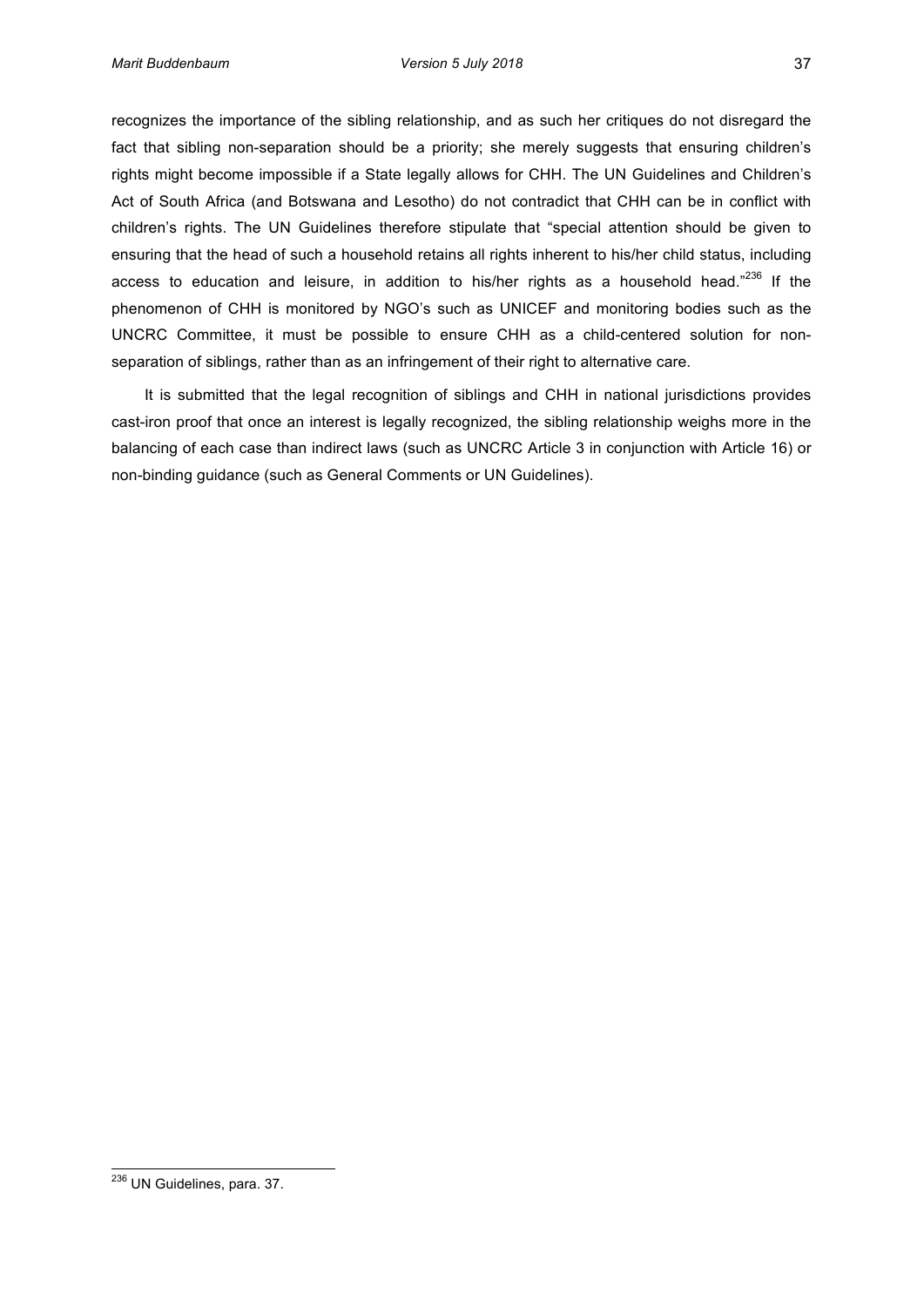recognizes the importance of the sibling relationship, and as such her critiques do not disregard the fact that sibling non-separation should be a priority; she merely suggests that ensuring children's rights might become impossible if a State legally allows for CHH. The UN Guidelines and Children's Act of South Africa (and Botswana and Lesotho) do not contradict that CHH can be in conflict with children's rights. The UN Guidelines therefore stipulate that "special attention should be given to ensuring that the head of such a household retains all rights inherent to his/her child status, including access to education and leisure, in addition to his/her rights as a household head."[236] If the phenomenon of CHH is monitored by NGO's such as UNICEF and monitoring bodies such as the UNCRC Committee, it must be possible to ensure CHH as a child-centered solution for non-separation of siblings, rather than as an infringement of their right to alternative care.

It is submitted that the legal recognition of siblings and CHH in national jurisdictions provides cast-iron proof that once an interest is legally recognized, the sibling relationship weighs more in the balancing of each case than indirect laws (such as UNCRC Article 3 in conjunction with Article 16) or non-binding guidance (such as General Comments or UN Guidelines).

[236] UN Guidelines, para. 37.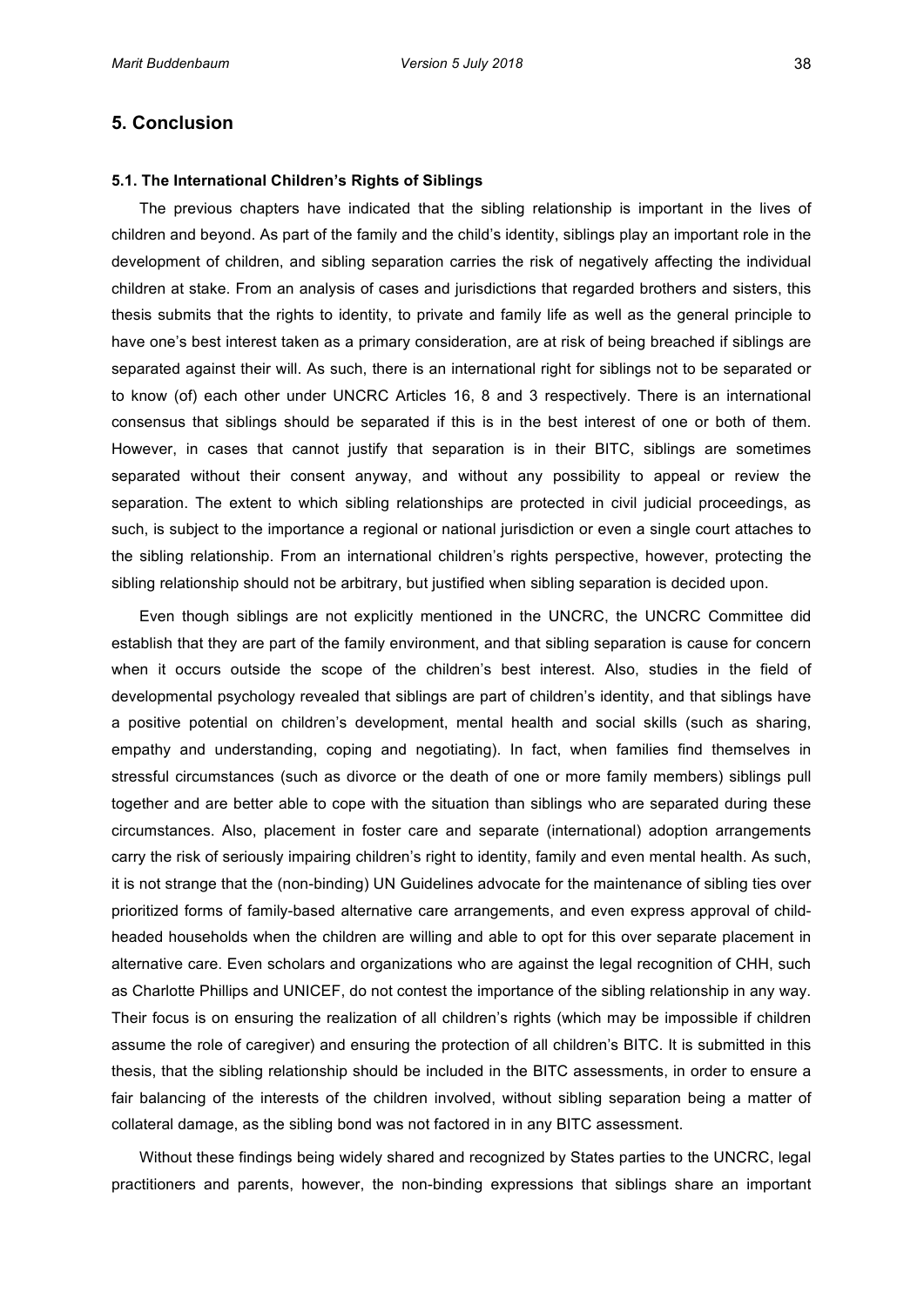# 5. Conclusion

### 5.1. The International Children's Rights of Siblings

The previous chapters have indicated that the sibling relationship is important in the lives of children and beyond. As part of the family and the child's identity, siblings play an important role in the development of children, and sibling separation carries the risk of negatively affecting the individual children at stake. From an analysis of cases and jurisdictions that regarded brothers and sisters, this thesis submits that the rights to identity, to private and family life as well as the general principle to have one's best interest taken as a primary consideration, are at risk of being breached if siblings are separated against their will. As such, there is an international right for siblings not to be separated or to know (of) each other under UNCRC Articles 16, 8 and 3 respectively. There is an international consensus that siblings should be separated if this is in the best interest of one or both of them. However, in cases that cannot justify that separation is in their BITC, siblings are sometimes separated without their consent anyway, and without any possibility to appeal or review the separation. The extent to which sibling relationships are protected in civil judicial proceedings, as such, is subject to the importance a regional or national jurisdiction or even a single court attaches to the sibling relationship. From an international children's rights perspective, however, protecting the sibling relationship should not be arbitrary, but justified when sibling separation is decided upon.

Even though siblings are not explicitly mentioned in the UNCRC, the UNCRC Committee did establish that they are part of the family environment, and that sibling separation is cause for concern when it occurs outside the scope of the children's best interest. Also, studies in the field of developmental psychology revealed that siblings are part of children's identity, and that siblings have a positive potential on children's development, mental health and social skills (such as sharing, empathy and understanding, coping and negotiating). In fact, when families find themselves in stressful circumstances (such as divorce or the death of one or more family members) siblings pull together and are better able to cope with the situation than siblings who are separated during these circumstances. Also, placement in foster care and separate (international) adoption arrangements carry the risk of seriously impairing children's right to identity, family and even mental health. As such, it is not strange that the (non-binding) UN Guidelines advocate for the maintenance of sibling ties over prioritized forms of family-based alternative care arrangements, and even express approval of child-headed households when the children are willing and able to opt for this over separate placement in alternative care. Even scholars and organizations who are against the legal recognition of CHH, such as Charlotte Phillips and UNICEF, do not contest the importance of the sibling relationship in any way. Their focus is on ensuring the realization of all children's rights (which may be impossible if children assume the role of caregiver) and ensuring the protection of all children's BITC. It is submitted in this thesis, that the sibling relationship should be included in the BITC assessments, in order to ensure a fair balancing of the interests of the children involved, without sibling separation being a matter of collateral damage, as the sibling bond was not factored in in any BITC assessment.

Without these findings being widely shared and recognized by States parties to the UNCRC, legal practitioners and parents, however, the non-binding expressions that siblings share an important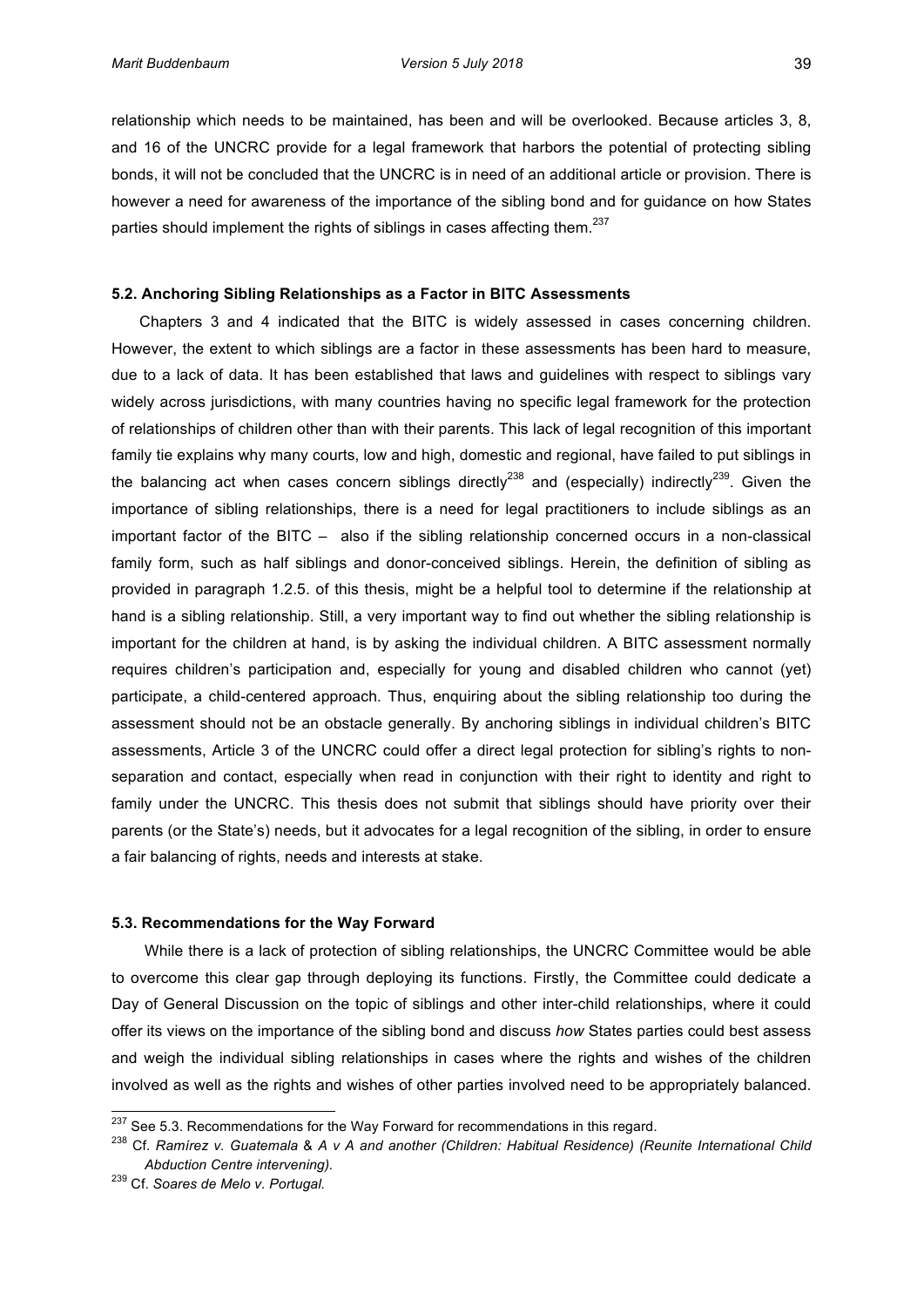relationship which needs to be maintained, has been and will be overlooked. Because articles 3, 8, and 16 of the UNCRC provide for a legal framework that harbors the potential of protecting sibling bonds, it will not be concluded that the UNCRC is in need of an additional article or provision. There is however a need for awareness of the importance of the sibling bond and for guidance on how States parties should implement the rights of siblings in cases affecting them.[237]

### 5.2. Anchoring Sibling Relationships as a Factor in BITC Assessments

Chapters 3 and 4 indicated that the BITC is widely assessed in cases concerning children. However, the extent to which siblings are a factor in these assessments has been hard to measure, due to a lack of data. It has been established that laws and guidelines with respect to siblings vary widely across jurisdictions, with many countries having no specific legal framework for the protection of relationships of children other than with their parents. This lack of legal recognition of this important family tie explains why many courts, low and high, domestic and regional, have failed to put siblings in the balancing act when cases concern siblings directly[238] and (especially) indirectly[239]. Given the importance of sibling relationships, there is a need for legal practitioners to include siblings as an important factor of the BITC – also if the sibling relationship concerned occurs in a non-classical family form, such as half siblings and donor-conceived siblings. Herein, the definition of sibling as provided in paragraph 1.2.5. of this thesis, might be a helpful tool to determine if the relationship at hand is a sibling relationship. Still, a very important way to find out whether the sibling relationship is important for the children at hand, is by asking the individual children. A BITC assessment normally requires children's participation and, especially for young and disabled children who cannot (yet) participate, a child-centered approach. Thus, enquiring about the sibling relationship too during the assessment should not be an obstacle generally. By anchoring siblings in individual children's BITC assessments, Article 3 of the UNCRC could offer a direct legal protection for sibling's rights to non-separation and contact, especially when read in conjunction with their right to identity and right to family under the UNCRC. This thesis does not submit that siblings should have priority over their parents (or the State's) needs, but it advocates for a legal recognition of the sibling, in order to ensure a fair balancing of rights, needs and interests at stake.

### 5.3. Recommendations for the Way Forward

While there is a lack of protection of sibling relationships, the UNCRC Committee would be able to overcome this clear gap through deploying its functions. Firstly, the Committee could dedicate a Day of General Discussion on the topic of siblings and other inter-child relationships, where it could offer its views on the importance of the sibling bond and discuss *how* States parties could best assess and weigh the individual sibling relationships in cases where the rights and wishes of the children involved as well as the rights and wishes of other parties involved need to be appropriately balanced.

---

[237] See 5.3. Recommendations for the Way Forward for recommendations in this regard.

[238] Cf. *Ramírez v. Guatemala* & *A v A and another (Children: Habitual Residence) (Reunite International Child Abduction Centre intervening).*

[239] Cf. *Soares de Melo v. Portugal.*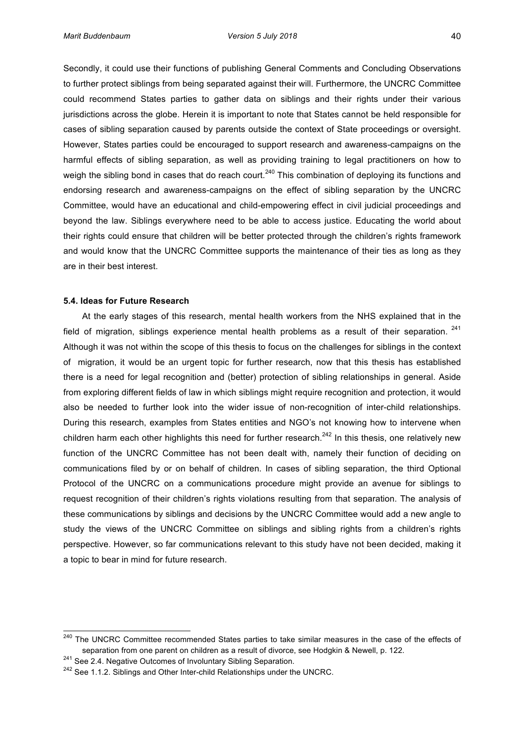Secondly, it could use their functions of publishing General Comments and Concluding Observations to further protect siblings from being separated against their will. Furthermore, the UNCRC Committee could recommend States parties to gather data on siblings and their rights under their various jurisdictions across the globe. Herein it is important to note that States cannot be held responsible for cases of sibling separation caused by parents outside the context of State proceedings or oversight. However, States parties could be encouraged to support research and awareness-campaigns on the harmful effects of sibling separation, as well as providing training to legal practitioners on how to weigh the sibling bond in cases that do reach court.[240] This combination of deploying its functions and endorsing research and awareness-campaigns on the effect of sibling separation by the UNCRC Committee, would have an educational and child-empowering effect in civil judicial proceedings and beyond the law. Siblings everywhere need to be able to access justice. Educating the world about their rights could ensure that children will be better protected through the children's rights framework and would know that the UNCRC Committee supports the maintenance of their ties as long as they are in their best interest.

### 5.4. Ideas for Future Research

At the early stages of this research, mental health workers from the NHS explained that in the field of migration, siblings experience mental health problems as a result of their separation. [241] Although it was not within the scope of this thesis to focus on the challenges for siblings in the context of migration, it would be an urgent topic for further research, now that this thesis has established there is a need for legal recognition and (better) protection of sibling relationships in general. Aside from exploring different fields of law in which siblings might require recognition and protection, it would also be needed to further look into the wider issue of non-recognition of inter-child relationships. During this research, examples from States entities and NGO's not knowing how to intervene when children harm each other highlights this need for further research.[242] In this thesis, one relatively new function of the UNCRC Committee has not been dealt with, namely their function of deciding on communications filed by or on behalf of children. In cases of sibling separation, the third Optional Protocol of the UNCRC on a communications procedure might provide an avenue for siblings to request recognition of their children's rights violations resulting from that separation. The analysis of these communications by siblings and decisions by the UNCRC Committee would add a new angle to study the views of the UNCRC Committee on siblings and sibling rights from a children's rights perspective. However, so far communications relevant to this study have not been decided, making it a topic to bear in mind for future research.

---

[240] The UNCRC Committee recommended States parties to take similar measures in the case of the effects of separation from one parent on children as a result of divorce, see Hodgkin & Newell, p. 122.

[241] See 2.4. Negative Outcomes of Involuntary Sibling Separation.

[242] See 1.1.2. Siblings and Other Inter-child Relationships under the UNCRC.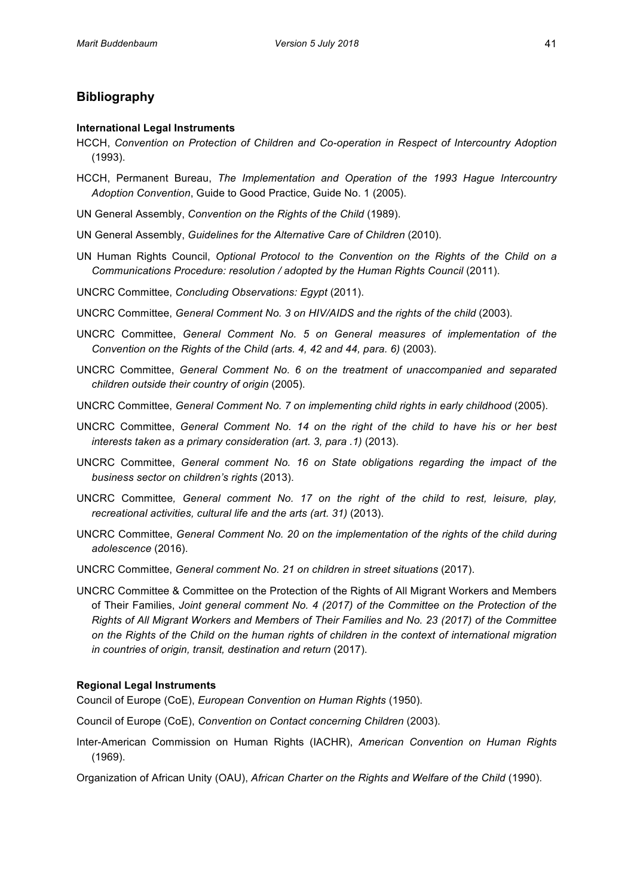## Bibliography

**International Legal Instruments**

HCCH, *Convention on Protection of Children and Co-operation in Respect of Intercountry Adoption* (1993).

HCCH, Permanent Bureau, *The Implementation and Operation of the 1993 Hague Intercountry Adoption Convention*, Guide to Good Practice, Guide No. 1 (2005).

UN General Assembly, *Convention on the Rights of the Child* (1989).

UN General Assembly, *Guidelines for the Alternative Care of Children* (2010).

UN Human Rights Council, *Optional Protocol to the Convention on the Rights of the Child on a Communications Procedure: resolution / adopted by the Human Rights Council* (2011).

UNCRC Committee, *Concluding Observations: Egypt* (2011).

UNCRC Committee, *General Comment No. 3 on HIV/AIDS and the rights of the child* (2003).

UNCRC Committee, *General Comment No. 5 on General measures of implementation of the Convention on the Rights of the Child (arts. 4, 42 and 44, para. 6)* (2003).

UNCRC Committee, *General Comment No. 6 on the treatment of unaccompanied and separated children outside their country of origin* (2005).

UNCRC Committee, *General Comment No. 7 on implementing child rights in early childhood* (2005).

UNCRC Committee, *General Comment No. 14 on the right of the child to have his or her best interests taken as a primary consideration (art. 3, para .1)* (2013).

UNCRC Committee, *General comment No. 16 on State obligations regarding the impact of the business sector on children's rights* (2013).

UNCRC Committee*, General comment No. 17 on the right of the child to rest, leisure, play, recreational activities, cultural life and the arts (art. 31)* (2013).

UNCRC Committee, *General Comment No. 20 on the implementation of the rights of the child during adolescence* (2016).

UNCRC Committee, *General comment No. 21 on children in street situations* (2017).

UNCRC Committee & Committee on the Protection of the Rights of All Migrant Workers and Members of Their Families, *Joint general comment No. 4 (2017) of the Committee on the Protection of the Rights of All Migrant Workers and Members of Their Families and No. 23 (2017) of the Committee on the Rights of the Child on the human rights of children in the context of international migration in countries of origin, transit, destination and return* (2017).

**Regional Legal Instruments**

Council of Europe (CoE), *European Convention on Human Rights* (1950).

Council of Europe (CoE), *Convention on Contact concerning Children* (2003).

Inter-American Commission on Human Rights (IACHR), *American Convention on Human Rights* (1969).

Organization of African Unity (OAU), *African Charter on the Rights and Welfare of the Child* (1990).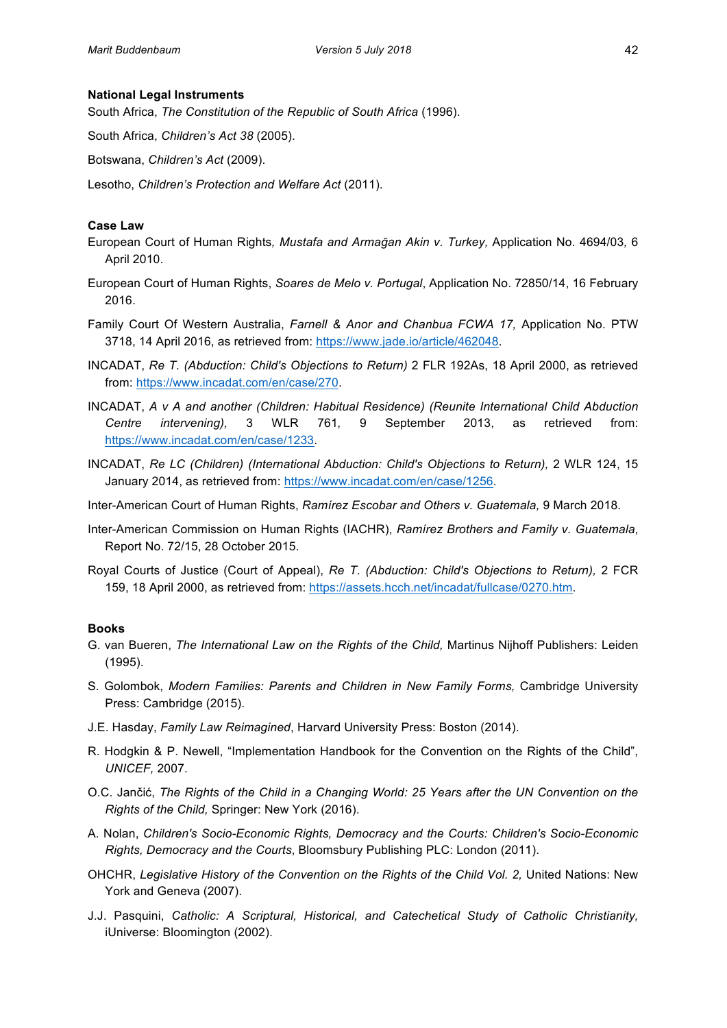**National Legal Instruments**

South Africa, *The Constitution of the Republic of South Africa* (1996).

South Africa, *Children's Act 38* (2005).

Botswana, *Children's Act* (2009).

Lesotho, *Children's Protection and Welfare Act* (2011).

**Case Law**

European Court of Human Rights*, Mustafa and Armağan Akin v. Turkey,* Application No. 4694/03*,* 6 April 2010.

European Court of Human Rights, *Soares de Melo v. Portugal*, Application No. 72850/14, 16 February 2016.

Family Court Of Western Australia, *Farnell & Anor and Chanbua FCWA 17,* Application No. PTW 3718, 14 April 2016, as retrieved from: https://www.jade.io/article/462048.

INCADAT, *Re T. (Abduction: Child's Objections to Return)* 2 FLR 192As, 18 April 2000, as retrieved from: https://www.incadat.com/en/case/270.

INCADAT, *A v A and another (Children: Habitual Residence) (Reunite International Child Abduction Centre intervening),* 3 WLR 761*,* 9 September 2013, as retrieved from: https://www.incadat.com/en/case/1233.

INCADAT, *Re LC (Children) (International Abduction: Child's Objections to Return),* 2 WLR 124, 15 January 2014, as retrieved from: https://www.incadat.com/en/case/1256.

Inter-American Court of Human Rights, *Ramírez Escobar and Others v. Guatemala,* 9 March 2018.

Inter-American Commission on Human Rights (IACHR), *Ramírez Brothers and Family v. Guatemala*, Report No. 72/15, 28 October 2015.

Royal Courts of Justice (Court of Appeal), *Re T. (Abduction: Child's Objections to Return),* 2 FCR 159, 18 April 2000, as retrieved from: https://assets.hcch.net/incadat/fullcase/0270.htm.

**Books**

G. van Bueren, *The International Law on the Rights of the Child,* Martinus Nijhoff Publishers: Leiden (1995).

S. Golombok, *Modern Families: Parents and Children in New Family Forms,* Cambridge University Press: Cambridge (2015).

J.E. Hasday, *Family Law Reimagined*, Harvard University Press: Boston (2014).

R. Hodgkin & P. Newell, "Implementation Handbook for the Convention on the Rights of the Child", *UNICEF,* 2007.

O.C. Jančić, *The Rights of the Child in a Changing World: 25 Years after the UN Convention on the Rights of the Child,* Springer: New York (2016).

A. Nolan, *Children's Socio-Economic Rights, Democracy and the Courts: Children's Socio-Economic Rights, Democracy and the Courts*, Bloomsbury Publishing PLC: London (2011).

OHCHR, *Legislative History of the Convention on the Rights of the Child Vol. 2,* United Nations: New York and Geneva (2007).

J.J. Pasquini, *Catholic: A Scriptural, Historical, and Catechetical Study of Catholic Christianity,* iUniverse: Bloomington (2002).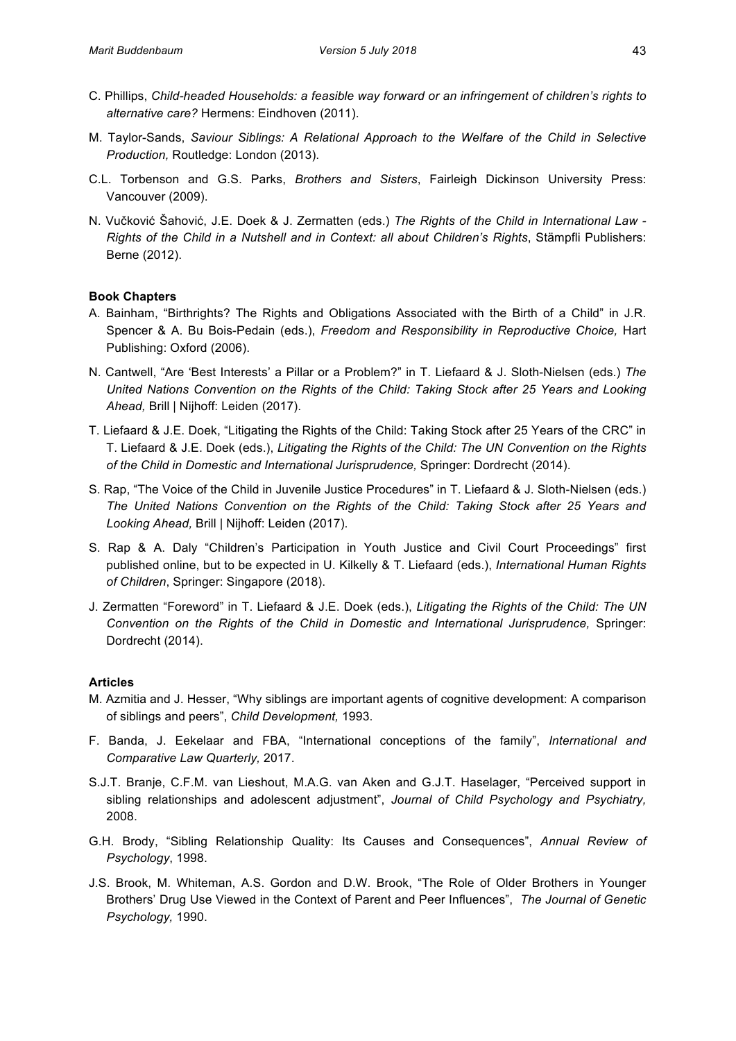C. Phillips, *Child-headed Households: a feasible way forward or an infringement of children's rights to alternative care?* Hermens: Eindhoven (2011).

M. Taylor-Sands, *Saviour Siblings: A Relational Approach to the Welfare of the Child in Selective Production,* Routledge: London (2013).

C.L. Torbenson and G.S. Parks, *Brothers and Sisters*, Fairleigh Dickinson University Press: Vancouver (2009).

N. Vučković Šahović, J.E. Doek & J. Zermatten (eds.) *The Rights of the Child in International Law - Rights of the Child in a Nutshell and in Context: all about Children's Rights*, Stämpfli Publishers: Berne (2012).

**Book Chapters**

A. Bainham, "Birthrights? The Rights and Obligations Associated with the Birth of a Child" in J.R. Spencer & A. Bu Bois-Pedain (eds.), *Freedom and Responsibility in Reproductive Choice,* Hart Publishing: Oxford (2006).

N. Cantwell, "Are 'Best Interests' a Pillar or a Problem?" in T. Liefaard & J. Sloth-Nielsen (eds.) *The United Nations Convention on the Rights of the Child: Taking Stock after 25 Years and Looking Ahead,* Brill | Nijhoff: Leiden (2017).

T. Liefaard & J.E. Doek, "Litigating the Rights of the Child: Taking Stock after 25 Years of the CRC" in T. Liefaard & J.E. Doek (eds.), *Litigating the Rights of the Child: The UN Convention on the Rights of the Child in Domestic and International Jurisprudence,* Springer: Dordrecht (2014).

S. Rap, "The Voice of the Child in Juvenile Justice Procedures" in T. Liefaard & J. Sloth-Nielsen (eds.) *The United Nations Convention on the Rights of the Child: Taking Stock after 25 Years and Looking Ahead,* Brill | Nijhoff: Leiden (2017).

S. Rap & A. Daly "Children's Participation in Youth Justice and Civil Court Proceedings" first published online, but to be expected in U. Kilkelly & T. Liefaard (eds.), *International Human Rights of Children*, Springer: Singapore (2018).

J. Zermatten "Foreword" in T. Liefaard & J.E. Doek (eds.), *Litigating the Rights of the Child: The UN Convention on the Rights of the Child in Domestic and International Jurisprudence,* Springer: Dordrecht (2014).

**Articles**

M. Azmitia and J. Hesser, "Why siblings are important agents of cognitive development: A comparison of siblings and peers", *Child Development,* 1993.

F. Banda, J. Eekelaar and FBA, "International conceptions of the family", *International and Comparative Law Quarterly,* 2017.

S.J.T. Branje, C.F.M. van Lieshout, M.A.G. van Aken and G.J.T. Haselager, "Perceived support in sibling relationships and adolescent adjustment", *Journal of Child Psychology and Psychiatry,* 2008.

G.H. Brody, "Sibling Relationship Quality: Its Causes and Consequences", *Annual Review of Psychology*, 1998.

J.S. Brook, M. Whiteman, A.S. Gordon and D.W. Brook, "The Role of Older Brothers in Younger Brothers' Drug Use Viewed in the Context of Parent and Peer Influences", *The Journal of Genetic Psychology,* 1990.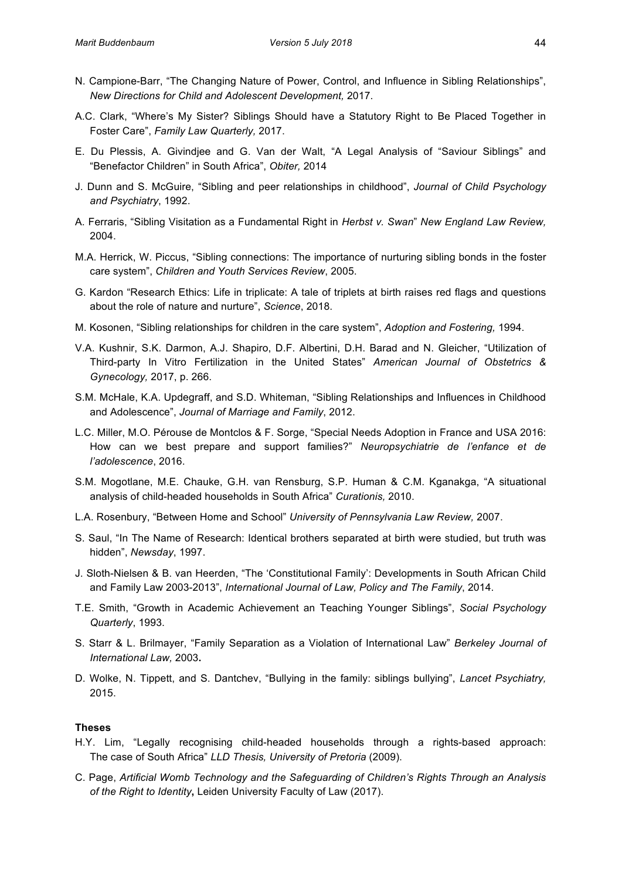N. Campione-Barr, "The Changing Nature of Power, Control, and Influence in Sibling Relationships", *New Directions for Child and Adolescent Development,* 2017.

A.C. Clark, "Where's My Sister? Siblings Should have a Statutory Right to Be Placed Together in Foster Care", *Family Law Quarterly,* 2017.

E. Du Plessis, A. Givindjee and G. Van der Walt, "A Legal Analysis of "Saviour Siblings" and "Benefactor Children" in South Africa", *Obiter,* 2014

J. Dunn and S. McGuire, "Sibling and peer relationships in childhood", *Journal of Child Psychology and Psychiatry*, 1992.

A. Ferraris, "Sibling Visitation as a Fundamental Right in *Herbst v. Swan*" *New England Law Review,* 2004.

M.A. Herrick, W. Piccus, "Sibling connections: The importance of nurturing sibling bonds in the foster care system", *Children and Youth Services Review*, 2005.

G. Kardon "Research Ethics: Life in triplicate: A tale of triplets at birth raises red flags and questions about the role of nature and nurture", *Science*, 2018.

M. Kosonen, "Sibling relationships for children in the care system", *Adoption and Fostering,* 1994.

V.A. Kushnir, S.K. Darmon, A.J. Shapiro, D.F. Albertini, D.H. Barad and N. Gleicher, "Utilization of Third-party In Vitro Fertilization in the United States" *American Journal of Obstetrics & Gynecology,* 2017, p. 266.

S.M. McHale, K.A. Updegraff, and S.D. Whiteman, "Sibling Relationships and Influences in Childhood and Adolescence", *Journal of Marriage and Family*, 2012.

L.C. Miller, M.O. Pérouse de Montclos & F. Sorge, "Special Needs Adoption in France and USA 2016: How can we best prepare and support families?" *Neuropsychiatrie de l'enfance et de l'adolescence*, 2016.

S.M. Mogotlane, M.E. Chauke, G.H. van Rensburg, S.P. Human & C.M. Kganakga, "A situational analysis of child-headed households in South Africa" *Curationis,* 2010.

L.A. Rosenbury, "Between Home and School" *University of Pennsylvania Law Review,* 2007.

S. Saul, "In The Name of Research: Identical brothers separated at birth were studied, but truth was hidden", *Newsday*, 1997.

J. Sloth-Nielsen & B. van Heerden, "The 'Constitutional Family': Developments in South African Child and Family Law 2003-2013", *International Journal of Law, Policy and The Family*, 2014.

T.E. Smith, "Growth in Academic Achievement an Teaching Younger Siblings", *Social Psychology Quarterly*, 1993.

S. Starr & L. Brilmayer, "Family Separation as a Violation of International Law" *Berkeley Journal of International Law,* 2003**.**

D. Wolke, N. Tippett, and S. Dantchev, "Bullying in the family: siblings bullying", *Lancet Psychiatry,* 2015.

**Theses**

H.Y. Lim, "Legally recognising child-headed households through a rights-based approach: The case of South Africa" *LLD Thesis, University of Pretoria* (2009).

C. Page, *Artificial Womb Technology and the Safeguarding of Children's Rights Through an Analysis of the Right to Identity***,** Leiden University Faculty of Law (2017).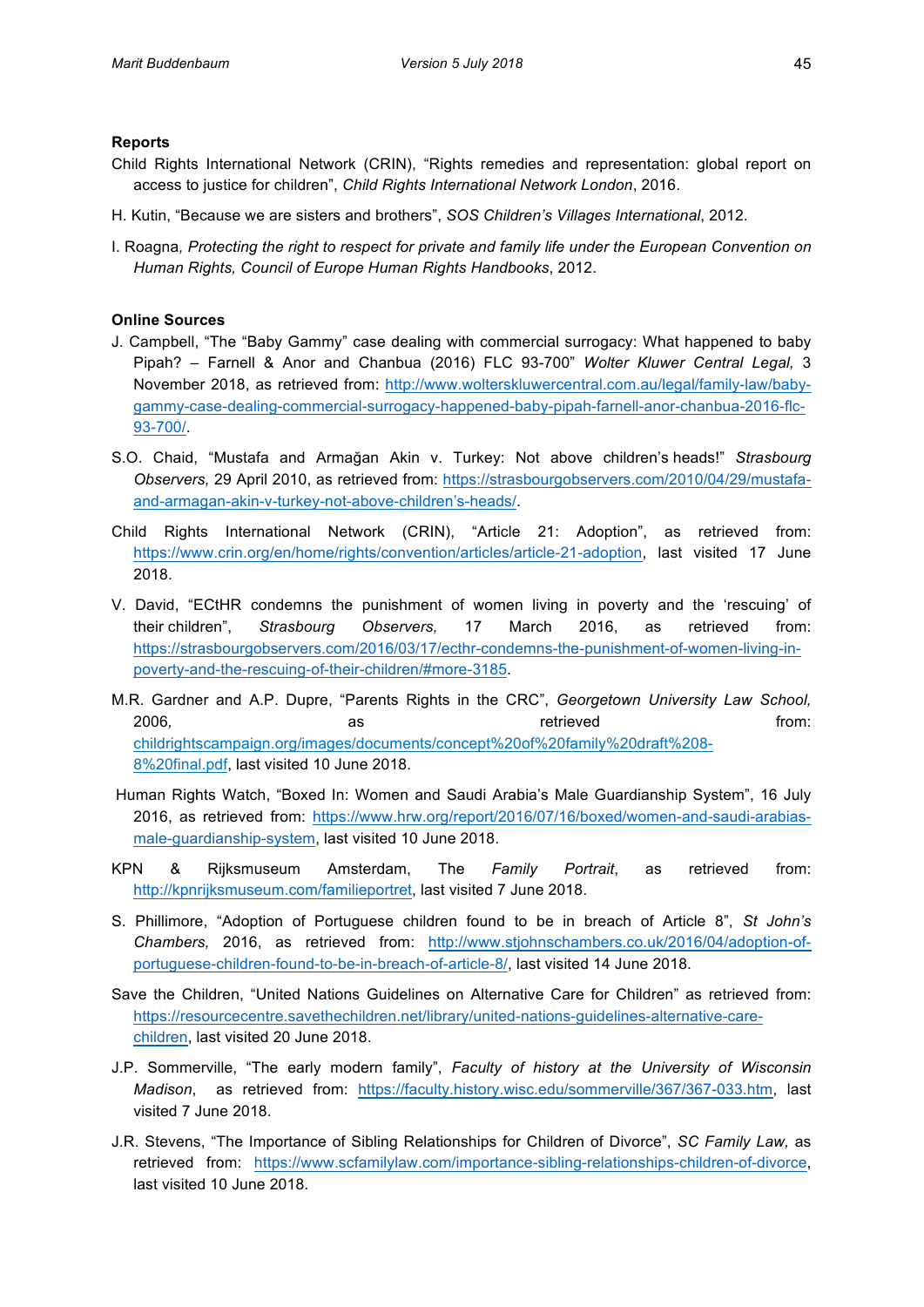**Reports**

Child Rights International Network (CRIN), "Rights remedies and representation: global report on access to justice for children", *Child Rights International Network London*, 2016.

H. Kutin, "Because we are sisters and brothers", *SOS Children's Villages International*, 2012.

I. Roagna*, Protecting the right to respect for private and family life under the European Convention on Human Rights, Council of Europe Human Rights Handbooks*, 2012.

**Online Sources**

J. Campbell, "The "Baby Gammy" case dealing with commercial surrogacy: What happened to baby Pipah? – Farnell & Anor and Chanbua (2016) FLC 93-700" *Wolter Kluwer Central Legal,* 3 November 2018, as retrieved from: http://www.wolterskluwercentral.com.au/legal/family-law/baby-gammy-case-dealing-commercial-surrogacy-happened-baby-pipah-farnell-anor-chanbua-2016-flc-93-700/.

S.O. Chaid, "Mustafa and Armağan Akin v. Turkey: Not above children's heads!" *Strasbourg Observers,* 29 April 2010, as retrieved from: https://strasbourgobservers.com/2010/04/29/mustafa-and-armagan-akin-v-turkey-not-above-children's-heads/.

Child Rights International Network (CRIN), "Article 21: Adoption", as retrieved from: https://www.crin.org/en/home/rights/convention/articles/article-21-adoption, last visited 17 June 2018.

V. David, "ECtHR condemns the punishment of women living in poverty and the 'rescuing' of their children", *Strasbourg Observers,* 17 March 2016, as retrieved from: https://strasbourgobservers.com/2016/03/17/ecthr-condemns-the-punishment-of-women-living-in-poverty-and-the-rescuing-of-their-children/#more-3185.

M.R. Gardner and A.P. Dupre, "Parents Rights in the CRC", *Georgetown University Law School,* 2006*,* as retrieved from: childrightscampaign.org/images/documents/concept%20of%20family%20draft%208-8%20final.pdf, last visited 10 June 2018.

Human Rights Watch, "Boxed In: Women and Saudi Arabia's Male Guardianship System", 16 July 2016, as retrieved from: https://www.hrw.org/report/2016/07/16/boxed/women-and-saudi-arabias-male-guardianship-system, last visited 10 June 2018.

KPN & Rijksmuseum Amsterdam, The *Family Portrait*, as retrieved from: http://kpnrijksmuseum.com/familieportret, last visited 7 June 2018.

S. Phillimore, "Adoption of Portuguese children found to be in breach of Article 8", *St John's Chambers,* 2016, as retrieved from: http://www.stjohnschambers.co.uk/2016/04/adoption-of-portuguese-children-found-to-be-in-breach-of-article-8/, last visited 14 June 2018.

Save the Children, "United Nations Guidelines on Alternative Care for Children" as retrieved from: https://resourcecentre.savethechildren.net/library/united-nations-guidelines-alternative-care-children, last visited 20 June 2018.

J.P. Sommerville, "The early modern family", *Faculty of history at the University of Wisconsin Madison*, as retrieved from: https://faculty.history.wisc.edu/sommerville/367/367-033.htm, last visited 7 June 2018.

J.R. Stevens, "The Importance of Sibling Relationships for Children of Divorce", *SC Family Law,* as retrieved from: https://www.scfamilylaw.com/importance-sibling-relationships-children-of-divorce, last visited 10 June 2018.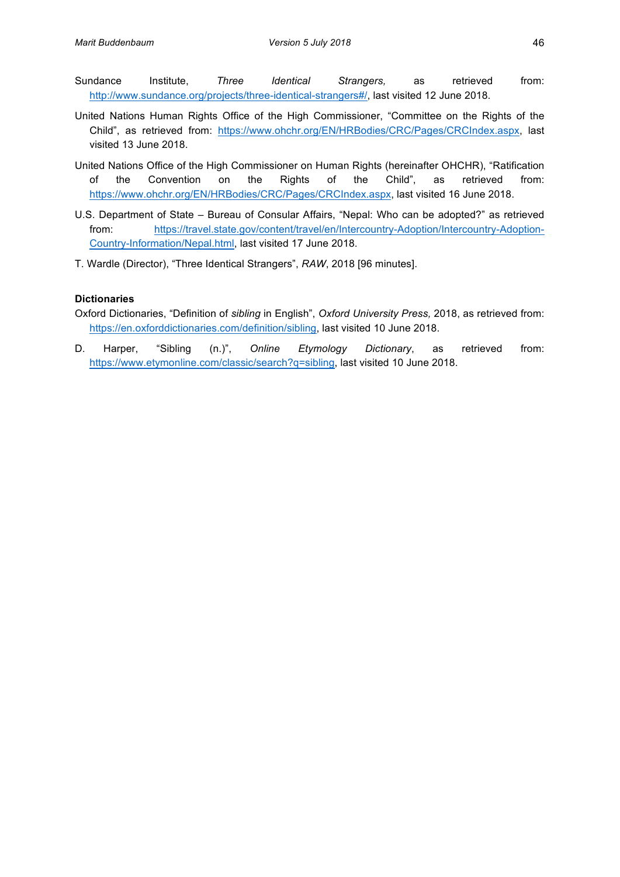Sundance Institute, *Three Identical Strangers,* as retrieved from: http://www.sundance.org/projects/three-identical-strangers#/, last visited 12 June 2018.

United Nations Human Rights Office of the High Commissioner, "Committee on the Rights of the Child", as retrieved from: https://www.ohchr.org/EN/HRBodies/CRC/Pages/CRCIndex.aspx, last visited 13 June 2018.

United Nations Office of the High Commissioner on Human Rights (hereinafter OHCHR), "Ratification of the Convention on the Rights of the Child", as retrieved from: https://www.ohchr.org/EN/HRBodies/CRC/Pages/CRCIndex.aspx, last visited 16 June 2018.

U.S. Department of State – Bureau of Consular Affairs, "Nepal: Who can be adopted?" as retrieved from: https://travel.state.gov/content/travel/en/Intercountry-Adoption/Intercountry-Adoption-Country-Information/Nepal.html, last visited 17 June 2018.

T. Wardle (Director), "Three Identical Strangers", *RAW*, 2018 [96 minutes].

**Dictionaries**

Oxford Dictionaries, "Definition of *sibling* in English", *Oxford University Press,* 2018, as retrieved from: https://en.oxforddictionaries.com/definition/sibling, last visited 10 June 2018.

D. Harper, "Sibling (n.)", *Online Etymology Dictionary*, as retrieved from: https://www.etymonline.com/classic/search?q=sibling, last visited 10 June 2018.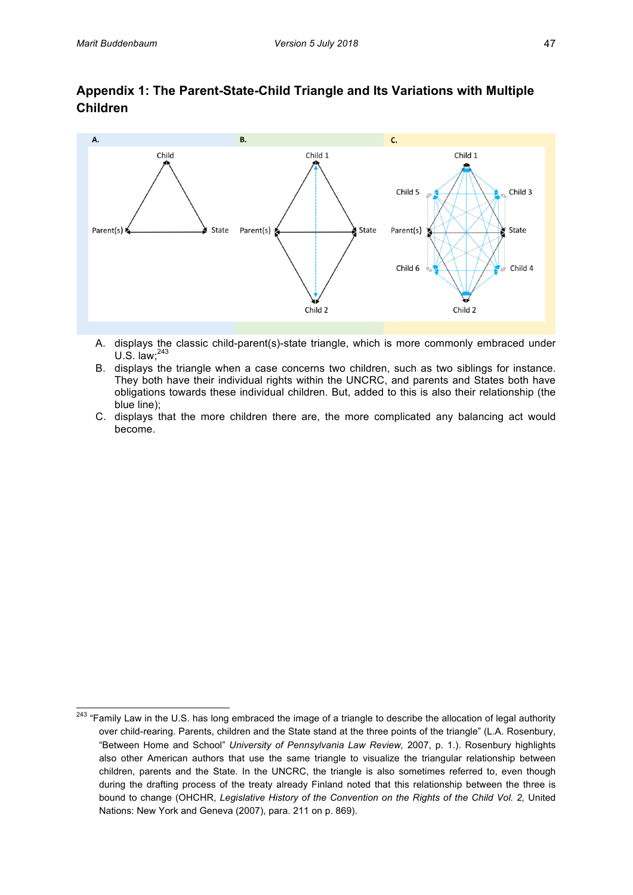## Appendix 1: The Parent-State-Child Triangle and Its Variations with Multiple Children

A. displays the classic child-parent(s)-state triangle, which is more commonly embraced under U.S. law;[243]

B. displays the triangle when a case concerns two children, such as two siblings for instance. They both have their individual rights within the UNCRC, and parents and States both have obligations towards these individual children. But, added to this is also their relationship (the blue line);

C. displays that the more children there are, the more complicated any balancing act would become.

---

[243] "Family Law in the U.S. has long embraced the image of a triangle to describe the allocation of legal authority over child-rearing. Parents, children and the State stand at the three points of the triangle" (L.A. Rosenbury, "Between Home and School" *University of Pennsylvania Law Review,* 2007, p. 1.). Rosenbury highlights also other American authors that use the same triangle to visualize the triangular relationship between children, parents and the State. In the UNCRC, the triangle is also sometimes referred to, even though during the drafting process of the treaty already Finland noted that this relationship between the three is bound to change (OHCHR, *Legislative History of the Convention on the Rights of the Child Vol. 2,* United Nations: New York and Geneva (2007), para. 211 on p. 869).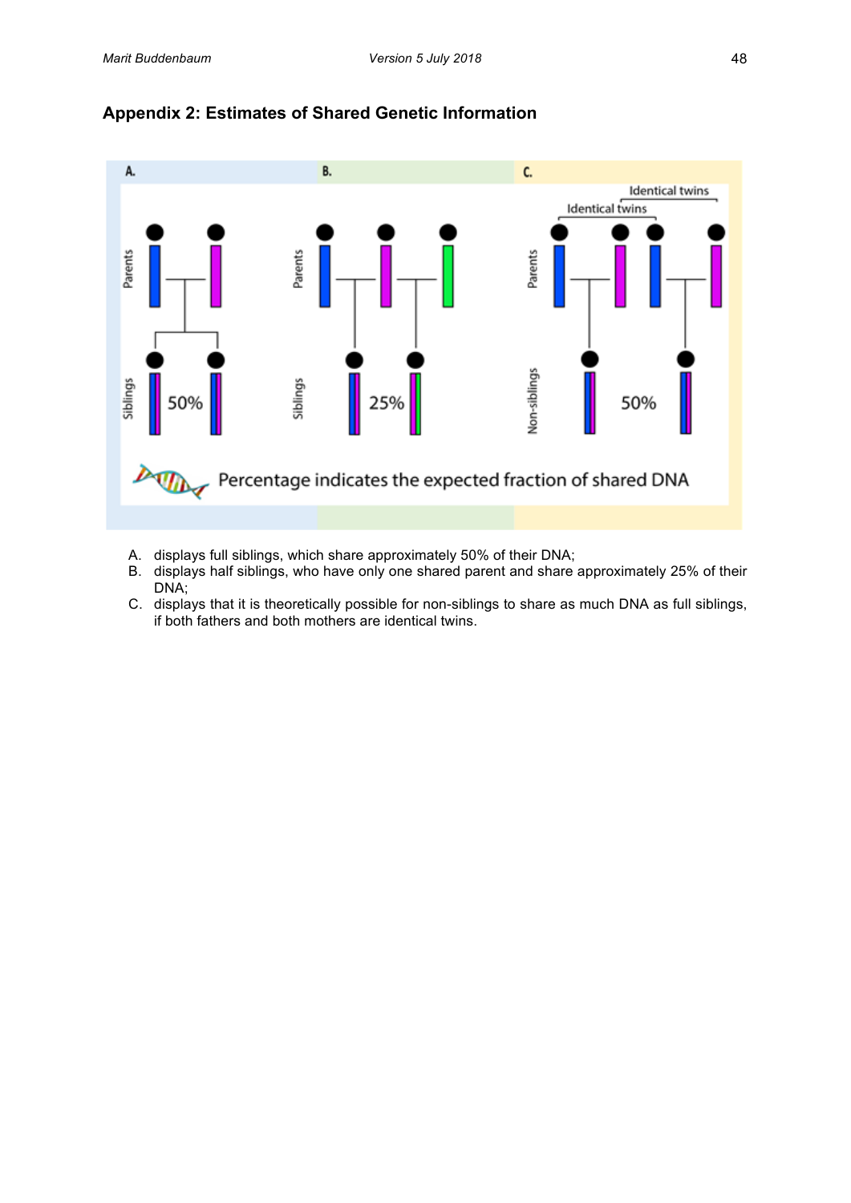## Appendix 2: Estimates of Shared Genetic Information

A.

B.

C.

Identical twins

Identical twins

Parents

Parents

Parents

Siblings

50%

Siblings

25%

Non-siblings

50%

Percentage indicates the expected fraction of shared DNA

A. displays full siblings, which share approximately 50% of their DNA;
B. displays half siblings, who have only one shared parent and share approximately 25% of their DNA;
C. displays that it is theoretically possible for non-siblings to share as much DNA as full siblings, if both fathers and both mothers are identical twins.